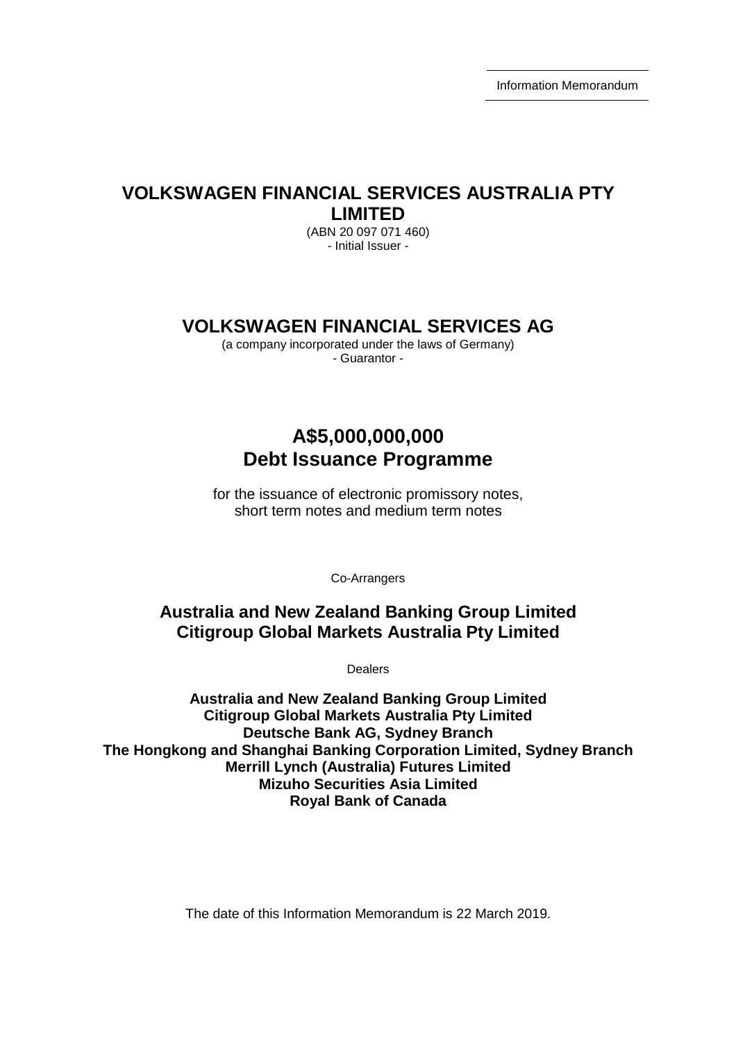Information Memorandum

# VOLKSWAGEN FINANCIAL SERVICES AUSTRALIA PTY LIMITED

(ABN 20 097 071 460)
- Initial Issuer -

# VOLKSWAGEN FINANCIAL SERVICES AG

(a company incorporated under the laws of Germany)
- Guarantor -

# A$5,000,000,000
# Debt Issuance Programme

for the issuance of electronic promissory notes,
short term notes and medium term notes

Co-Arrangers

**Australia and New Zealand Banking Group Limited**
**Citigroup Global Markets Australia Pty Limited**

Dealers

**Australia and New Zealand Banking Group Limited**
**Citigroup Global Markets Australia Pty Limited**
**Deutsche Bank AG, Sydney Branch**
**The Hongkong and Shanghai Banking Corporation Limited, Sydney Branch**
**Merrill Lynch (Australia) Futures Limited**
**Mizuho Securities Asia Limited**
**Royal Bank of Canada**

The date of this Information Memorandum is 22 March 2019.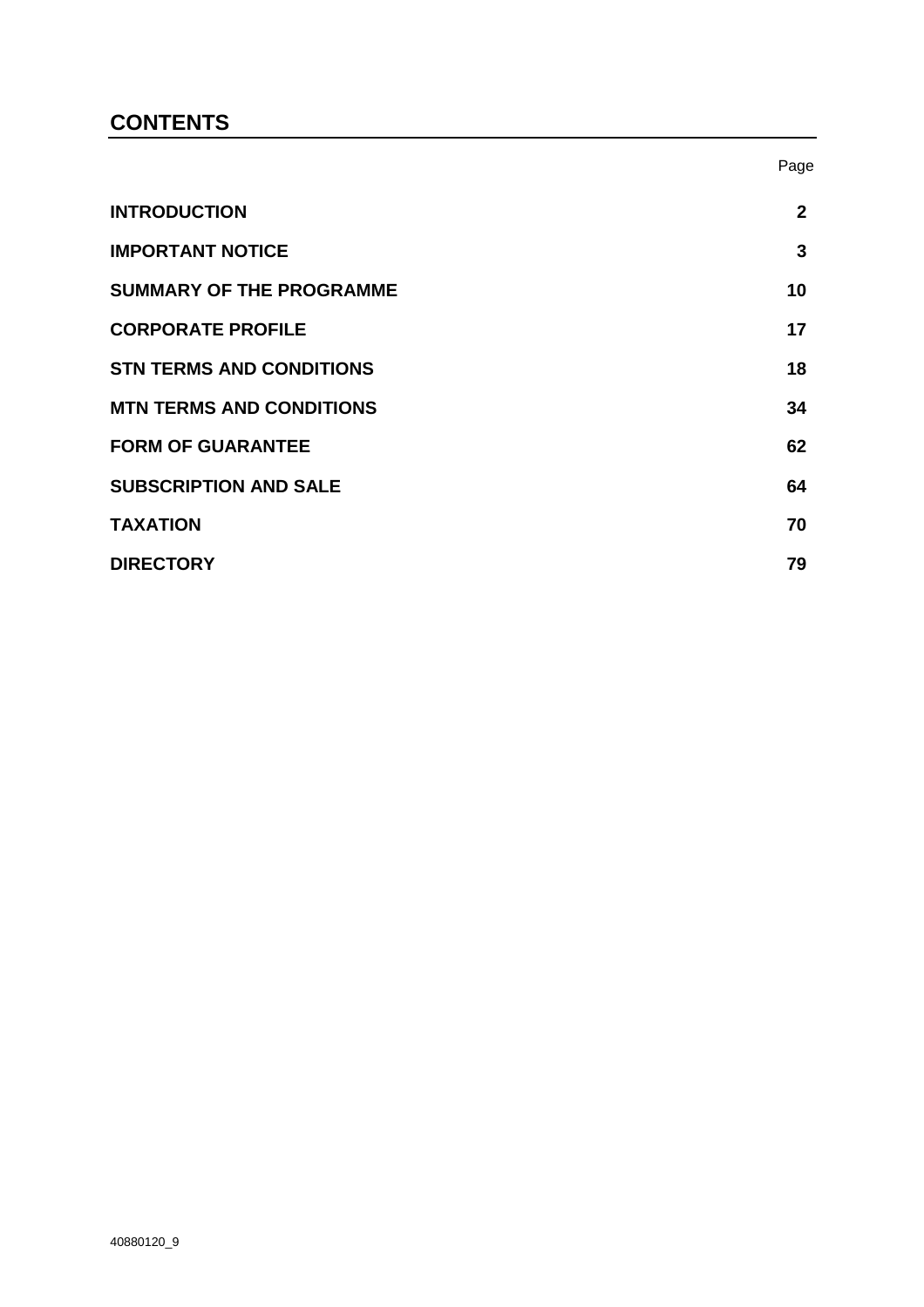# CONTENTS

| | Page |
|---|---|
| **INTRODUCTION** | **2** |
| **IMPORTANT NOTICE** | **3** |
| **SUMMARY OF THE PROGRAMME** | **10** |
| **CORPORATE PROFILE** | **17** |
| **STN TERMS AND CONDITIONS** | **18** |
| **MTN TERMS AND CONDITIONS** | **34** |
| **FORM OF GUARANTEE** | **62** |
| **SUBSCRIPTION AND SALE** | **64** |
| **TAXATION** | **70** |
| **DIRECTORY** | **79** |

40880120_9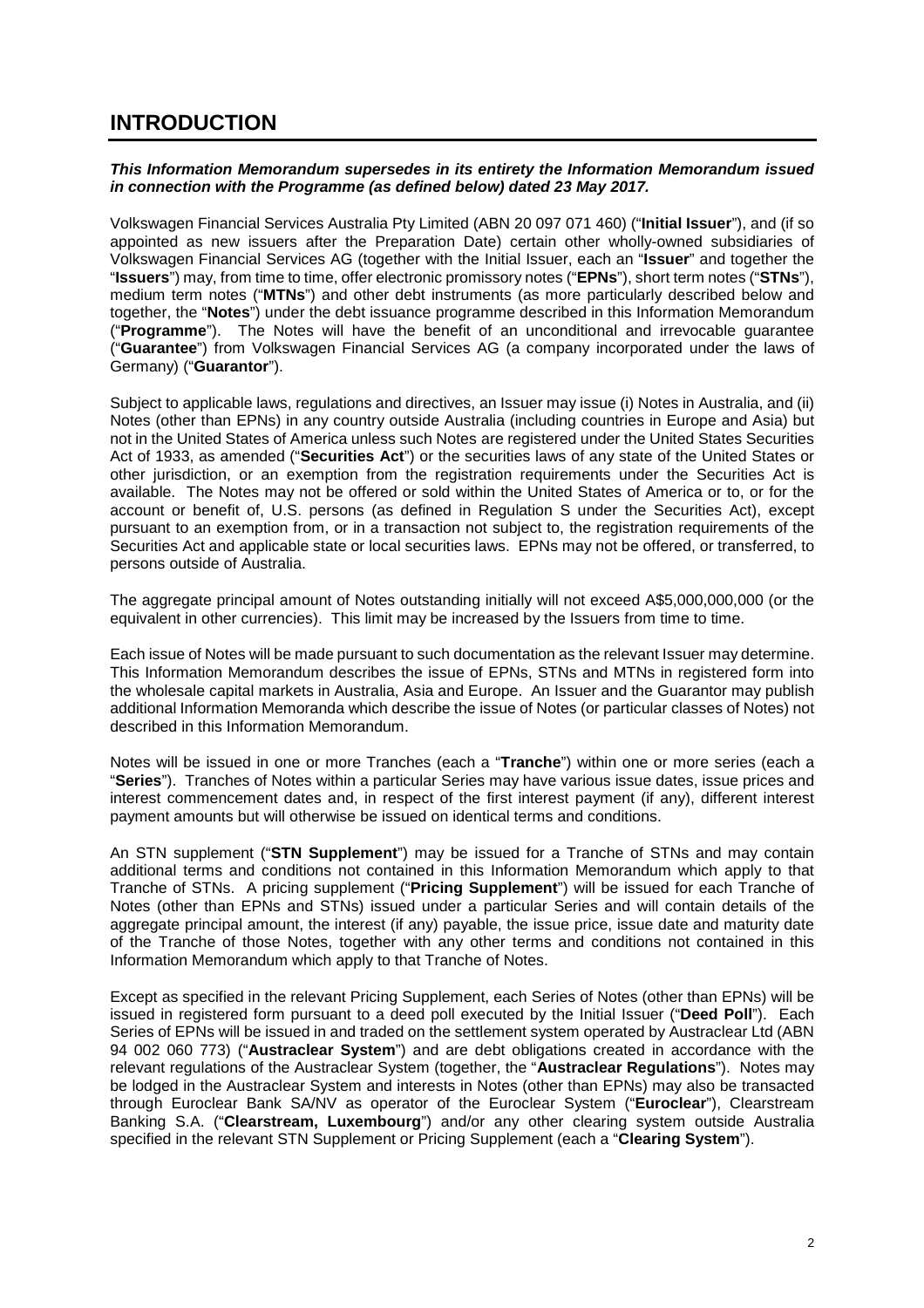# INTRODUCTION

***This Information Memorandum supersedes in its entirety the Information Memorandum issued in connection with the Programme (as defined below) dated 23 May 2017.***

Volkswagen Financial Services Australia Pty Limited (ABN 20 097 071 460) ("**Initial Issuer**"), and (if so appointed as new issuers after the Preparation Date) certain other wholly-owned subsidiaries of Volkswagen Financial Services AG (together with the Initial Issuer, each an "**Issuer**" and together the "**Issuers**") may, from time to time, offer electronic promissory notes ("**EPNs**"), short term notes ("**STNs**"), medium term notes ("**MTNs**") and other debt instruments (as more particularly described below and together, the "**Notes**") under the debt issuance programme described in this Information Memorandum ("**Programme**"). The Notes will have the benefit of an unconditional and irrevocable guarantee ("**Guarantee**") from Volkswagen Financial Services AG (a company incorporated under the laws of Germany) ("**Guarantor**").

Subject to applicable laws, regulations and directives, an Issuer may issue (i) Notes in Australia, and (ii) Notes (other than EPNs) in any country outside Australia (including countries in Europe and Asia) but not in the United States of America unless such Notes are registered under the United States Securities Act of 1933, as amended ("**Securities Act**") or the securities laws of any state of the United States or other jurisdiction, or an exemption from the registration requirements under the Securities Act is available. The Notes may not be offered or sold within the United States of America or to, or for the account or benefit of, U.S. persons (as defined in Regulation S under the Securities Act), except pursuant to an exemption from, or in a transaction not subject to, the registration requirements of the Securities Act and applicable state or local securities laws. EPNs may not be offered, or transferred, to persons outside of Australia.

The aggregate principal amount of Notes outstanding initially will not exceed A$5,000,000,000 (or the equivalent in other currencies). This limit may be increased by the Issuers from time to time.

Each issue of Notes will be made pursuant to such documentation as the relevant Issuer may determine. This Information Memorandum describes the issue of EPNs, STNs and MTNs in registered form into the wholesale capital markets in Australia, Asia and Europe. An Issuer and the Guarantor may publish additional Information Memoranda which describe the issue of Notes (or particular classes of Notes) not described in this Information Memorandum.

Notes will be issued in one or more Tranches (each a "**Tranche**") within one or more series (each a "**Series**"). Tranches of Notes within a particular Series may have various issue dates, issue prices and interest commencement dates and, in respect of the first interest payment (if any), different interest payment amounts but will otherwise be issued on identical terms and conditions.

An STN supplement ("**STN Supplement**") may be issued for a Tranche of STNs and may contain additional terms and conditions not contained in this Information Memorandum which apply to that Tranche of STNs. A pricing supplement ("**Pricing Supplement**") will be issued for each Tranche of Notes (other than EPNs and STNs) issued under a particular Series and will contain details of the aggregate principal amount, the interest (if any) payable, the issue price, issue date and maturity date of the Tranche of those Notes, together with any other terms and conditions not contained in this Information Memorandum which apply to that Tranche of Notes.

Except as specified in the relevant Pricing Supplement, each Series of Notes (other than EPNs) will be issued in registered form pursuant to a deed poll executed by the Initial Issuer ("**Deed Poll**"). Each Series of EPNs will be issued in and traded on the settlement system operated by Austraclear Ltd (ABN 94 002 060 773) ("**Austraclear System**") and are debt obligations created in accordance with the relevant regulations of the Austraclear System (together, the "**Austraclear Regulations**"). Notes may be lodged in the Austraclear System and interests in Notes (other than EPNs) may also be transacted through Euroclear Bank SA/NV as operator of the Euroclear System ("**Euroclear**"), Clearstream Banking S.A. ("**Clearstream, Luxembourg**") and/or any other clearing system outside Australia specified in the relevant STN Supplement or Pricing Supplement (each a "**Clearing System**").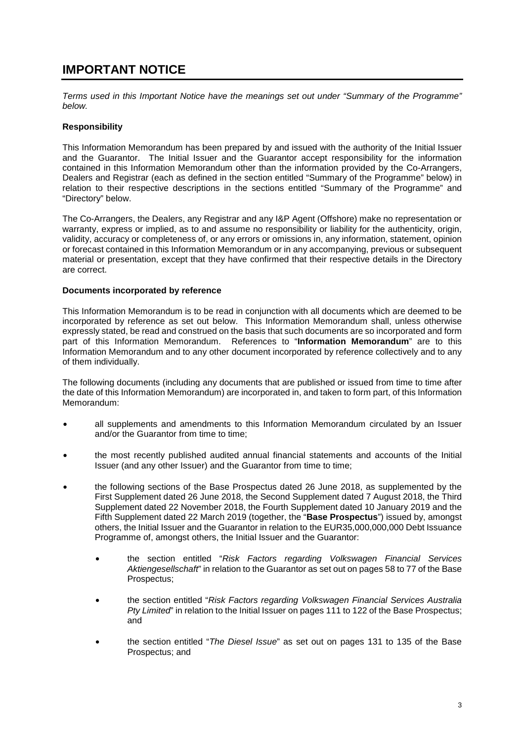# IMPORTANT NOTICE

*Terms used in this Important Notice have the meanings set out under "Summary of the Programme" below.*

**Responsibility**

This Information Memorandum has been prepared by and issued with the authority of the Initial Issuer and the Guarantor. The Initial Issuer and the Guarantor accept responsibility for the information contained in this Information Memorandum other than the information provided by the Co-Arrangers, Dealers and Registrar (each as defined in the section entitled "Summary of the Programme" below) in relation to their respective descriptions in the sections entitled "Summary of the Programme" and "Directory" below.

The Co-Arrangers, the Dealers, any Registrar and any I&P Agent (Offshore) make no representation or warranty, express or implied, as to and assume no responsibility or liability for the authenticity, origin, validity, accuracy or completeness of, or any errors or omissions in, any information, statement, opinion or forecast contained in this Information Memorandum or in any accompanying, previous or subsequent material or presentation, except that they have confirmed that their respective details in the Directory are correct.

**Documents incorporated by reference**

This Information Memorandum is to be read in conjunction with all documents which are deemed to be incorporated by reference as set out below. This Information Memorandum shall, unless otherwise expressly stated, be read and construed on the basis that such documents are so incorporated and form part of this Information Memorandum. References to "**Information Memorandum**" are to this Information Memorandum and to any other document incorporated by reference collectively and to any of them individually.

The following documents (including any documents that are published or issued from time to time after the date of this Information Memorandum) are incorporated in, and taken to form part, of this Information Memorandum:

- all supplements and amendments to this Information Memorandum circulated by an Issuer and/or the Guarantor from time to time;
- the most recently published audited annual financial statements and accounts of the Initial Issuer (and any other Issuer) and the Guarantor from time to time;
- the following sections of the Base Prospectus dated 26 June 2018, as supplemented by the First Supplement dated 26 June 2018, the Second Supplement dated 7 August 2018, the Third Supplement dated 22 November 2018, the Fourth Supplement dated 10 January 2019 and the Fifth Supplement dated 22 March 2019 (together, the "**Base Prospectus**") issued by, amongst others, the Initial Issuer and the Guarantor in relation to the EUR35,000,000,000 Debt Issuance Programme of, amongst others, the Initial Issuer and the Guarantor:
  - the section entitled "*Risk Factors regarding Volkswagen Financial Services Aktiengesellschaft*" in relation to the Guarantor as set out on pages 58 to 77 of the Base Prospectus;
  - the section entitled "*Risk Factors regarding Volkswagen Financial Services Australia Pty Limited*" in relation to the Initial Issuer on pages 111 to 122 of the Base Prospectus; and
  - the section entitled "*The Diesel Issue*" as set out on pages 131 to 135 of the Base Prospectus; and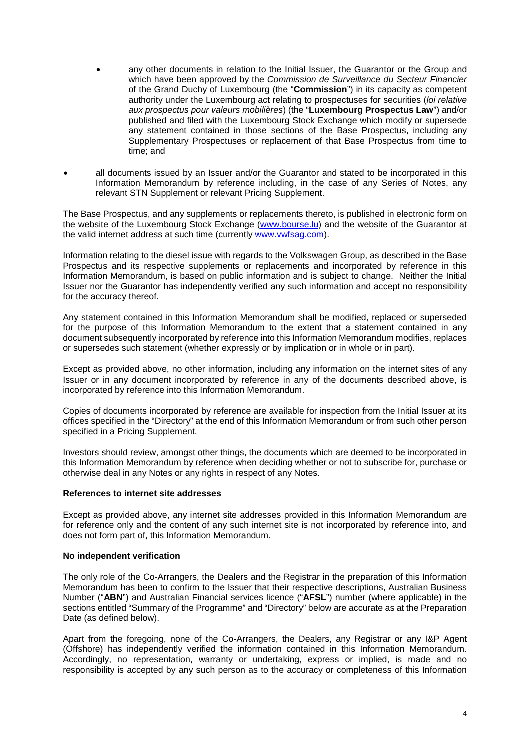- any other documents in relation to the Initial Issuer, the Guarantor or the Group and which have been approved by the *Commission de Surveillance du Secteur Financier* of the Grand Duchy of Luxembourg (the "**Commission**") in its capacity as competent authority under the Luxembourg act relating to prospectuses for securities (*loi relative aux prospectus pour valeurs mobilières*) (the "**Luxembourg Prospectus Law**") and/or published and filed with the Luxembourg Stock Exchange which modify or supersede any statement contained in those sections of the Base Prospectus, including any Supplementary Prospectuses or replacement of that Base Prospectus from time to time; and

- all documents issued by an Issuer and/or the Guarantor and stated to be incorporated in this Information Memorandum by reference including, in the case of any Series of Notes, any relevant STN Supplement or relevant Pricing Supplement.

The Base Prospectus, and any supplements or replacements thereto, is published in electronic form on the website of the Luxembourg Stock Exchange (www.bourse.lu) and the website of the Guarantor at the valid internet address at such time (currently www.vwfsag.com).

Information relating to the diesel issue with regards to the Volkswagen Group, as described in the Base Prospectus and its respective supplements or replacements and incorporated by reference in this Information Memorandum, is based on public information and is subject to change. Neither the Initial Issuer nor the Guarantor has independently verified any such information and accept no responsibility for the accuracy thereof.

Any statement contained in this Information Memorandum shall be modified, replaced or superseded for the purpose of this Information Memorandum to the extent that a statement contained in any document subsequently incorporated by reference into this Information Memorandum modifies, replaces or supersedes such statement (whether expressly or by implication or in whole or in part).

Except as provided above, no other information, including any information on the internet sites of any Issuer or in any document incorporated by reference in any of the documents described above, is incorporated by reference into this Information Memorandum.

Copies of documents incorporated by reference are available for inspection from the Initial Issuer at its offices specified in the "Directory" at the end of this Information Memorandum or from such other person specified in a Pricing Supplement.

Investors should review, amongst other things, the documents which are deemed to be incorporated in this Information Memorandum by reference when deciding whether or not to subscribe for, purchase or otherwise deal in any Notes or any rights in respect of any Notes.

**References to internet site addresses**

Except as provided above, any internet site addresses provided in this Information Memorandum are for reference only and the content of any such internet site is not incorporated by reference into, and does not form part of, this Information Memorandum.

**No independent verification**

The only role of the Co-Arrangers, the Dealers and the Registrar in the preparation of this Information Memorandum has been to confirm to the Issuer that their respective descriptions, Australian Business Number ("**ABN**") and Australian Financial services licence ("**AFSL**") number (where applicable) in the sections entitled "Summary of the Programme" and "Directory" below are accurate as at the Preparation Date (as defined below).

Apart from the foregoing, none of the Co-Arrangers, the Dealers, any Registrar or any I&P Agent (Offshore) has independently verified the information contained in this Information Memorandum. Accordingly, no representation, warranty or undertaking, express or implied, is made and no responsibility is accepted by any such person as to the accuracy or completeness of this Information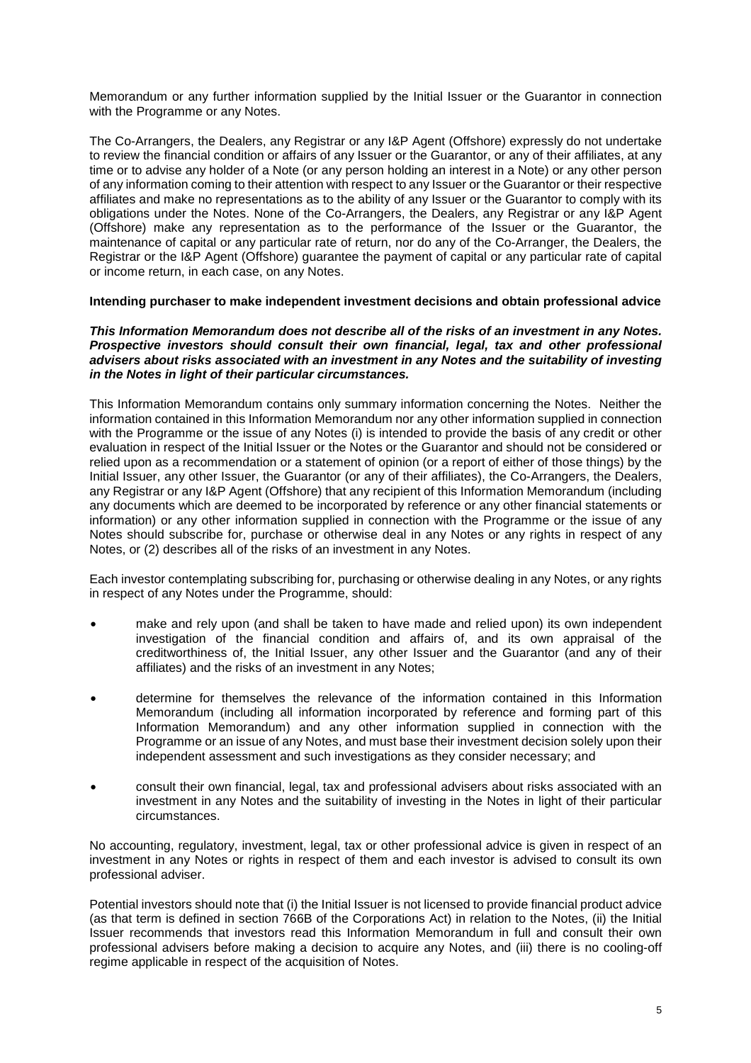Memorandum or any further information supplied by the Initial Issuer or the Guarantor in connection with the Programme or any Notes.

The Co-Arrangers, the Dealers, any Registrar or any I&P Agent (Offshore) expressly do not undertake to review the financial condition or affairs of any Issuer or the Guarantor, or any of their affiliates, at any time or to advise any holder of a Note (or any person holding an interest in a Note) or any other person of any information coming to their attention with respect to any Issuer or the Guarantor or their respective affiliates and make no representations as to the ability of any Issuer or the Guarantor to comply with its obligations under the Notes. None of the Co-Arrangers, the Dealers, any Registrar or any I&P Agent (Offshore) make any representation as to the performance of the Issuer or the Guarantor, the maintenance of capital or any particular rate of return, nor do any of the Co-Arranger, the Dealers, the Registrar or the I&P Agent (Offshore) guarantee the payment of capital or any particular rate of capital or income return, in each case, on any Notes.

**Intending purchaser to make independent investment decisions and obtain professional advice**

***This Information Memorandum does not describe all of the risks of an investment in any Notes. Prospective investors should consult their own financial, legal, tax and other professional advisers about risks associated with an investment in any Notes and the suitability of investing in the Notes in light of their particular circumstances.***

This Information Memorandum contains only summary information concerning the Notes. Neither the information contained in this Information Memorandum nor any other information supplied in connection with the Programme or the issue of any Notes (i) is intended to provide the basis of any credit or other evaluation in respect of the Initial Issuer or the Notes or the Guarantor and should not be considered or relied upon as a recommendation or a statement of opinion (or a report of either of those things) by the Initial Issuer, any other Issuer, the Guarantor (or any of their affiliates), the Co-Arrangers, the Dealers, any Registrar or any I&P Agent (Offshore) that any recipient of this Information Memorandum (including any documents which are deemed to be incorporated by reference or any other financial statements or information) or any other information supplied in connection with the Programme or the issue of any Notes should subscribe for, purchase or otherwise deal in any Notes or any rights in respect of any Notes, or (2) describes all of the risks of an investment in any Notes.

Each investor contemplating subscribing for, purchasing or otherwise dealing in any Notes, or any rights in respect of any Notes under the Programme, should:

- make and rely upon (and shall be taken to have made and relied upon) its own independent investigation of the financial condition and affairs of, and its own appraisal of the creditworthiness of, the Initial Issuer, any other Issuer and the Guarantor (and any of their affiliates) and the risks of an investment in any Notes;
- determine for themselves the relevance of the information contained in this Information Memorandum (including all information incorporated by reference and forming part of this Information Memorandum) and any other information supplied in connection with the Programme or an issue of any Notes, and must base their investment decision solely upon their independent assessment and such investigations as they consider necessary; and
- consult their own financial, legal, tax and professional advisers about risks associated with an investment in any Notes and the suitability of investing in the Notes in light of their particular circumstances.

No accounting, regulatory, investment, legal, tax or other professional advice is given in respect of an investment in any Notes or rights in respect of them and each investor is advised to consult its own professional adviser.

Potential investors should note that (i) the Initial Issuer is not licensed to provide financial product advice (as that term is defined in section 766B of the Corporations Act) in relation to the Notes, (ii) the Initial Issuer recommends that investors read this Information Memorandum in full and consult their own professional advisers before making a decision to acquire any Notes, and (iii) there is no cooling-off regime applicable in respect of the acquisition of Notes.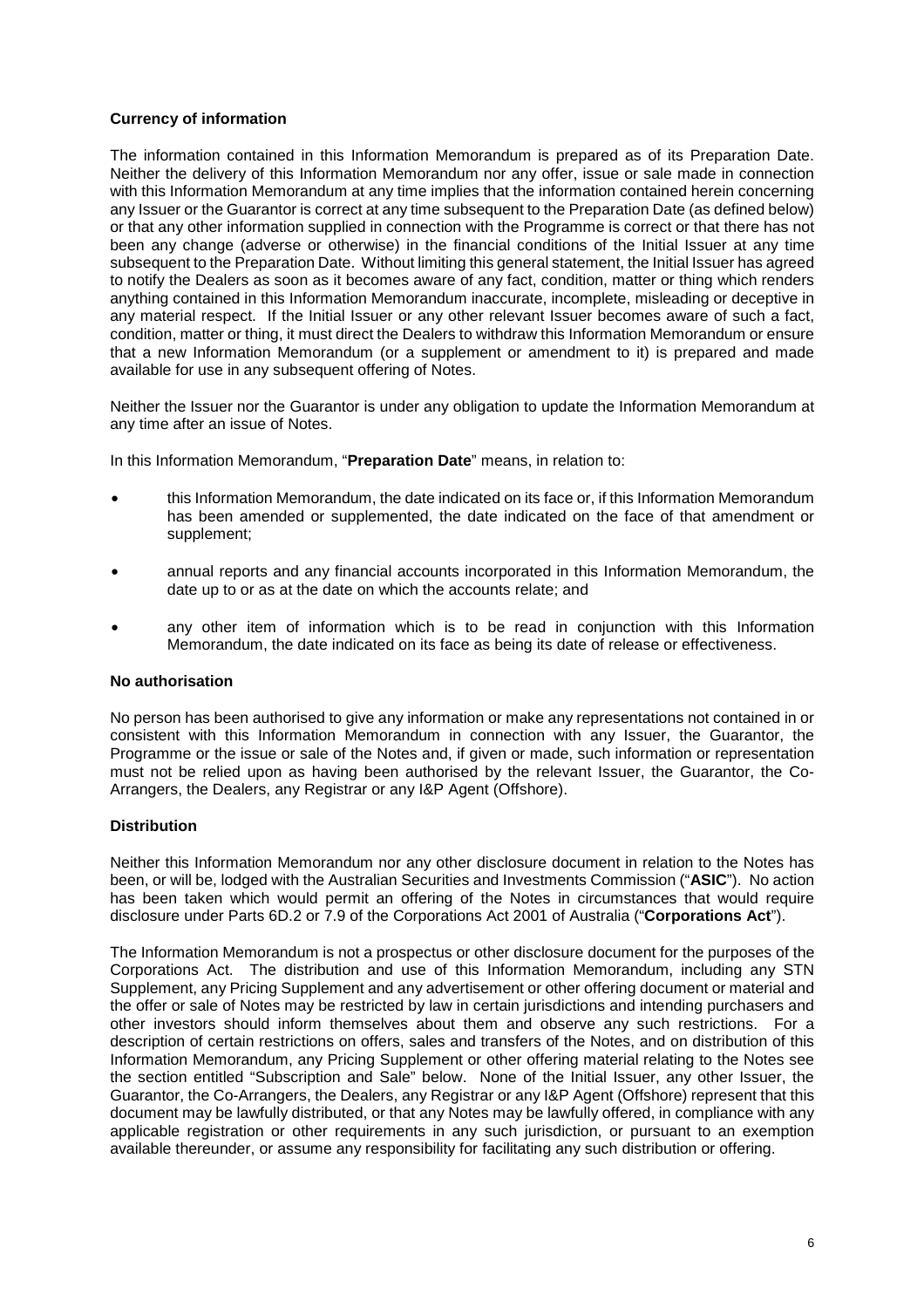**Currency of information**

The information contained in this Information Memorandum is prepared as of its Preparation Date. Neither the delivery of this Information Memorandum nor any offer, issue or sale made in connection with this Information Memorandum at any time implies that the information contained herein concerning any Issuer or the Guarantor is correct at any time subsequent to the Preparation Date (as defined below) or that any other information supplied in connection with the Programme is correct or that there has not been any change (adverse or otherwise) in the financial conditions of the Initial Issuer at any time subsequent to the Preparation Date. Without limiting this general statement, the Initial Issuer has agreed to notify the Dealers as soon as it becomes aware of any fact, condition, matter or thing which renders anything contained in this Information Memorandum inaccurate, incomplete, misleading or deceptive in any material respect. If the Initial Issuer or any other relevant Issuer becomes aware of such a fact, condition, matter or thing, it must direct the Dealers to withdraw this Information Memorandum or ensure that a new Information Memorandum (or a supplement or amendment to it) is prepared and made available for use in any subsequent offering of Notes.

Neither the Issuer nor the Guarantor is under any obligation to update the Information Memorandum at any time after an issue of Notes.

In this Information Memorandum, "**Preparation Date**" means, in relation to:

- this Information Memorandum, the date indicated on its face or, if this Information Memorandum has been amended or supplemented, the date indicated on the face of that amendment or supplement;
- annual reports and any financial accounts incorporated in this Information Memorandum, the date up to or as at the date on which the accounts relate; and
- any other item of information which is to be read in conjunction with this Information Memorandum, the date indicated on its face as being its date of release or effectiveness.

**No authorisation**

No person has been authorised to give any information or make any representations not contained in or consistent with this Information Memorandum in connection with any Issuer, the Guarantor, the Programme or the issue or sale of the Notes and, if given or made, such information or representation must not be relied upon as having been authorised by the relevant Issuer, the Guarantor, the Co-Arrangers, the Dealers, any Registrar or any I&P Agent (Offshore).

**Distribution**

Neither this Information Memorandum nor any other disclosure document in relation to the Notes has been, or will be, lodged with the Australian Securities and Investments Commission ("**ASIC**"). No action has been taken which would permit an offering of the Notes in circumstances that would require disclosure under Parts 6D.2 or 7.9 of the Corporations Act 2001 of Australia ("**Corporations Act**").

The Information Memorandum is not a prospectus or other disclosure document for the purposes of the Corporations Act. The distribution and use of this Information Memorandum, including any STN Supplement, any Pricing Supplement and any advertisement or other offering document or material and the offer or sale of Notes may be restricted by law in certain jurisdictions and intending purchasers and other investors should inform themselves about them and observe any such restrictions. For a description of certain restrictions on offers, sales and transfers of the Notes, and on distribution of this Information Memorandum, any Pricing Supplement or other offering material relating to the Notes see the section entitled "Subscription and Sale" below. None of the Initial Issuer, any other Issuer, the Guarantor, the Co-Arrangers, the Dealers, any Registrar or any I&P Agent (Offshore) represent that this document may be lawfully distributed, or that any Notes may be lawfully offered, in compliance with any applicable registration or other requirements in any such jurisdiction, or pursuant to an exemption available thereunder, or assume any responsibility for facilitating any such distribution or offering.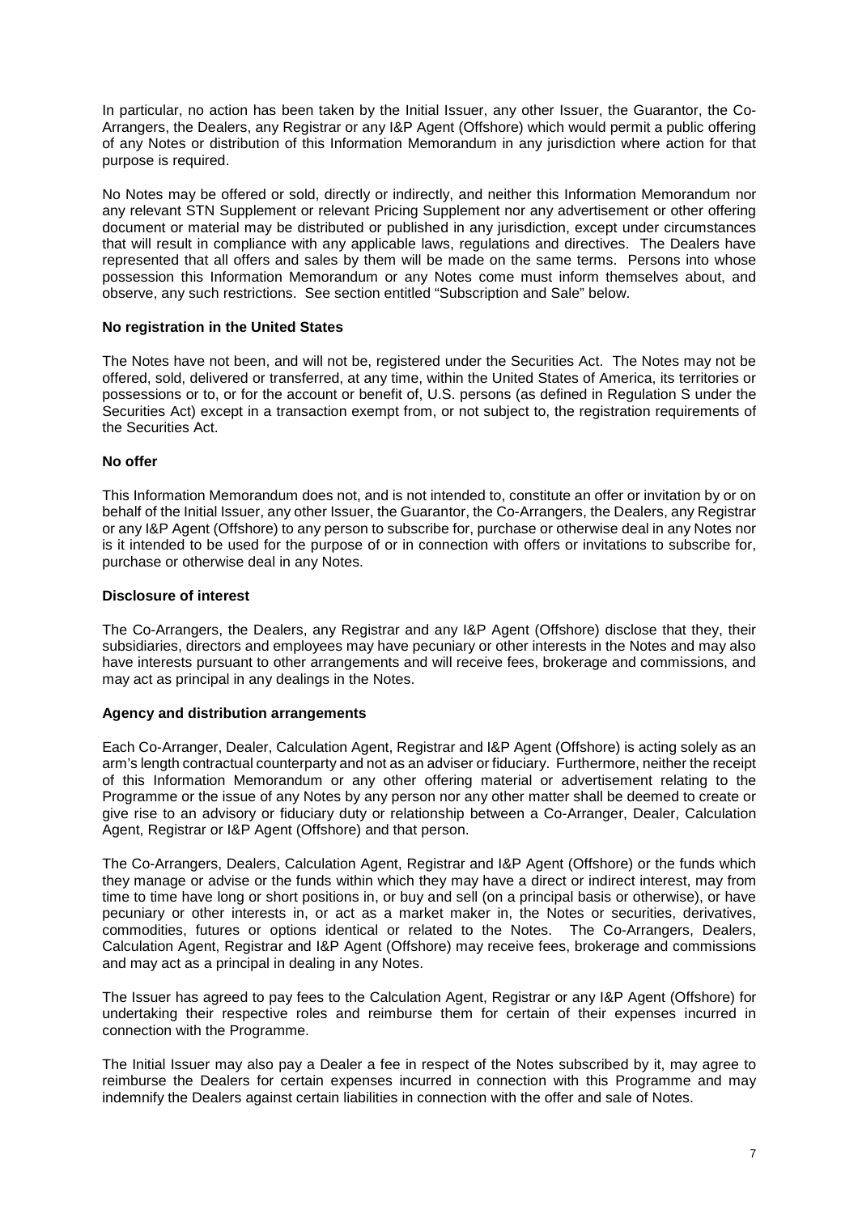In particular, no action has been taken by the Initial Issuer, any other Issuer, the Guarantor, the Co-Arrangers, the Dealers, any Registrar or any I&P Agent (Offshore) which would permit a public offering of any Notes or distribution of this Information Memorandum in any jurisdiction where action for that purpose is required.

No Notes may be offered or sold, directly or indirectly, and neither this Information Memorandum nor any relevant STN Supplement or relevant Pricing Supplement nor any advertisement or other offering document or material may be distributed or published in any jurisdiction, except under circumstances that will result in compliance with any applicable laws, regulations and directives. The Dealers have represented that all offers and sales by them will be made on the same terms. Persons into whose possession this Information Memorandum or any Notes come must inform themselves about, and observe, any such restrictions. See section entitled "Subscription and Sale" below.

**No registration in the United States**

The Notes have not been, and will not be, registered under the Securities Act. The Notes may not be offered, sold, delivered or transferred, at any time, within the United States of America, its territories or possessions or to, or for the account or benefit of, U.S. persons (as defined in Regulation S under the Securities Act) except in a transaction exempt from, or not subject to, the registration requirements of the Securities Act.

**No offer**

This Information Memorandum does not, and is not intended to, constitute an offer or invitation by or on behalf of the Initial Issuer, any other Issuer, the Guarantor, the Co-Arrangers, the Dealers, any Registrar or any I&P Agent (Offshore) to any person to subscribe for, purchase or otherwise deal in any Notes nor is it intended to be used for the purpose of or in connection with offers or invitations to subscribe for, purchase or otherwise deal in any Notes.

**Disclosure of interest**

The Co-Arrangers, the Dealers, any Registrar and any I&P Agent (Offshore) disclose that they, their subsidiaries, directors and employees may have pecuniary or other interests in the Notes and may also have interests pursuant to other arrangements and will receive fees, brokerage and commissions, and may act as principal in any dealings in the Notes.

**Agency and distribution arrangements**

Each Co-Arranger, Dealer, Calculation Agent, Registrar and I&P Agent (Offshore) is acting solely as an arm's length contractual counterparty and not as an adviser or fiduciary. Furthermore, neither the receipt of this Information Memorandum or any other offering material or advertisement relating to the Programme or the issue of any Notes by any person nor any other matter shall be deemed to create or give rise to an advisory or fiduciary duty or relationship between a Co-Arranger, Dealer, Calculation Agent, Registrar or I&P Agent (Offshore) and that person.

The Co-Arrangers, Dealers, Calculation Agent, Registrar and I&P Agent (Offshore) or the funds which they manage or advise or the funds within which they may have a direct or indirect interest, may from time to time have long or short positions in, or buy and sell (on a principal basis or otherwise), or have pecuniary or other interests in, or act as a market maker in, the Notes or securities, derivatives, commodities, futures or options identical or related to the Notes. The Co-Arrangers, Dealers, Calculation Agent, Registrar and I&P Agent (Offshore) may receive fees, brokerage and commissions and may act as a principal in dealing in any Notes.

The Issuer has agreed to pay fees to the Calculation Agent, Registrar or any I&P Agent (Offshore) for undertaking their respective roles and reimburse them for certain of their expenses incurred in connection with the Programme.

The Initial Issuer may also pay a Dealer a fee in respect of the Notes subscribed by it, may agree to reimburse the Dealers for certain expenses incurred in connection with this Programme and may indemnify the Dealers against certain liabilities in connection with the offer and sale of Notes.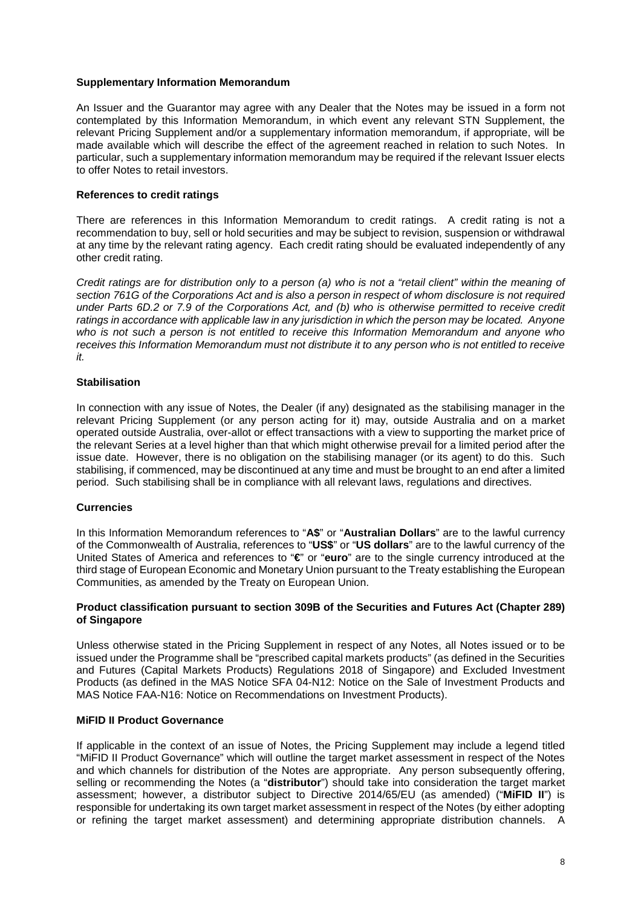### Supplementary Information Memorandum

An Issuer and the Guarantor may agree with any Dealer that the Notes may be issued in a form not contemplated by this Information Memorandum, in which event any relevant STN Supplement, the relevant Pricing Supplement and/or a supplementary information memorandum, if appropriate, will be made available which will describe the effect of the agreement reached in relation to such Notes. In particular, such a supplementary information memorandum may be required if the relevant Issuer elects to offer Notes to retail investors.

### References to credit ratings

There are references in this Information Memorandum to credit ratings. A credit rating is not a recommendation to buy, sell or hold securities and may be subject to revision, suspension or withdrawal at any time by the relevant rating agency. Each credit rating should be evaluated independently of any other credit rating.

*Credit ratings are for distribution only to a person (a) who is not a "retail client" within the meaning of section 761G of the Corporations Act and is also a person in respect of whom disclosure is not required under Parts 6D.2 or 7.9 of the Corporations Act, and (b) who is otherwise permitted to receive credit ratings in accordance with applicable law in any jurisdiction in which the person may be located. Anyone who is not such a person is not entitled to receive this Information Memorandum and anyone who receives this Information Memorandum must not distribute it to any person who is not entitled to receive it.*

### Stabilisation

In connection with any issue of Notes, the Dealer (if any) designated as the stabilising manager in the relevant Pricing Supplement (or any person acting for it) may, outside Australia and on a market operated outside Australia, over-allot or effect transactions with a view to supporting the market price of the relevant Series at a level higher than that which might otherwise prevail for a limited period after the issue date. However, there is no obligation on the stabilising manager (or its agent) to do this. Such stabilising, if commenced, may be discontinued at any time and must be brought to an end after a limited period. Such stabilising shall be in compliance with all relevant laws, regulations and directives.

### Currencies

In this Information Memorandum references to "**A$**" or "**Australian Dollars**" are to the lawful currency of the Commonwealth of Australia, references to "**US$**" or "**US dollars**" are to the lawful currency of the United States of America and references to "**€**" or "**euro**" are to the single currency introduced at the third stage of European Economic and Monetary Union pursuant to the Treaty establishing the European Communities, as amended by the Treaty on European Union.

### Product classification pursuant to section 309B of the Securities and Futures Act (Chapter 289) of Singapore

Unless otherwise stated in the Pricing Supplement in respect of any Notes, all Notes issued or to be issued under the Programme shall be "prescribed capital markets products" (as defined in the Securities and Futures (Capital Markets Products) Regulations 2018 of Singapore) and Excluded Investment Products (as defined in the MAS Notice SFA 04-N12: Notice on the Sale of Investment Products and MAS Notice FAA-N16: Notice on Recommendations on Investment Products).

### MiFID II Product Governance

If applicable in the context of an issue of Notes, the Pricing Supplement may include a legend titled "MiFID II Product Governance" which will outline the target market assessment in respect of the Notes and which channels for distribution of the Notes are appropriate. Any person subsequently offering, selling or recommending the Notes (a "**distributor**") should take into consideration the target market assessment; however, a distributor subject to Directive 2014/65/EU (as amended) ("**MiFID II**") is responsible for undertaking its own target market assessment in respect of the Notes (by either adopting or refining the target market assessment) and determining appropriate distribution channels. A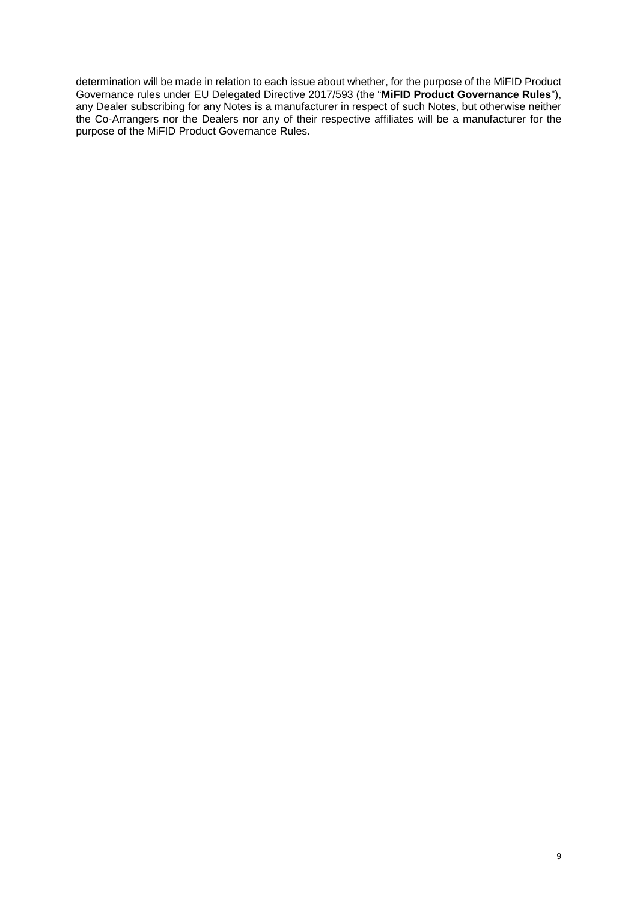determination will be made in relation to each issue about whether, for the purpose of the MiFID Product Governance rules under EU Delegated Directive 2017/593 (the "**MiFID Product Governance Rules**"), any Dealer subscribing for any Notes is a manufacturer in respect of such Notes, but otherwise neither the Co-Arrangers nor the Dealers nor any of their respective affiliates will be a manufacturer for the purpose of the MiFID Product Governance Rules.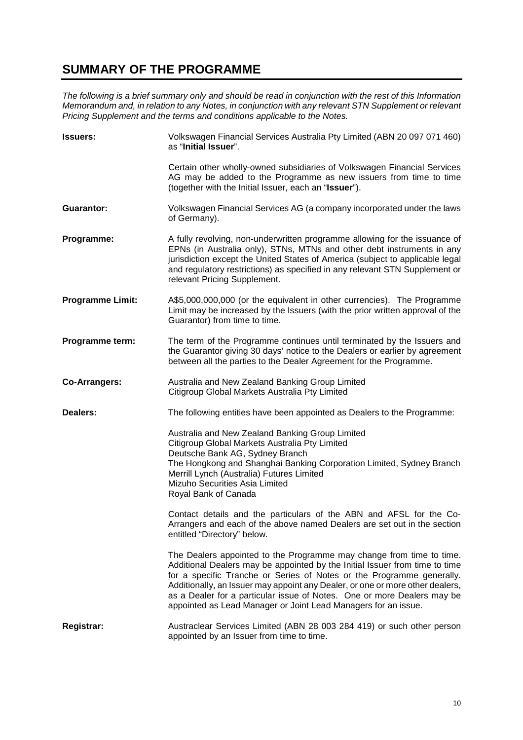## SUMMARY OF THE PROGRAMME

*The following is a brief summary only and should be read in conjunction with the rest of this Information Memorandum and, in relation to any Notes, in conjunction with any relevant STN Supplement or relevant Pricing Supplement and the terms and conditions applicable to the Notes.*

| | |
|---|---|
| **Issuers:** | Volkswagen Financial Services Australia Pty Limited (ABN 20 097 071 460) as "**Initial Issuer**".<br><br>Certain other wholly-owned subsidiaries of Volkswagen Financial Services AG may be added to the Programme as new issuers from time to time (together with the Initial Issuer, each an "**Issuer**"). |
| **Guarantor:** | Volkswagen Financial Services AG (a company incorporated under the laws of Germany). |
| **Programme:** | A fully revolving, non-underwritten programme allowing for the issuance of EPNs (in Australia only), STNs, MTNs and other debt instruments in any jurisdiction except the United States of America (subject to applicable legal and regulatory restrictions) as specified in any relevant STN Supplement or relevant Pricing Supplement. |
| **Programme Limit:** | A$5,000,000,000 (or the equivalent in other currencies). The Programme Limit may be increased by the Issuers (with the prior written approval of the Guarantor) from time to time. |
| **Programme term:** | The term of the Programme continues until terminated by the Issuers and the Guarantor giving 30 days' notice to the Dealers or earlier by agreement between all the parties to the Dealer Agreement for the Programme. |
| **Co-Arrangers:** | Australia and New Zealand Banking Group Limited<br>Citigroup Global Markets Australia Pty Limited |
| **Dealers:** | The following entities have been appointed as Dealers to the Programme:<br><br>Australia and New Zealand Banking Group Limited<br>Citigroup Global Markets Australia Pty Limited<br>Deutsche Bank AG, Sydney Branch<br>The Hongkong and Shanghai Banking Corporation Limited, Sydney Branch<br>Merrill Lynch (Australia) Futures Limited<br>Mizuho Securities Asia Limited<br>Royal Bank of Canada<br><br>Contact details and the particulars of the ABN and AFSL for the Co-Arrangers and each of the above named Dealers are set out in the section entitled "Directory" below.<br><br>The Dealers appointed to the Programme may change from time to time. Additional Dealers may be appointed by the Initial Issuer from time to time for a specific Tranche or Series of Notes or the Programme generally. Additionally, an Issuer may appoint any Dealer, or one or more other dealers, as a Dealer for a particular issue of Notes. One or more Dealers may be appointed as Lead Manager or Joint Lead Managers for an issue. |
| **Registrar:** | Austraclear Services Limited (ABN 28 003 284 419) or such other person appointed by an Issuer from time to time. |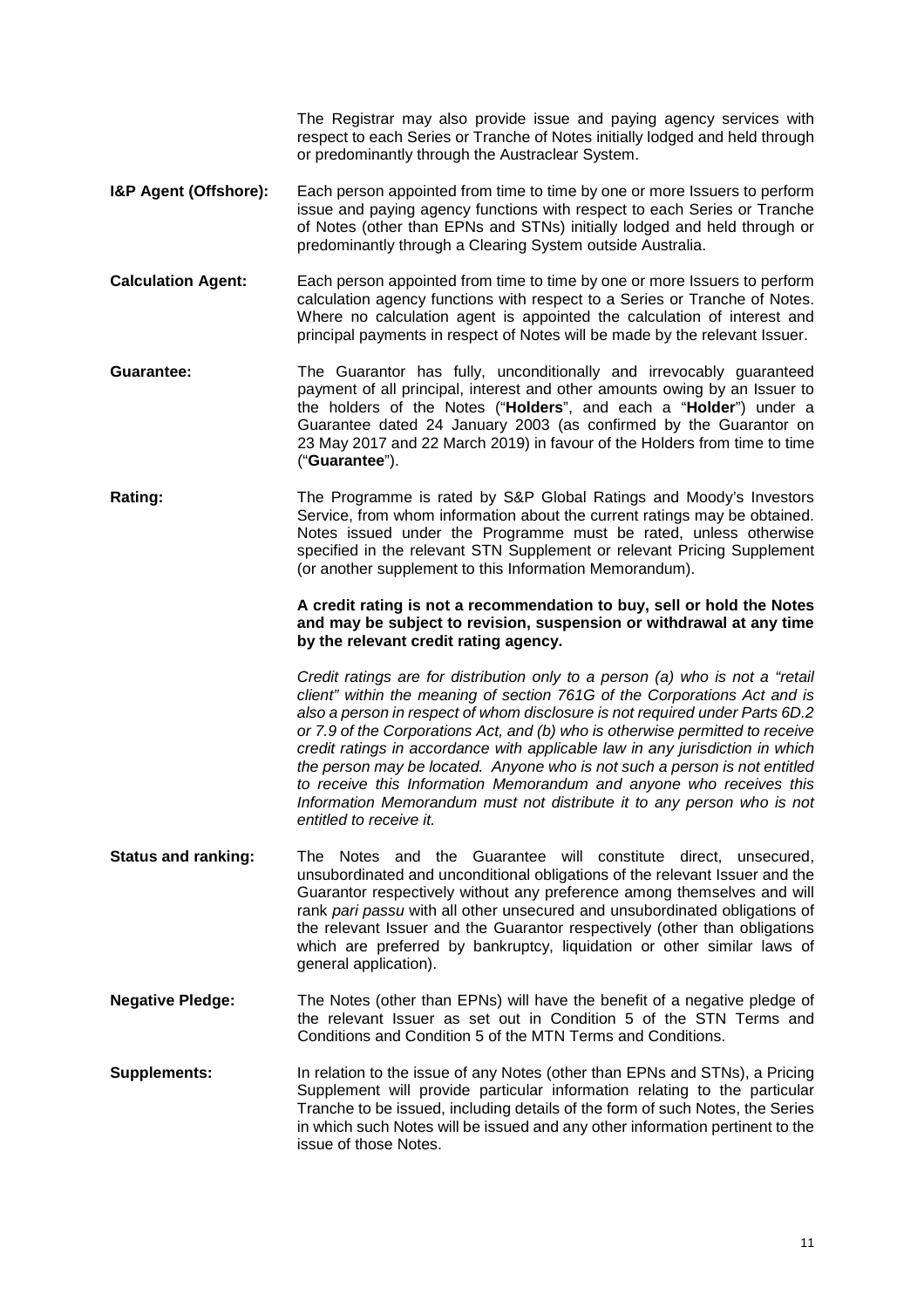The Registrar may also provide issue and paying agency services with respect to each Series or Tranche of Notes initially lodged and held through or predominantly through the Austraclear System.

**I&P Agent (Offshore):** Each person appointed from time to time by one or more Issuers to perform issue and paying agency functions with respect to each Series or Tranche of Notes (other than EPNs and STNs) initially lodged and held through or predominantly through a Clearing System outside Australia.

**Calculation Agent:** Each person appointed from time to time by one or more Issuers to perform calculation agency functions with respect to a Series or Tranche of Notes. Where no calculation agent is appointed the calculation of interest and principal payments in respect of Notes will be made by the relevant Issuer.

**Guarantee:** The Guarantor has fully, unconditionally and irrevocably guaranteed payment of all principal, interest and other amounts owing by an Issuer to the holders of the Notes ("**Holders**", and each a "**Holder**") under a Guarantee dated 24 January 2003 (as confirmed by the Guarantor on 23 May 2017 and 22 March 2019) in favour of the Holders from time to time ("**Guarantee**").

**Rating:** The Programme is rated by S&P Global Ratings and Moody's Investors Service, from whom information about the current ratings may be obtained. Notes issued under the Programme must be rated, unless otherwise specified in the relevant STN Supplement or relevant Pricing Supplement (or another supplement to this Information Memorandum).

**A credit rating is not a recommendation to buy, sell or hold the Notes and may be subject to revision, suspension or withdrawal at any time by the relevant credit rating agency.**

*Credit ratings are for distribution only to a person (a) who is not a "retail client" within the meaning of section 761G of the Corporations Act and is also a person in respect of whom disclosure is not required under Parts 6D.2 or 7.9 of the Corporations Act, and (b) who is otherwise permitted to receive credit ratings in accordance with applicable law in any jurisdiction in which the person may be located. Anyone who is not such a person is not entitled to receive this Information Memorandum and anyone who receives this Information Memorandum must not distribute it to any person who is not entitled to receive it.*

**Status and ranking:** The Notes and the Guarantee will constitute direct, unsecured, unsubordinated and unconditional obligations of the relevant Issuer and the Guarantor respectively without any preference among themselves and will rank *pari passu* with all other unsecured and unsubordinated obligations of the relevant Issuer and the Guarantor respectively (other than obligations which are preferred by bankruptcy, liquidation or other similar laws of general application).

**Negative Pledge:** The Notes (other than EPNs) will have the benefit of a negative pledge of the relevant Issuer as set out in Condition 5 of the STN Terms and Conditions and Condition 5 of the MTN Terms and Conditions.

**Supplements:** In relation to the issue of any Notes (other than EPNs and STNs), a Pricing Supplement will provide particular information relating to the particular Tranche to be issued, including details of the form of such Notes, the Series in which such Notes will be issued and any other information pertinent to the issue of those Notes.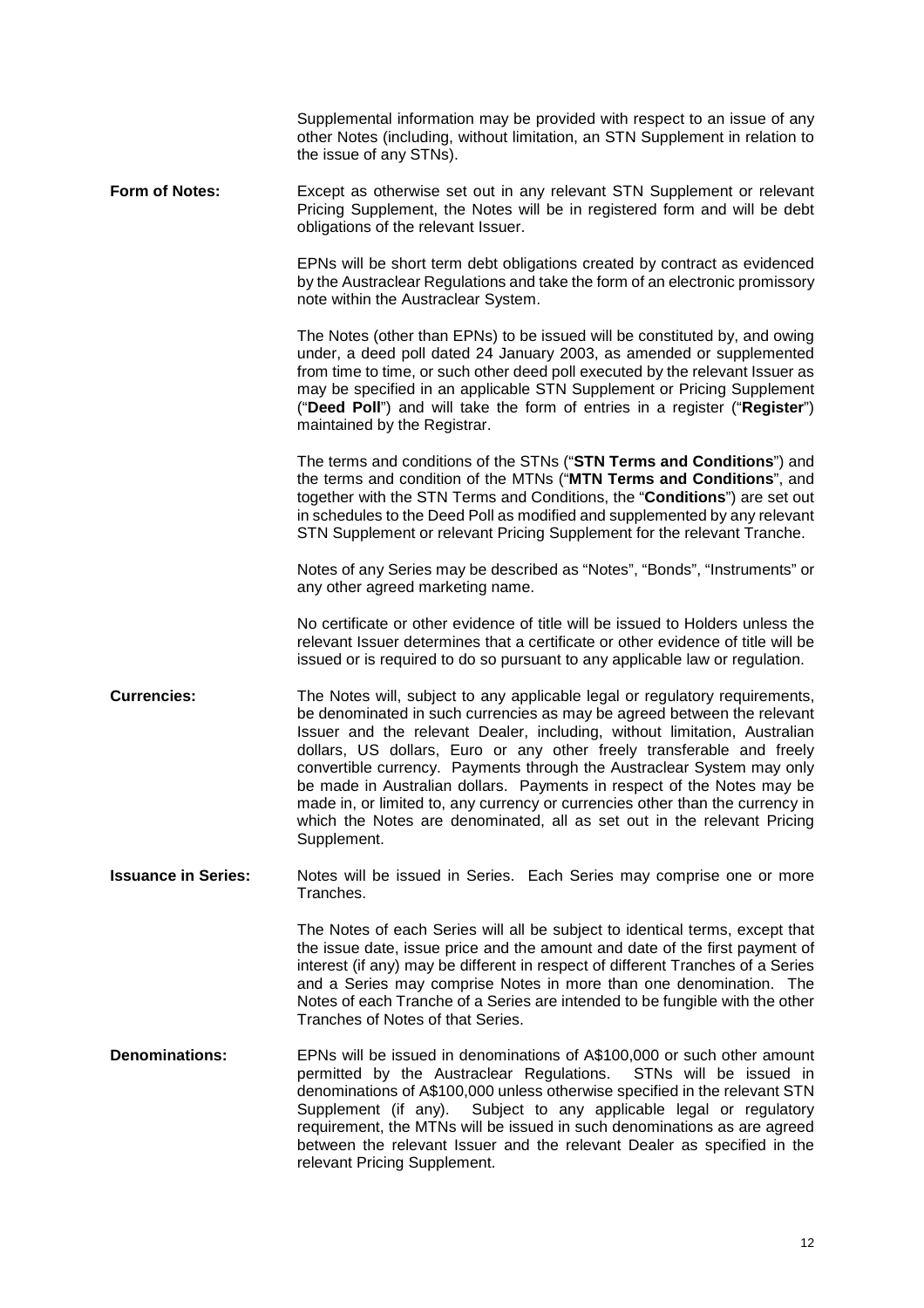Supplemental information may be provided with respect to an issue of any other Notes (including, without limitation, an STN Supplement in relation to the issue of any STNs).

**Form of Notes:** Except as otherwise set out in any relevant STN Supplement or relevant Pricing Supplement, the Notes will be in registered form and will be debt obligations of the relevant Issuer.

EPNs will be short term debt obligations created by contract as evidenced by the Austraclear Regulations and take the form of an electronic promissory note within the Austraclear System.

The Notes (other than EPNs) to be issued will be constituted by, and owing under, a deed poll dated 24 January 2003, as amended or supplemented from time to time, or such other deed poll executed by the relevant Issuer as may be specified in an applicable STN Supplement or Pricing Supplement ("**Deed Poll**") and will take the form of entries in a register ("**Register**") maintained by the Registrar.

The terms and conditions of the STNs ("**STN Terms and Conditions**") and the terms and condition of the MTNs ("**MTN Terms and Conditions**", and together with the STN Terms and Conditions, the "**Conditions**") are set out in schedules to the Deed Poll as modified and supplemented by any relevant STN Supplement or relevant Pricing Supplement for the relevant Tranche.

Notes of any Series may be described as "Notes", "Bonds", "Instruments" or any other agreed marketing name.

No certificate or other evidence of title will be issued to Holders unless the relevant Issuer determines that a certificate or other evidence of title will be issued or is required to do so pursuant to any applicable law or regulation.

**Currencies:** The Notes will, subject to any applicable legal or regulatory requirements, be denominated in such currencies as may be agreed between the relevant Issuer and the relevant Dealer, including, without limitation, Australian dollars, US dollars, Euro or any other freely transferable and freely convertible currency. Payments through the Austraclear System may only be made in Australian dollars. Payments in respect of the Notes may be made in, or limited to, any currency or currencies other than the currency in which the Notes are denominated, all as set out in the relevant Pricing Supplement.

**Issuance in Series:** Notes will be issued in Series. Each Series may comprise one or more Tranches.

The Notes of each Series will all be subject to identical terms, except that the issue date, issue price and the amount and date of the first payment of interest (if any) may be different in respect of different Tranches of a Series and a Series may comprise Notes in more than one denomination. The Notes of each Tranche of a Series are intended to be fungible with the other Tranches of Notes of that Series.

**Denominations:** EPNs will be issued in denominations of A$100,000 or such other amount permitted by the Austraclear Regulations. STNs will be issued in denominations of A$100,000 unless otherwise specified in the relevant STN Supplement (if any). Subject to any applicable legal or regulatory requirement, the MTNs will be issued in such denominations as are agreed between the relevant Issuer and the relevant Dealer as specified in the relevant Pricing Supplement.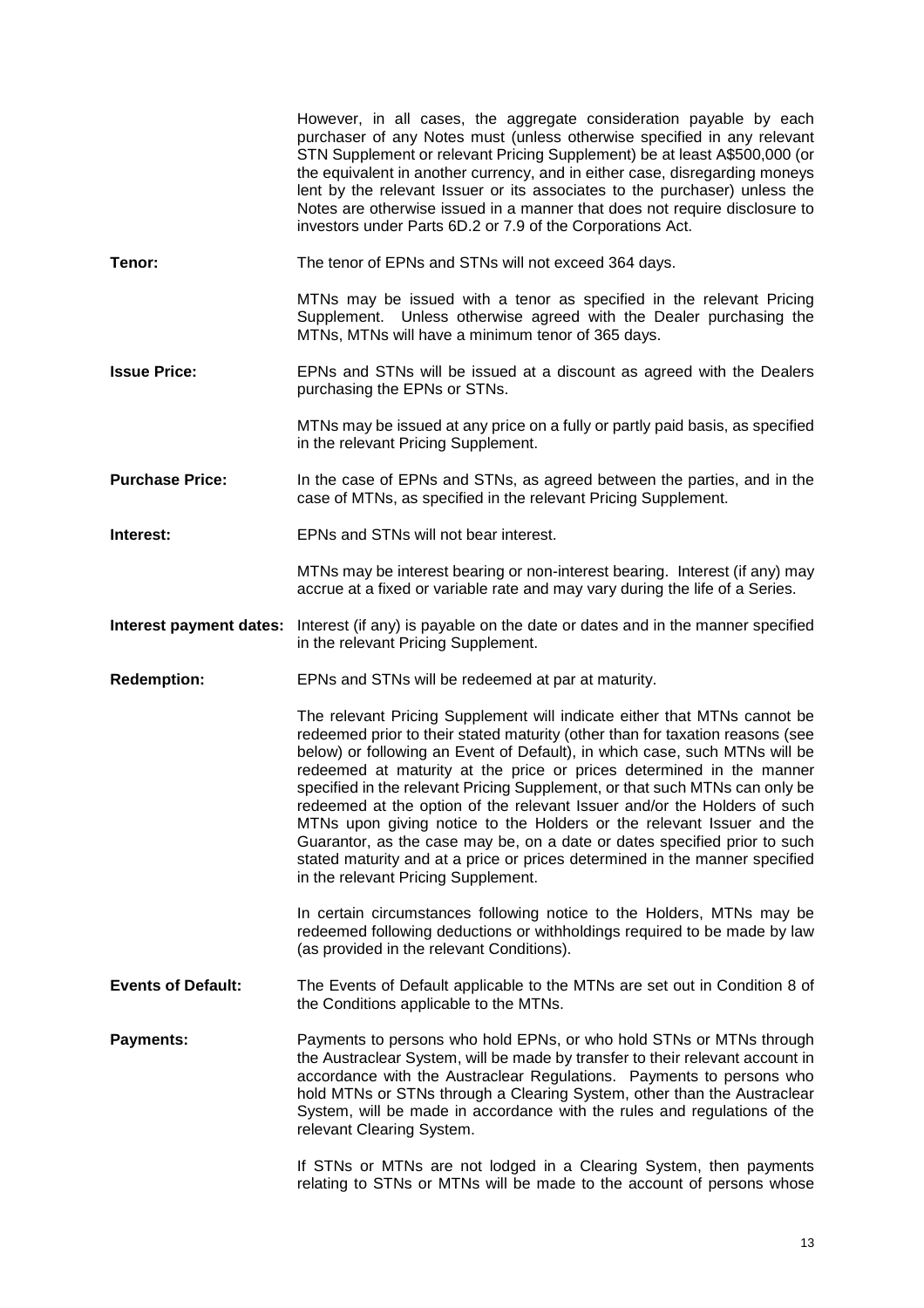However, in all cases, the aggregate consideration payable by each purchaser of any Notes must (unless otherwise specified in any relevant STN Supplement or relevant Pricing Supplement) be at least A$500,000 (or the equivalent in another currency, and in either case, disregarding moneys lent by the relevant Issuer or its associates to the purchaser) unless the Notes are otherwise issued in a manner that does not require disclosure to investors under Parts 6D.2 or 7.9 of the Corporations Act.

**Tenor:** The tenor of EPNs and STNs will not exceed 364 days.

MTNs may be issued with a tenor as specified in the relevant Pricing Supplement. Unless otherwise agreed with the Dealer purchasing the MTNs, MTNs will have a minimum tenor of 365 days.

**Issue Price:** EPNs and STNs will be issued at a discount as agreed with the Dealers purchasing the EPNs or STNs.

MTNs may be issued at any price on a fully or partly paid basis, as specified in the relevant Pricing Supplement.

**Purchase Price:** In the case of EPNs and STNs, as agreed between the parties, and in the case of MTNs, as specified in the relevant Pricing Supplement.

**Interest:** EPNs and STNs will not bear interest.

MTNs may be interest bearing or non-interest bearing. Interest (if any) may accrue at a fixed or variable rate and may vary during the life of a Series.

**Interest payment dates:** Interest (if any) is payable on the date or dates and in the manner specified in the relevant Pricing Supplement.

**Redemption:** EPNs and STNs will be redeemed at par at maturity.

The relevant Pricing Supplement will indicate either that MTNs cannot be redeemed prior to their stated maturity (other than for taxation reasons (see below) or following an Event of Default), in which case, such MTNs will be redeemed at maturity at the price or prices determined in the manner specified in the relevant Pricing Supplement, or that such MTNs can only be redeemed at the option of the relevant Issuer and/or the Holders of such MTNs upon giving notice to the Holders or the relevant Issuer and the Guarantor, as the case may be, on a date or dates specified prior to such stated maturity and at a price or prices determined in the manner specified in the relevant Pricing Supplement.

In certain circumstances following notice to the Holders, MTNs may be redeemed following deductions or withholdings required to be made by law (as provided in the relevant Conditions).

**Events of Default:** The Events of Default applicable to the MTNs are set out in Condition 8 of the Conditions applicable to the MTNs.

**Payments:** Payments to persons who hold EPNs, or who hold STNs or MTNs through the Austraclear System, will be made by transfer to their relevant account in accordance with the Austraclear Regulations. Payments to persons who hold MTNs or STNs through a Clearing System, other than the Austraclear System, will be made in accordance with the rules and regulations of the relevant Clearing System.

If STNs or MTNs are not lodged in a Clearing System, then payments relating to STNs or MTNs will be made to the account of persons whose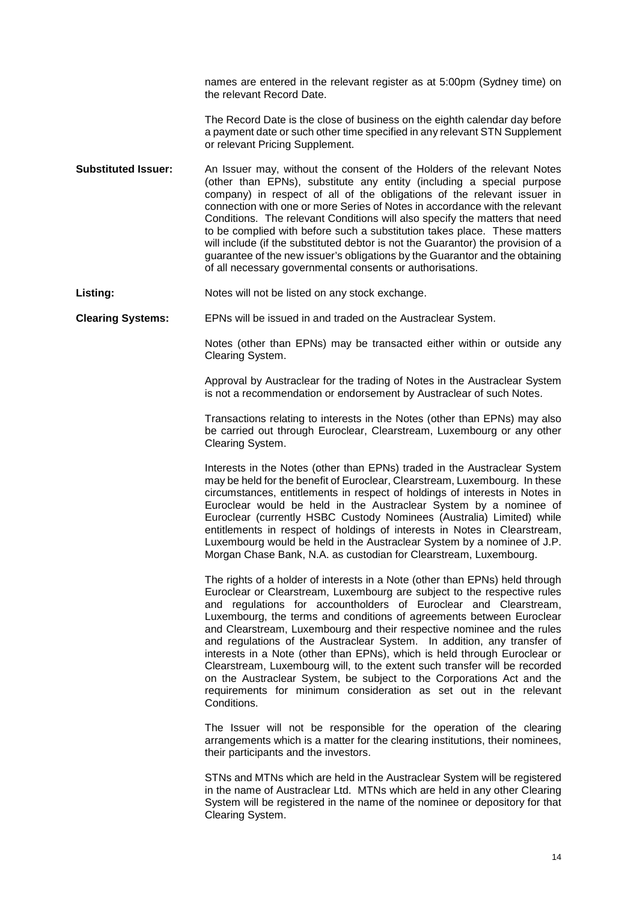names are entered in the relevant register as at 5:00pm (Sydney time) on the relevant Record Date.

The Record Date is the close of business on the eighth calendar day before a payment date or such other time specified in any relevant STN Supplement or relevant Pricing Supplement.

**Substituted Issuer:** An Issuer may, without the consent of the Holders of the relevant Notes (other than EPNs), substitute any entity (including a special purpose company) in respect of all of the obligations of the relevant issuer in connection with one or more Series of Notes in accordance with the relevant Conditions. The relevant Conditions will also specify the matters that need to be complied with before such a substitution takes place. These matters will include (if the substituted debtor is not the Guarantor) the provision of a guarantee of the new issuer's obligations by the Guarantor and the obtaining of all necessary governmental consents or authorisations.

**Listing:** Notes will not be listed on any stock exchange.

**Clearing Systems:** EPNs will be issued in and traded on the Austraclear System.

Notes (other than EPNs) may be transacted either within or outside any Clearing System.

Approval by Austraclear for the trading of Notes in the Austraclear System is not a recommendation or endorsement by Austraclear of such Notes.

Transactions relating to interests in the Notes (other than EPNs) may also be carried out through Euroclear, Clearstream, Luxembourg or any other Clearing System.

Interests in the Notes (other than EPNs) traded in the Austraclear System may be held for the benefit of Euroclear, Clearstream, Luxembourg. In these circumstances, entitlements in respect of holdings of interests in Notes in Euroclear would be held in the Austraclear System by a nominee of Euroclear (currently HSBC Custody Nominees (Australia) Limited) while entitlements in respect of holdings of interests in Notes in Clearstream, Luxembourg would be held in the Austraclear System by a nominee of J.P. Morgan Chase Bank, N.A. as custodian for Clearstream, Luxembourg.

The rights of a holder of interests in a Note (other than EPNs) held through Euroclear or Clearstream, Luxembourg are subject to the respective rules and regulations for accountholders of Euroclear and Clearstream, Luxembourg, the terms and conditions of agreements between Euroclear and Clearstream, Luxembourg and their respective nominee and the rules and regulations of the Austraclear System. In addition, any transfer of interests in a Note (other than EPNs), which is held through Euroclear or Clearstream, Luxembourg will, to the extent such transfer will be recorded on the Austraclear System, be subject to the Corporations Act and the requirements for minimum consideration as set out in the relevant Conditions.

The Issuer will not be responsible for the operation of the clearing arrangements which is a matter for the clearing institutions, their nominees, their participants and the investors.

STNs and MTNs which are held in the Austraclear System will be registered in the name of Austraclear Ltd. MTNs which are held in any other Clearing System will be registered in the name of the nominee or depository for that Clearing System.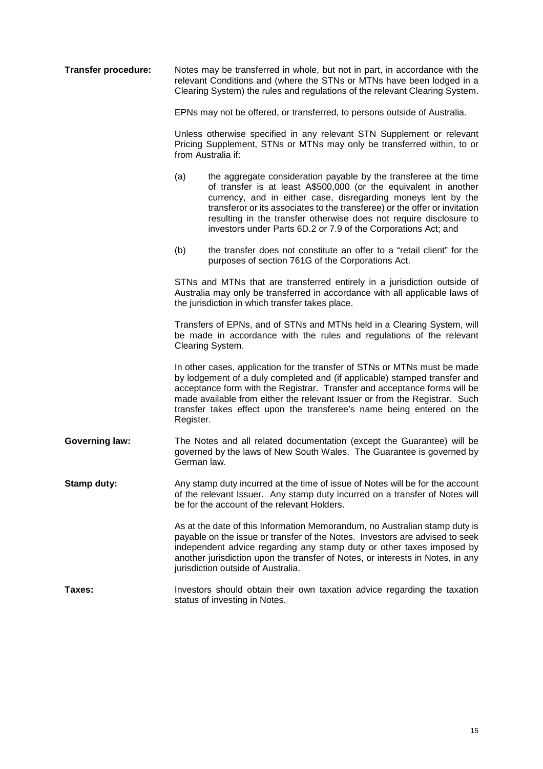**Transfer procedure:** Notes may be transferred in whole, but not in part, in accordance with the relevant Conditions and (where the STNs or MTNs have been lodged in a Clearing System) the rules and regulations of the relevant Clearing System.

EPNs may not be offered, or transferred, to persons outside of Australia.

Unless otherwise specified in any relevant STN Supplement or relevant Pricing Supplement, STNs or MTNs may only be transferred within, to or from Australia if:

(a) the aggregate consideration payable by the transferee at the time of transfer is at least A$500,000 (or the equivalent in another currency, and in either case, disregarding moneys lent by the transferor or its associates to the transferee) or the offer or invitation resulting in the transfer otherwise does not require disclosure to investors under Parts 6D.2 or 7.9 of the Corporations Act; and

(b) the transfer does not constitute an offer to a "retail client" for the purposes of section 761G of the Corporations Act.

STNs and MTNs that are transferred entirely in a jurisdiction outside of Australia may only be transferred in accordance with all applicable laws of the jurisdiction in which transfer takes place.

Transfers of EPNs, and of STNs and MTNs held in a Clearing System, will be made in accordance with the rules and regulations of the relevant Clearing System.

In other cases, application for the transfer of STNs or MTNs must be made by lodgement of a duly completed and (if applicable) stamped transfer and acceptance form with the Registrar. Transfer and acceptance forms will be made available from either the relevant Issuer or from the Registrar. Such transfer takes effect upon the transferee's name being entered on the Register.

**Governing law:** The Notes and all related documentation (except the Guarantee) will be governed by the laws of New South Wales. The Guarantee is governed by German law.

**Stamp duty:** Any stamp duty incurred at the time of issue of Notes will be for the account of the relevant Issuer. Any stamp duty incurred on a transfer of Notes will be for the account of the relevant Holders.

As at the date of this Information Memorandum, no Australian stamp duty is payable on the issue or transfer of the Notes. Investors are advised to seek independent advice regarding any stamp duty or other taxes imposed by another jurisdiction upon the transfer of Notes, or interests in Notes, in any jurisdiction outside of Australia.

**Taxes:** Investors should obtain their own taxation advice regarding the taxation status of investing in Notes.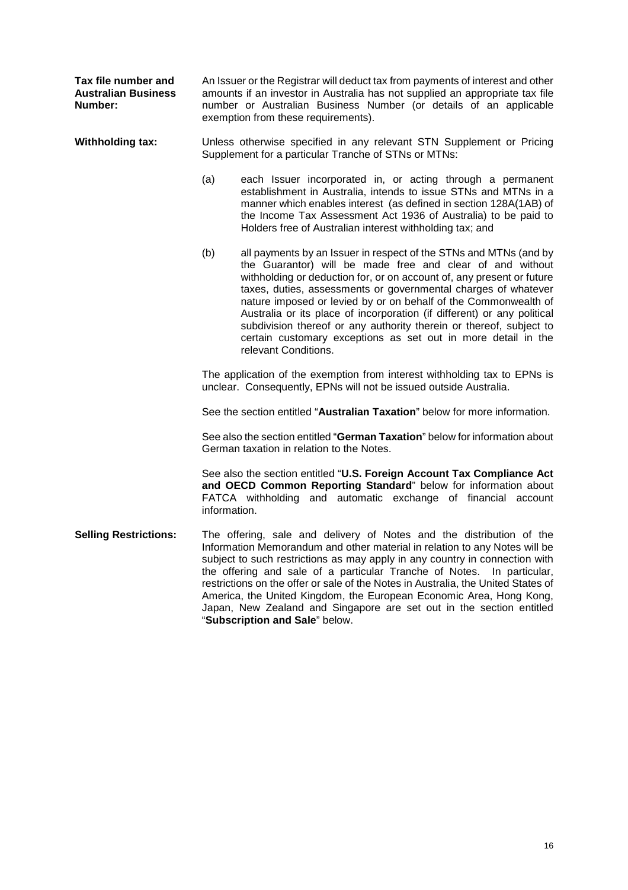**Tax file number and Australian Business Number:**

An Issuer or the Registrar will deduct tax from payments of interest and other amounts if an investor in Australia has not supplied an appropriate tax file number or Australian Business Number (or details of an applicable exemption from these requirements).

**Withholding tax:**

Unless otherwise specified in any relevant STN Supplement or Pricing Supplement for a particular Tranche of STNs or MTNs:

(a) each Issuer incorporated in, or acting through a permanent establishment in Australia, intends to issue STNs and MTNs in a manner which enables interest (as defined in section 128A(1AB) of the Income Tax Assessment Act 1936 of Australia) to be paid to Holders free of Australian interest withholding tax; and

(b) all payments by an Issuer in respect of the STNs and MTNs (and by the Guarantor) will be made free and clear of and without withholding or deduction for, or on account of, any present or future taxes, duties, assessments or governmental charges of whatever nature imposed or levied by or on behalf of the Commonwealth of Australia or its place of incorporation (if different) or any political subdivision thereof or any authority therein or thereof, subject to certain customary exceptions as set out in more detail in the relevant Conditions.

The application of the exemption from interest withholding tax to EPNs is unclear. Consequently, EPNs will not be issued outside Australia.

See the section entitled "**Australian Taxation**" below for more information.

See also the section entitled "**German Taxation**" below for information about German taxation in relation to the Notes.

See also the section entitled "**U.S. Foreign Account Tax Compliance Act and OECD Common Reporting Standard**" below for information about FATCA withholding and automatic exchange of financial account information.

**Selling Restrictions:**

The offering, sale and delivery of Notes and the distribution of the Information Memorandum and other material in relation to any Notes will be subject to such restrictions as may apply in any country in connection with the offering and sale of a particular Tranche of Notes. In particular, restrictions on the offer or sale of the Notes in Australia, the United States of America, the United Kingdom, the European Economic Area, Hong Kong, Japan, New Zealand and Singapore are set out in the section entitled "**Subscription and Sale**" below.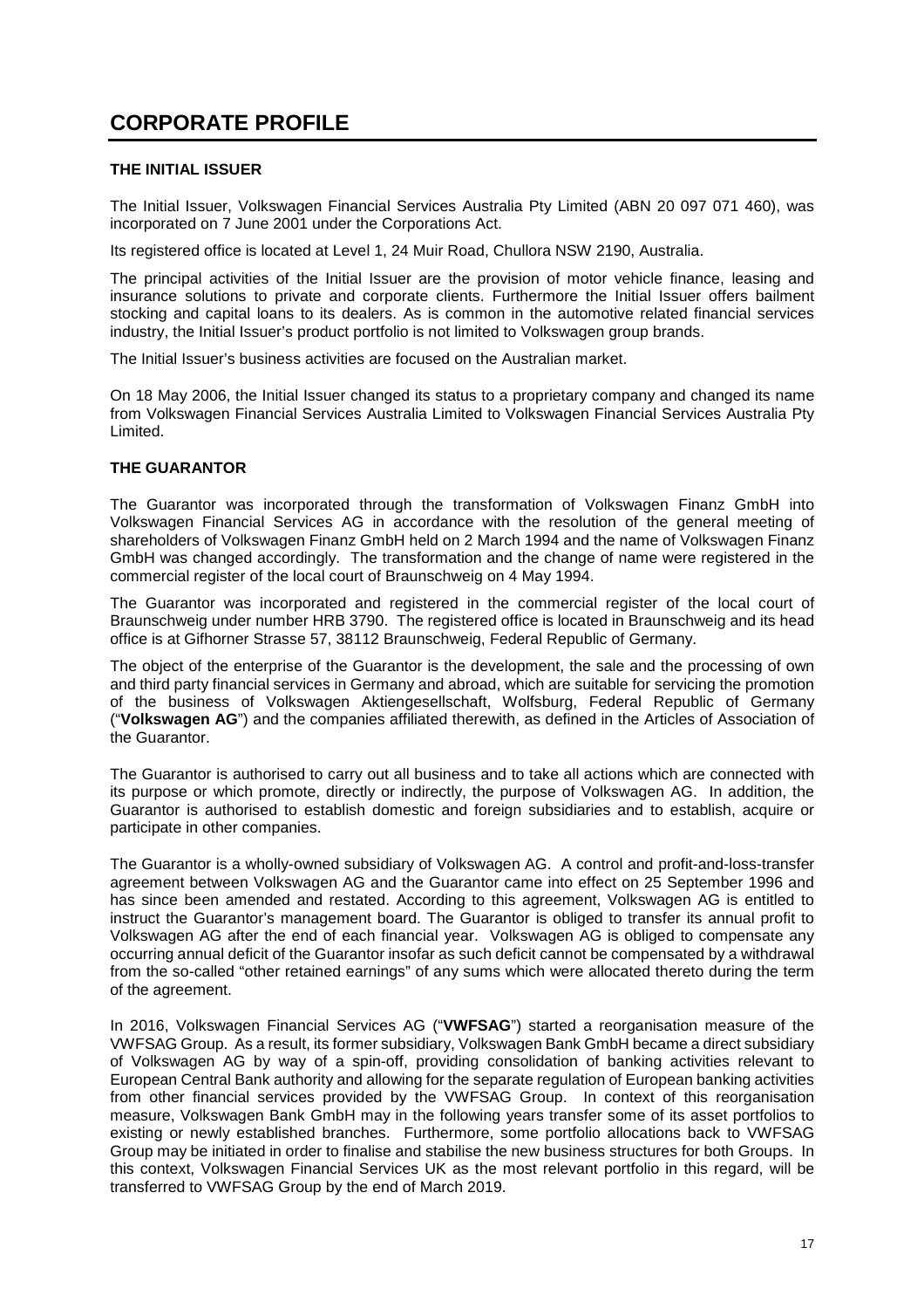# CORPORATE PROFILE

## THE INITIAL ISSUER

The Initial Issuer, Volkswagen Financial Services Australia Pty Limited (ABN 20 097 071 460), was incorporated on 7 June 2001 under the Corporations Act.

Its registered office is located at Level 1, 24 Muir Road, Chullora NSW 2190, Australia.

The principal activities of the Initial Issuer are the provision of motor vehicle finance, leasing and insurance solutions to private and corporate clients. Furthermore the Initial Issuer offers bailment stocking and capital loans to its dealers. As is common in the automotive related financial services industry, the Initial Issuer's product portfolio is not limited to Volkswagen group brands.

The Initial Issuer's business activities are focused on the Australian market.

On 18 May 2006, the Initial Issuer changed its status to a proprietary company and changed its name from Volkswagen Financial Services Australia Limited to Volkswagen Financial Services Australia Pty Limited.

## THE GUARANTOR

The Guarantor was incorporated through the transformation of Volkswagen Finanz GmbH into Volkswagen Financial Services AG in accordance with the resolution of the general meeting of shareholders of Volkswagen Finanz GmbH held on 2 March 1994 and the name of Volkswagen Finanz GmbH was changed accordingly. The transformation and the change of name were registered in the commercial register of the local court of Braunschweig on 4 May 1994.

The Guarantor was incorporated and registered in the commercial register of the local court of Braunschweig under number HRB 3790. The registered office is located in Braunschweig and its head office is at Gifhorner Strasse 57, 38112 Braunschweig, Federal Republic of Germany.

The object of the enterprise of the Guarantor is the development, the sale and the processing of own and third party financial services in Germany and abroad, which are suitable for servicing the promotion of the business of Volkswagen Aktiengesellschaft, Wolfsburg, Federal Republic of Germany ("**Volkswagen AG**") and the companies affiliated therewith, as defined in the Articles of Association of the Guarantor.

The Guarantor is authorised to carry out all business and to take all actions which are connected with its purpose or which promote, directly or indirectly, the purpose of Volkswagen AG. In addition, the Guarantor is authorised to establish domestic and foreign subsidiaries and to establish, acquire or participate in other companies.

The Guarantor is a wholly-owned subsidiary of Volkswagen AG. A control and profit-and-loss-transfer agreement between Volkswagen AG and the Guarantor came into effect on 25 September 1996 and has since been amended and restated. According to this agreement, Volkswagen AG is entitled to instruct the Guarantor's management board. The Guarantor is obliged to transfer its annual profit to Volkswagen AG after the end of each financial year. Volkswagen AG is obliged to compensate any occurring annual deficit of the Guarantor insofar as such deficit cannot be compensated by a withdrawal from the so-called "other retained earnings" of any sums which were allocated thereto during the term of the agreement.

In 2016, Volkswagen Financial Services AG ("**VWFSAG**") started a reorganisation measure of the VWFSAG Group. As a result, its former subsidiary, Volkswagen Bank GmbH became a direct subsidiary of Volkswagen AG by way of a spin-off, providing consolidation of banking activities relevant to European Central Bank authority and allowing for the separate regulation of European banking activities from other financial services provided by the VWFSAG Group. In context of this reorganisation measure, Volkswagen Bank GmbH may in the following years transfer some of its asset portfolios to existing or newly established branches. Furthermore, some portfolio allocations back to VWFSAG Group may be initiated in order to finalise and stabilise the new business structures for both Groups. In this context, Volkswagen Financial Services UK as the most relevant portfolio in this regard, will be transferred to VWFSAG Group by the end of March 2019.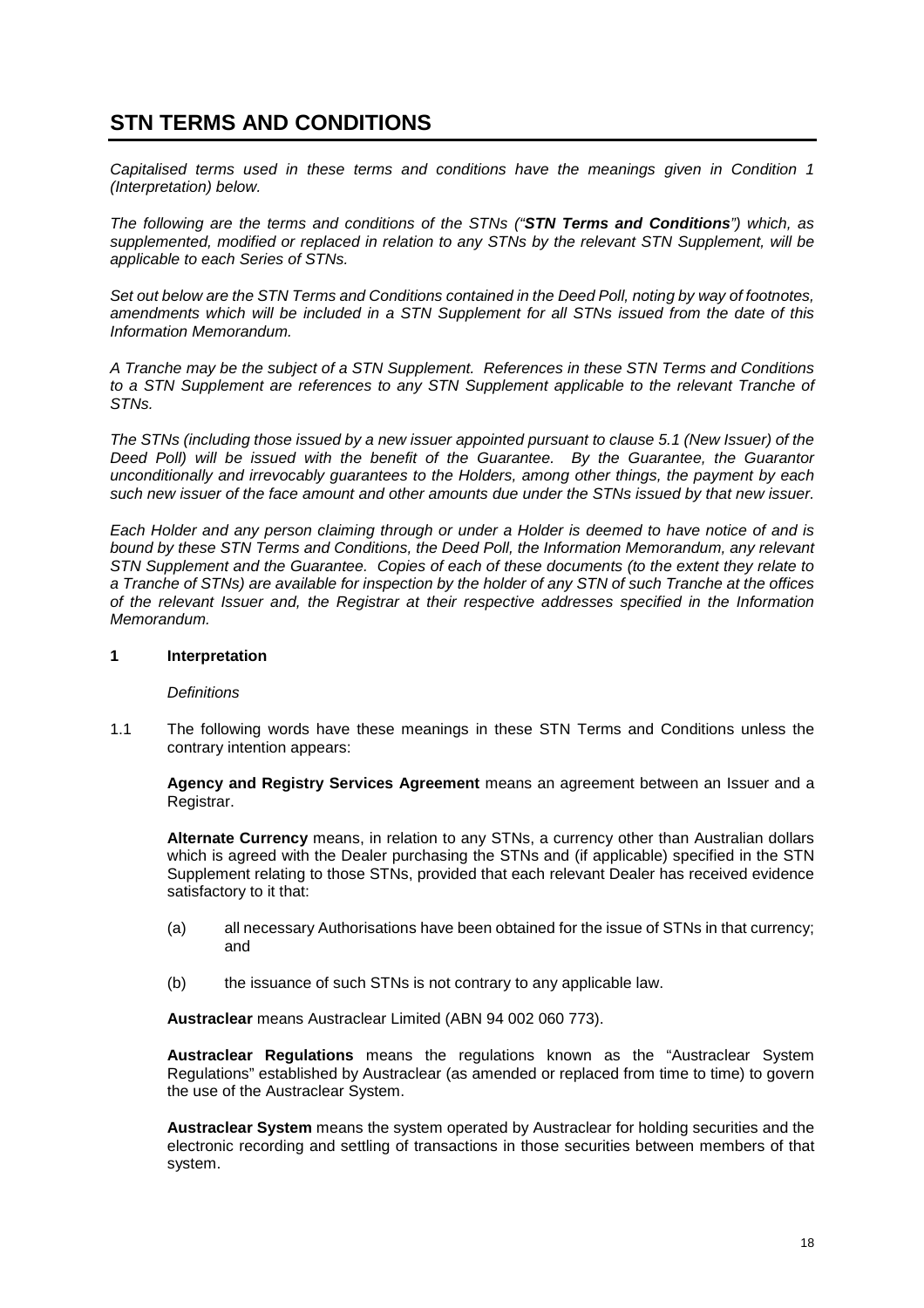# STN TERMS AND CONDITIONS

*Capitalised terms used in these terms and conditions have the meanings given in Condition 1 (Interpretation) below.*

*The following are the terms and conditions of the STNs ("**STN Terms and Conditions**") which, as supplemented, modified or replaced in relation to any STNs by the relevant STN Supplement, will be applicable to each Series of STNs.*

*Set out below are the STN Terms and Conditions contained in the Deed Poll, noting by way of footnotes, amendments which will be included in a STN Supplement for all STNs issued from the date of this Information Memorandum.*

*A Tranche may be the subject of a STN Supplement. References in these STN Terms and Conditions to a STN Supplement are references to any STN Supplement applicable to the relevant Tranche of STNs.*

*The STNs (including those issued by a new issuer appointed pursuant to clause 5.1 (New Issuer) of the Deed Poll) will be issued with the benefit of the Guarantee. By the Guarantee, the Guarantor unconditionally and irrevocably guarantees to the Holders, among other things, the payment by each such new issuer of the face amount and other amounts due under the STNs issued by that new issuer.*

*Each Holder and any person claiming through or under a Holder is deemed to have notice of and is bound by these STN Terms and Conditions, the Deed Poll, the Information Memorandum, any relevant STN Supplement and the Guarantee. Copies of each of these documents (to the extent they relate to a Tranche of STNs) are available for inspection by the holder of any STN of such Tranche at the offices of the relevant Issuer and, the Registrar at their respective addresses specified in the Information Memorandum.*

## 1 Interpretation

*Definitions*

1.1 The following words have these meanings in these STN Terms and Conditions unless the contrary intention appears:

**Agency and Registry Services Agreement** means an agreement between an Issuer and a Registrar.

**Alternate Currency** means, in relation to any STNs, a currency other than Australian dollars which is agreed with the Dealer purchasing the STNs and (if applicable) specified in the STN Supplement relating to those STNs, provided that each relevant Dealer has received evidence satisfactory to it that:

(a) all necessary Authorisations have been obtained for the issue of STNs in that currency; and

(b) the issuance of such STNs is not contrary to any applicable law.

**Austraclear** means Austraclear Limited (ABN 94 002 060 773).

**Austraclear Regulations** means the regulations known as the "Austraclear System Regulations" established by Austraclear (as amended or replaced from time to time) to govern the use of the Austraclear System.

**Austraclear System** means the system operated by Austraclear for holding securities and the electronic recording and settling of transactions in those securities between members of that system.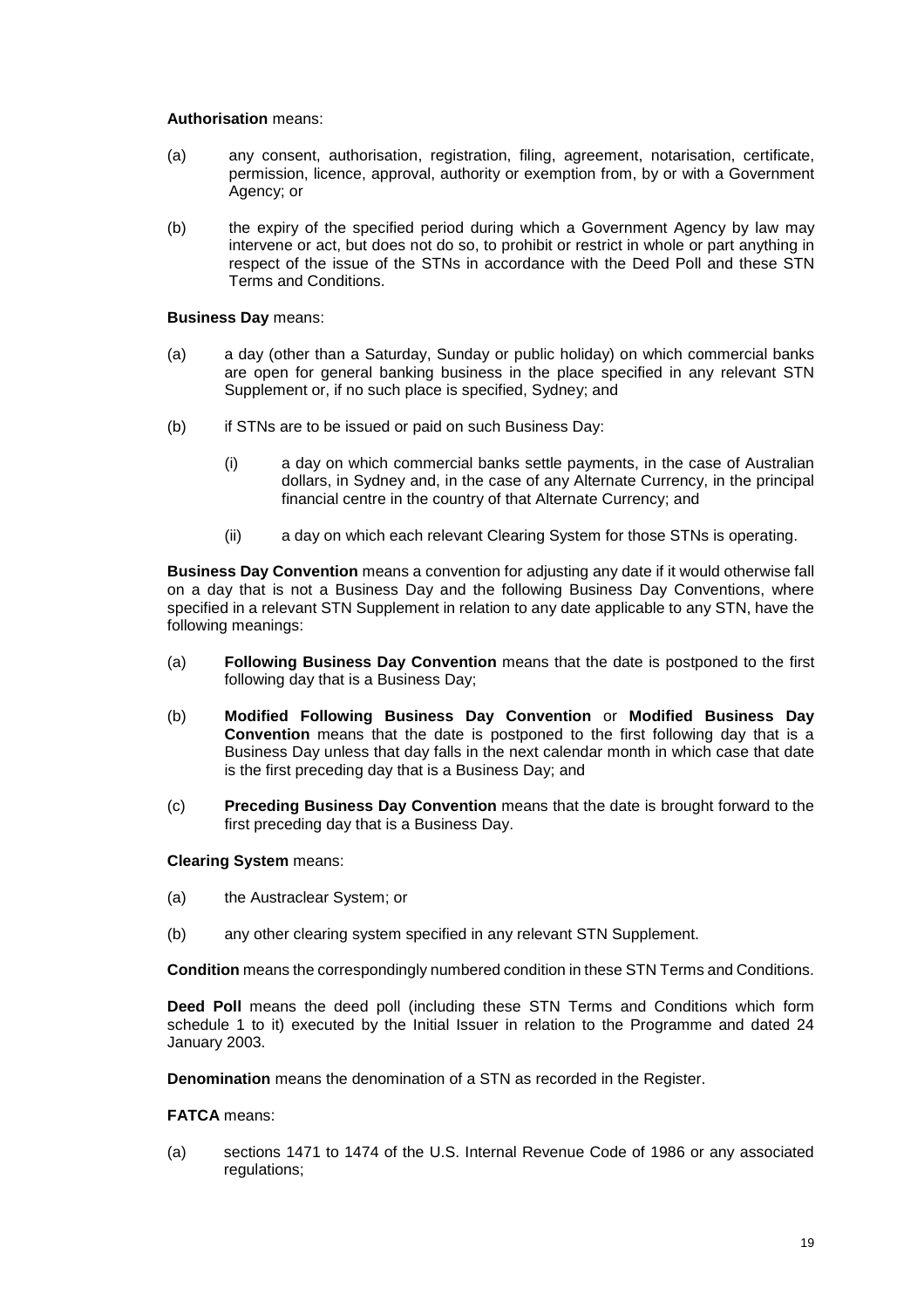**Authorisation** means:

(a) any consent, authorisation, registration, filing, agreement, notarisation, certificate, permission, licence, approval, authority or exemption from, by or with a Government Agency; or

(b) the expiry of the specified period during which a Government Agency by law may intervene or act, but does not do so, to prohibit or restrict in whole or part anything in respect of the issue of the STNs in accordance with the Deed Poll and these STN Terms and Conditions.

**Business Day** means:

(a) a day (other than a Saturday, Sunday or public holiday) on which commercial banks are open for general banking business in the place specified in any relevant STN Supplement or, if no such place is specified, Sydney; and

(b) if STNs are to be issued or paid on such Business Day:

   (i) a day on which commercial banks settle payments, in the case of Australian dollars, in Sydney and, in the case of any Alternate Currency, in the principal financial centre in the country of that Alternate Currency; and

   (ii) a day on which each relevant Clearing System for those STNs is operating.

**Business Day Convention** means a convention for adjusting any date if it would otherwise fall on a day that is not a Business Day and the following Business Day Conventions, where specified in a relevant STN Supplement in relation to any date applicable to any STN, have the following meanings:

(a) **Following Business Day Convention** means that the date is postponed to the first following day that is a Business Day;

(b) **Modified Following Business Day Convention** or **Modified Business Day Convention** means that the date is postponed to the first following day that is a Business Day unless that day falls in the next calendar month in which case that date is the first preceding day that is a Business Day; and

(c) **Preceding Business Day Convention** means that the date is brought forward to the first preceding day that is a Business Day.

**Clearing System** means:

(a) the Austraclear System; or

(b) any other clearing system specified in any relevant STN Supplement.

**Condition** means the correspondingly numbered condition in these STN Terms and Conditions.

**Deed Poll** means the deed poll (including these STN Terms and Conditions which form schedule 1 to it) executed by the Initial Issuer in relation to the Programme and dated 24 January 2003.

**Denomination** means the denomination of a STN as recorded in the Register.

**FATCA** means:

(a) sections 1471 to 1474 of the U.S. Internal Revenue Code of 1986 or any associated regulations;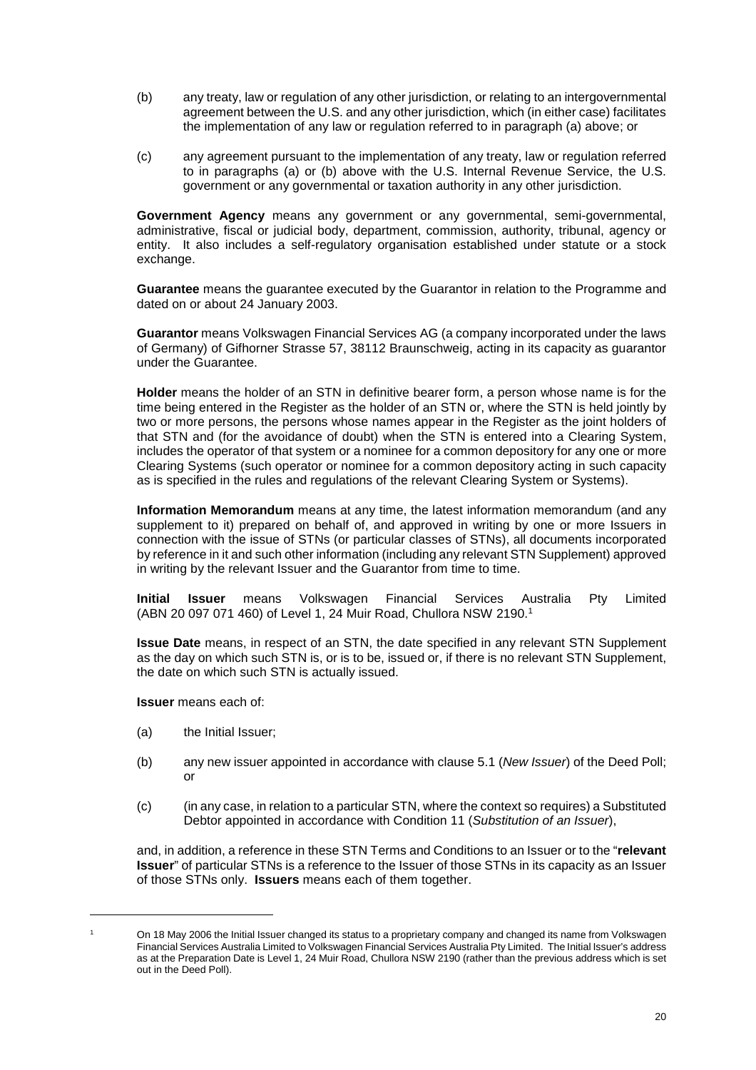(b) any treaty, law or regulation of any other jurisdiction, or relating to an intergovernmental agreement between the U.S. and any other jurisdiction, which (in either case) facilitates the implementation of any law or regulation referred to in paragraph (a) above; or

(c) any agreement pursuant to the implementation of any treaty, law or regulation referred to in paragraphs (a) or (b) above with the U.S. Internal Revenue Service, the U.S. government or any governmental or taxation authority in any other jurisdiction.

**Government Agency** means any government or any governmental, semi-governmental, administrative, fiscal or judicial body, department, commission, authority, tribunal, agency or entity. It also includes a self-regulatory organisation established under statute or a stock exchange.

**Guarantee** means the guarantee executed by the Guarantor in relation to the Programme and dated on or about 24 January 2003.

**Guarantor** means Volkswagen Financial Services AG (a company incorporated under the laws of Germany) of Gifhorner Strasse 57, 38112 Braunschweig, acting in its capacity as guarantor under the Guarantee.

**Holder** means the holder of an STN in definitive bearer form, a person whose name is for the time being entered in the Register as the holder of an STN or, where the STN is held jointly by two or more persons, the persons whose names appear in the Register as the joint holders of that STN and (for the avoidance of doubt) when the STN is entered into a Clearing System, includes the operator of that system or a nominee for a common depository for any one or more Clearing Systems (such operator or nominee for a common depository acting in such capacity as is specified in the rules and regulations of the relevant Clearing System or Systems).

**Information Memorandum** means at any time, the latest information memorandum (and any supplement to it) prepared on behalf of, and approved in writing by one or more Issuers in connection with the issue of STNs (or particular classes of STNs), all documents incorporated by reference in it and such other information (including any relevant STN Supplement) approved in writing by the relevant Issuer and the Guarantor from time to time.

**Initial Issuer** means Volkswagen Financial Services Australia Pty Limited (ABN 20 097 071 460) of Level 1, 24 Muir Road, Chullora NSW 2190.[1]

**Issue Date** means, in respect of an STN, the date specified in any relevant STN Supplement as the day on which such STN is, or is to be, issued or, if there is no relevant STN Supplement, the date on which such STN is actually issued.

**Issuer** means each of:

(a) the Initial Issuer;

(b) any new issuer appointed in accordance with clause 5.1 (*New Issuer*) of the Deed Poll; or

(c) (in any case, in relation to a particular STN, where the context so requires) a Substituted Debtor appointed in accordance with Condition 11 (*Substitution of an Issuer*),

and, in addition, a reference in these STN Terms and Conditions to an Issuer or to the "**relevant Issuer**" of particular STNs is a reference to the Issuer of those STNs in its capacity as an Issuer of those STNs only. **Issuers** means each of them together.

---

[1] On 18 May 2006 the Initial Issuer changed its status to a proprietary company and changed its name from Volkswagen Financial Services Australia Limited to Volkswagen Financial Services Australia Pty Limited. The Initial Issuer's address as at the Preparation Date is Level 1, 24 Muir Road, Chullora NSW 2190 (rather than the previous address which is set out in the Deed Poll).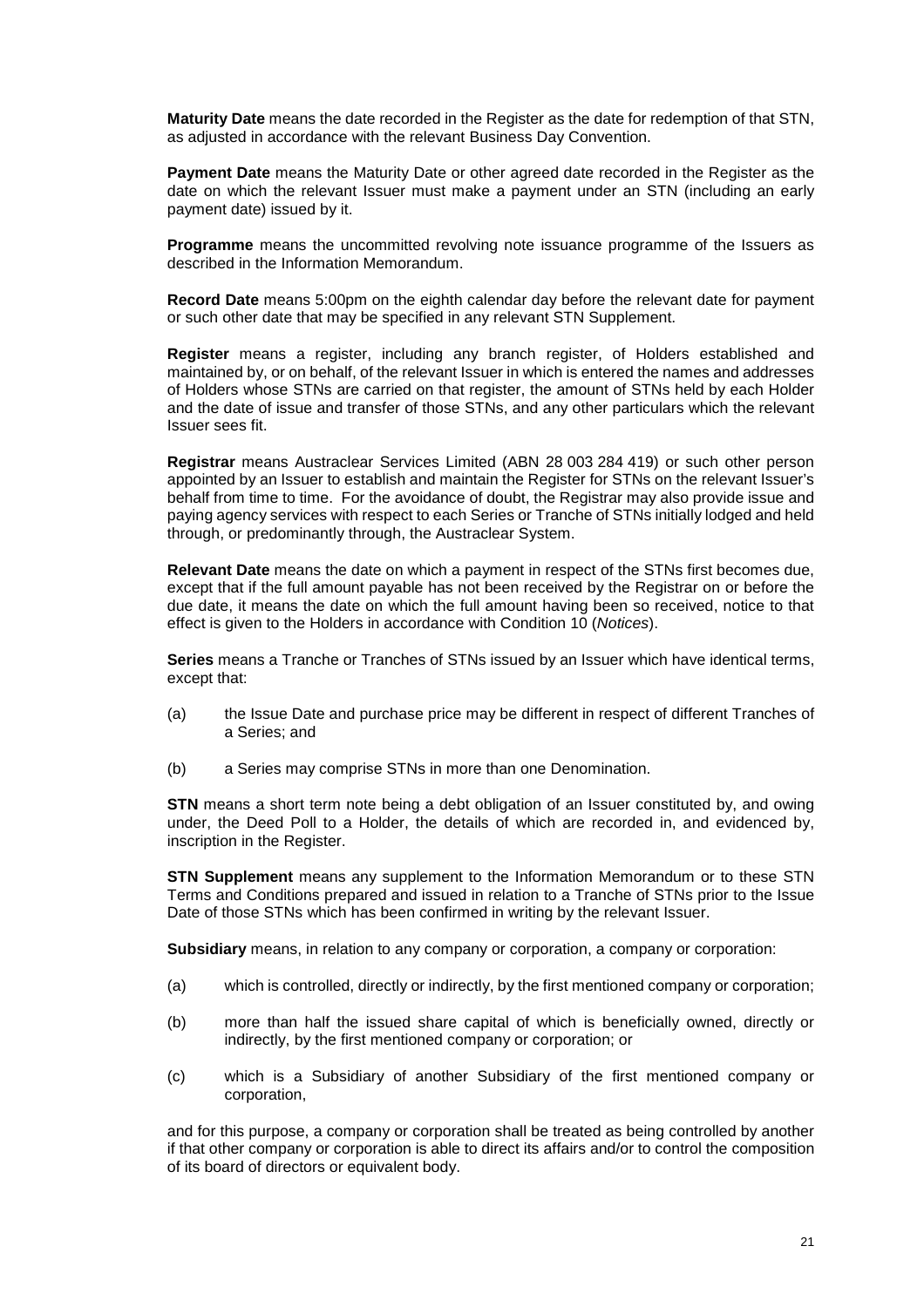**Maturity Date** means the date recorded in the Register as the date for redemption of that STN, as adjusted in accordance with the relevant Business Day Convention.

**Payment Date** means the Maturity Date or other agreed date recorded in the Register as the date on which the relevant Issuer must make a payment under an STN (including an early payment date) issued by it.

**Programme** means the uncommitted revolving note issuance programme of the Issuers as described in the Information Memorandum.

**Record Date** means 5:00pm on the eighth calendar day before the relevant date for payment or such other date that may be specified in any relevant STN Supplement.

**Register** means a register, including any branch register, of Holders established and maintained by, or on behalf, of the relevant Issuer in which is entered the names and addresses of Holders whose STNs are carried on that register, the amount of STNs held by each Holder and the date of issue and transfer of those STNs, and any other particulars which the relevant Issuer sees fit.

**Registrar** means Austraclear Services Limited (ABN 28 003 284 419) or such other person appointed by an Issuer to establish and maintain the Register for STNs on the relevant Issuer's behalf from time to time. For the avoidance of doubt, the Registrar may also provide issue and paying agency services with respect to each Series or Tranche of STNs initially lodged and held through, or predominantly through, the Austraclear System.

**Relevant Date** means the date on which a payment in respect of the STNs first becomes due, except that if the full amount payable has not been received by the Registrar on or before the due date, it means the date on which the full amount having been so received, notice to that effect is given to the Holders in accordance with Condition 10 (*Notices*).

**Series** means a Tranche or Tranches of STNs issued by an Issuer which have identical terms, except that:

(a) the Issue Date and purchase price may be different in respect of different Tranches of a Series; and

(b) a Series may comprise STNs in more than one Denomination.

**STN** means a short term note being a debt obligation of an Issuer constituted by, and owing under, the Deed Poll to a Holder, the details of which are recorded in, and evidenced by, inscription in the Register.

**STN Supplement** means any supplement to the Information Memorandum or to these STN Terms and Conditions prepared and issued in relation to a Tranche of STNs prior to the Issue Date of those STNs which has been confirmed in writing by the relevant Issuer.

**Subsidiary** means, in relation to any company or corporation, a company or corporation:

(a) which is controlled, directly or indirectly, by the first mentioned company or corporation;

(b) more than half the issued share capital of which is beneficially owned, directly or indirectly, by the first mentioned company or corporation; or

(c) which is a Subsidiary of another Subsidiary of the first mentioned company or corporation,

and for this purpose, a company or corporation shall be treated as being controlled by another if that other company or corporation is able to direct its affairs and/or to control the composition of its board of directors or equivalent body.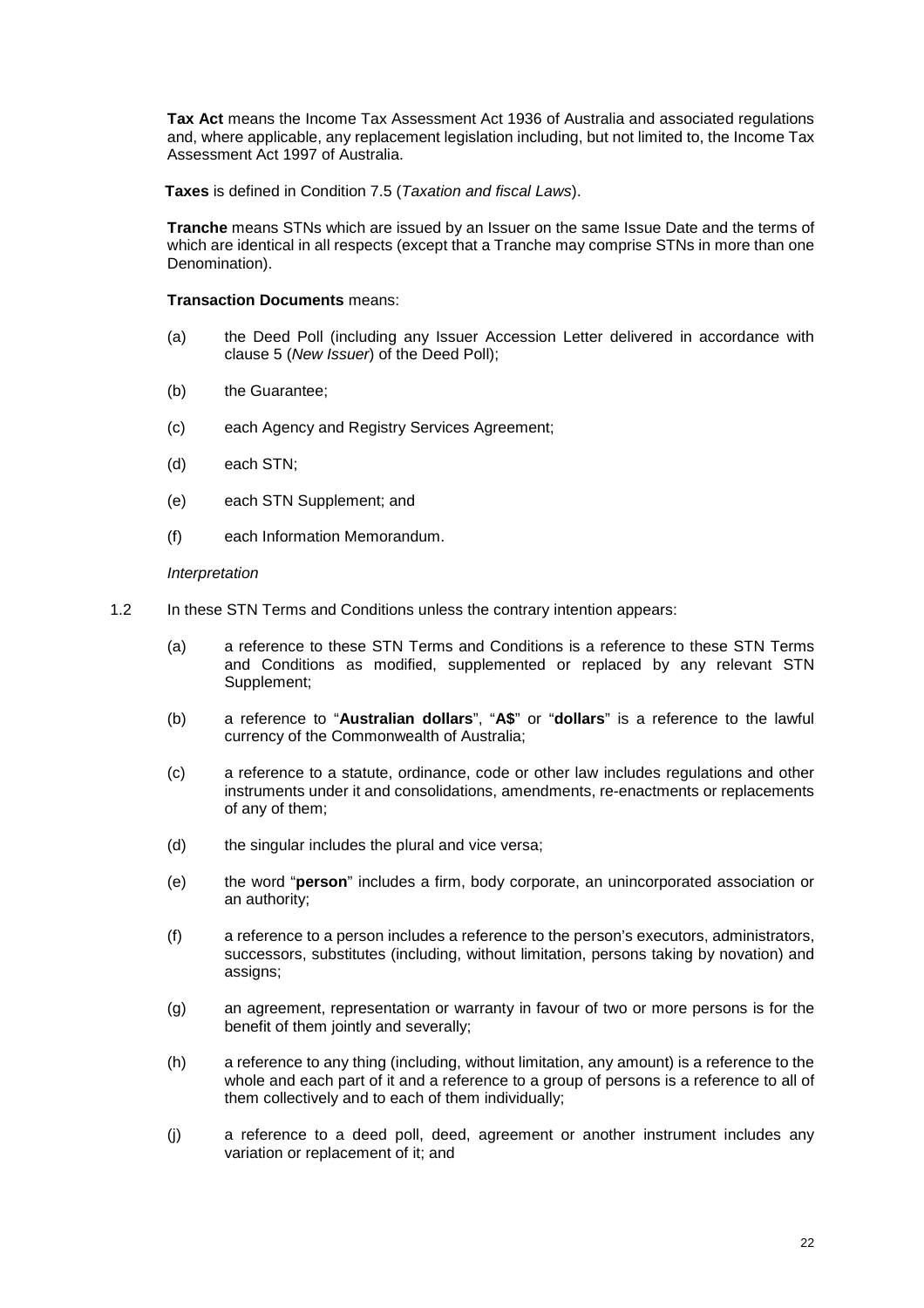**Tax Act** means the Income Tax Assessment Act 1936 of Australia and associated regulations and, where applicable, any replacement legislation including, but not limited to, the Income Tax Assessment Act 1997 of Australia.

**Taxes** is defined in Condition 7.5 (*Taxation and fiscal Laws*).

**Tranche** means STNs which are issued by an Issuer on the same Issue Date and the terms of which are identical in all respects (except that a Tranche may comprise STNs in more than one Denomination).

**Transaction Documents** means:

(a) the Deed Poll (including any Issuer Accession Letter delivered in accordance with clause 5 (*New Issuer*) of the Deed Poll);

(b) the Guarantee;

(c) each Agency and Registry Services Agreement;

(d) each STN;

(e) each STN Supplement; and

(f) each Information Memorandum.

*Interpretation*

1.2 In these STN Terms and Conditions unless the contrary intention appears:

(a) a reference to these STN Terms and Conditions is a reference to these STN Terms and Conditions as modified, supplemented or replaced by any relevant STN Supplement;

(b) a reference to "**Australian dollars**", "**A$**" or "**dollars**" is a reference to the lawful currency of the Commonwealth of Australia;

(c) a reference to a statute, ordinance, code or other law includes regulations and other instruments under it and consolidations, amendments, re-enactments or replacements of any of them;

(d) the singular includes the plural and vice versa;

(e) the word "**person**" includes a firm, body corporate, an unincorporated association or an authority;

(f) a reference to a person includes a reference to the person's executors, administrators, successors, substitutes (including, without limitation, persons taking by novation) and assigns;

(g) an agreement, representation or warranty in favour of two or more persons is for the benefit of them jointly and severally;

(h) a reference to any thing (including, without limitation, any amount) is a reference to the whole and each part of it and a reference to a group of persons is a reference to all of them collectively and to each of them individually;

(j) a reference to a deed poll, deed, agreement or another instrument includes any variation or replacement of it; and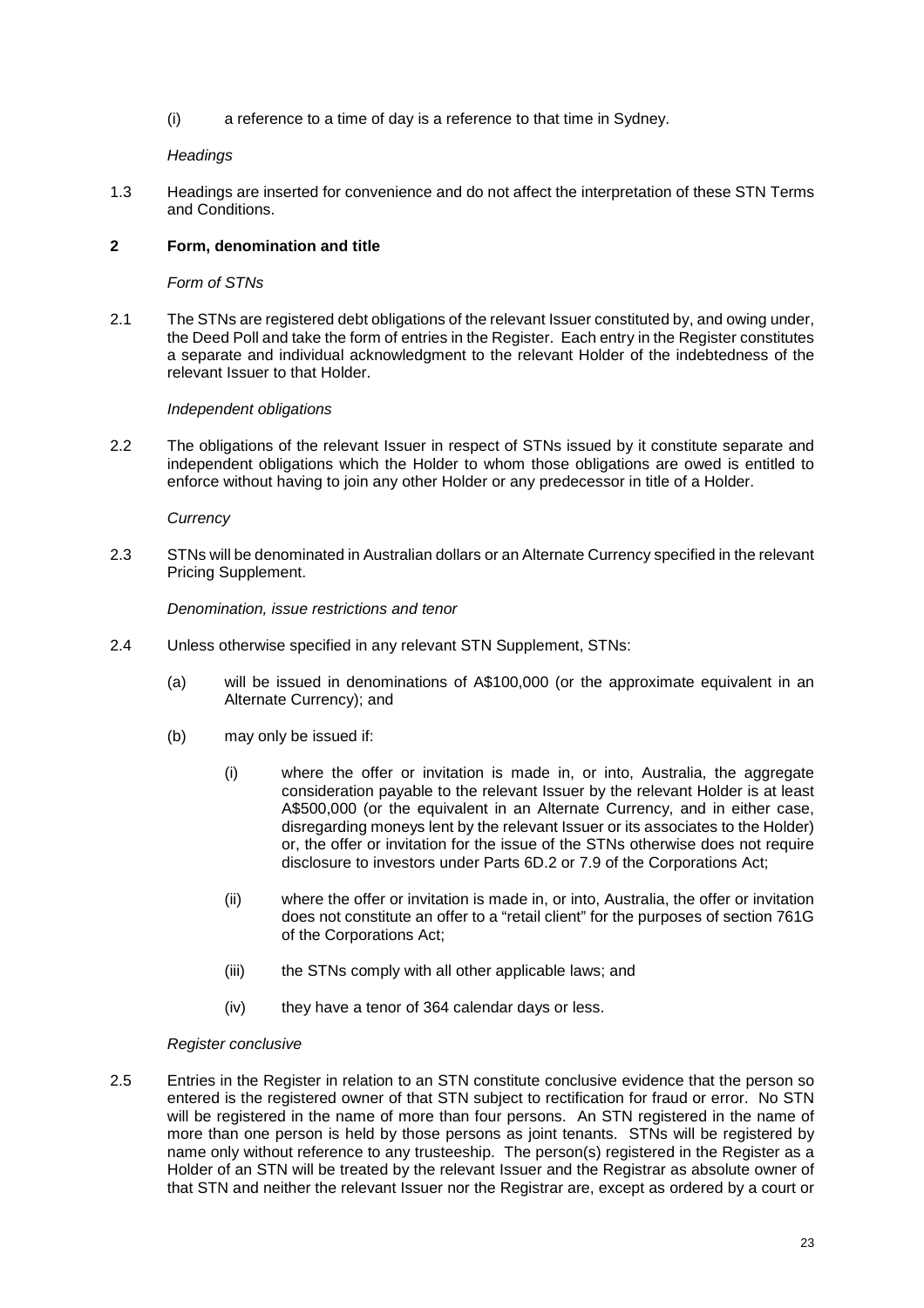(i) a reference to a time of day is a reference to that time in Sydney.

*Headings*

1.3 Headings are inserted for convenience and do not affect the interpretation of these STN Terms and Conditions.

**2 Form, denomination and title**

*Form of STNs*

2.1 The STNs are registered debt obligations of the relevant Issuer constituted by, and owing under, the Deed Poll and take the form of entries in the Register. Each entry in the Register constitutes a separate and individual acknowledgment to the relevant Holder of the indebtedness of the relevant Issuer to that Holder.

*Independent obligations*

2.2 The obligations of the relevant Issuer in respect of STNs issued by it constitute separate and independent obligations which the Holder to whom those obligations are owed is entitled to enforce without having to join any other Holder or any predecessor in title of a Holder.

*Currency*

2.3 STNs will be denominated in Australian dollars or an Alternate Currency specified in the relevant Pricing Supplement.

*Denomination, issue restrictions and tenor*

2.4 Unless otherwise specified in any relevant STN Supplement, STNs:

(a) will be issued in denominations of A$100,000 (or the approximate equivalent in an Alternate Currency); and

(b) may only be issued if:

(i) where the offer or invitation is made in, or into, Australia, the aggregate consideration payable to the relevant Issuer by the relevant Holder is at least A$500,000 (or the equivalent in an Alternate Currency, and in either case, disregarding moneys lent by the relevant Issuer or its associates to the Holder) or, the offer or invitation for the issue of the STNs otherwise does not require disclosure to investors under Parts 6D.2 or 7.9 of the Corporations Act;

(ii) where the offer or invitation is made in, or into, Australia, the offer or invitation does not constitute an offer to a "retail client" for the purposes of section 761G of the Corporations Act;

(iii) the STNs comply with all other applicable laws; and

(iv) they have a tenor of 364 calendar days or less.

*Register conclusive*

2.5 Entries in the Register in relation to an STN constitute conclusive evidence that the person so entered is the registered owner of that STN subject to rectification for fraud or error. No STN will be registered in the name of more than four persons. An STN registered in the name of more than one person is held by those persons as joint tenants. STNs will be registered by name only without reference to any trusteeship. The person(s) registered in the Register as a Holder of an STN will be treated by the relevant Issuer and the Registrar as absolute owner of that STN and neither the relevant Issuer nor the Registrar are, except as ordered by a court or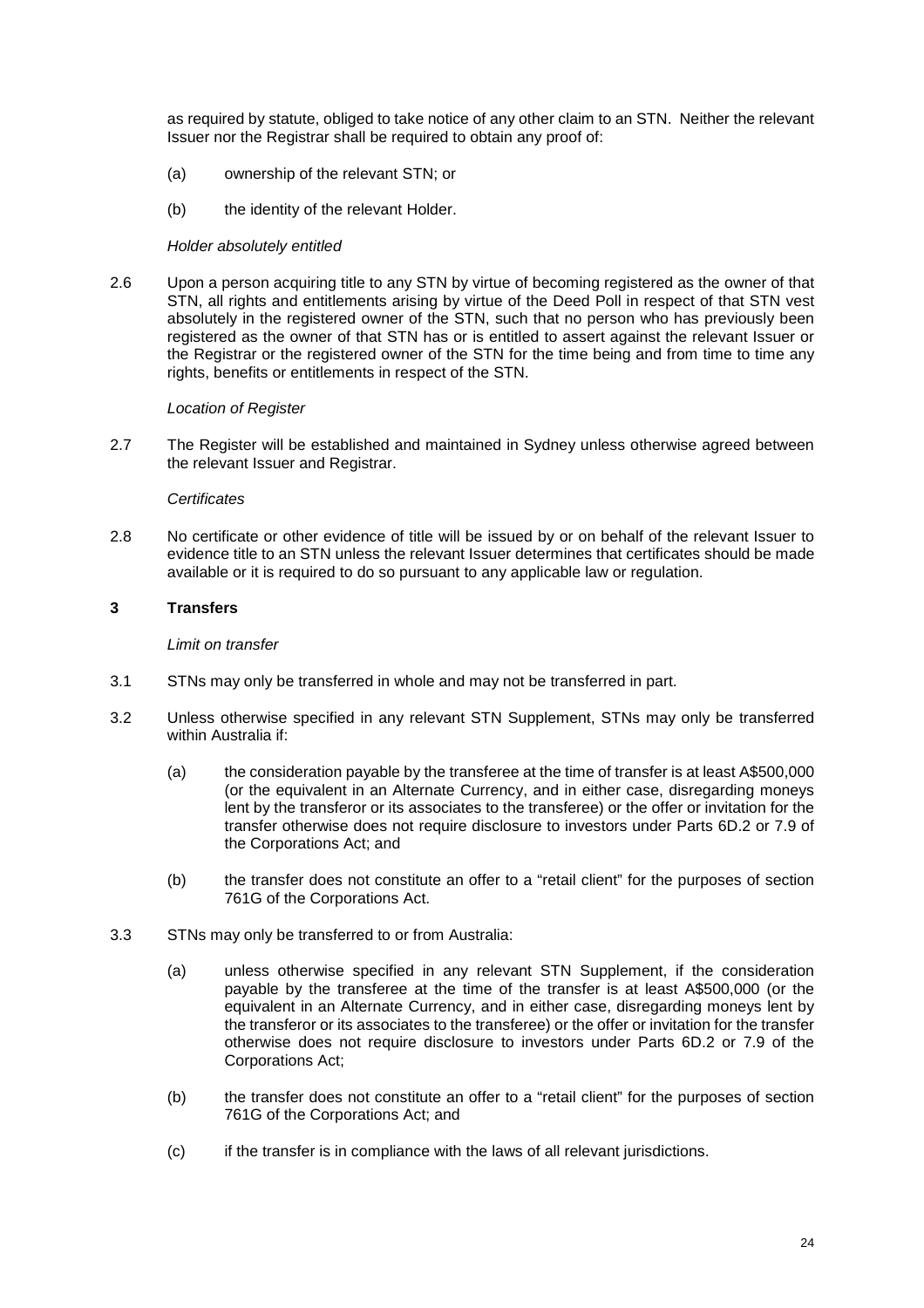as required by statute, obliged to take notice of any other claim to an STN. Neither the relevant Issuer nor the Registrar shall be required to obtain any proof of:

(a) ownership of the relevant STN; or

(b) the identity of the relevant Holder.

*Holder absolutely entitled*

2.6 Upon a person acquiring title to any STN by virtue of becoming registered as the owner of that STN, all rights and entitlements arising by virtue of the Deed Poll in respect of that STN vest absolutely in the registered owner of the STN, such that no person who has previously been registered as the owner of that STN has or is entitled to assert against the relevant Issuer or the Registrar or the registered owner of the STN for the time being and from time to time any rights, benefits or entitlements in respect of the STN.

*Location of Register*

2.7 The Register will be established and maintained in Sydney unless otherwise agreed between the relevant Issuer and Registrar.

*Certificates*

2.8 No certificate or other evidence of title will be issued by or on behalf of the relevant Issuer to evidence title to an STN unless the relevant Issuer determines that certificates should be made available or it is required to do so pursuant to any applicable law or regulation.

## 3 Transfers

*Limit on transfer*

3.1 STNs may only be transferred in whole and may not be transferred in part.

3.2 Unless otherwise specified in any relevant STN Supplement, STNs may only be transferred within Australia if:

(a) the consideration payable by the transferee at the time of transfer is at least A$500,000 (or the equivalent in an Alternate Currency, and in either case, disregarding moneys lent by the transferor or its associates to the transferee) or the offer or invitation for the transfer otherwise does not require disclosure to investors under Parts 6D.2 or 7.9 of the Corporations Act; and

(b) the transfer does not constitute an offer to a "retail client" for the purposes of section 761G of the Corporations Act.

3.3 STNs may only be transferred to or from Australia:

(a) unless otherwise specified in any relevant STN Supplement, if the consideration payable by the transferee at the time of the transfer is at least A$500,000 (or the equivalent in an Alternate Currency, and in either case, disregarding moneys lent by the transferor or its associates to the transferee) or the offer or invitation for the transfer otherwise does not require disclosure to investors under Parts 6D.2 or 7.9 of the Corporations Act;

(b) the transfer does not constitute an offer to a "retail client" for the purposes of section 761G of the Corporations Act; and

(c) if the transfer is in compliance with the laws of all relevant jurisdictions.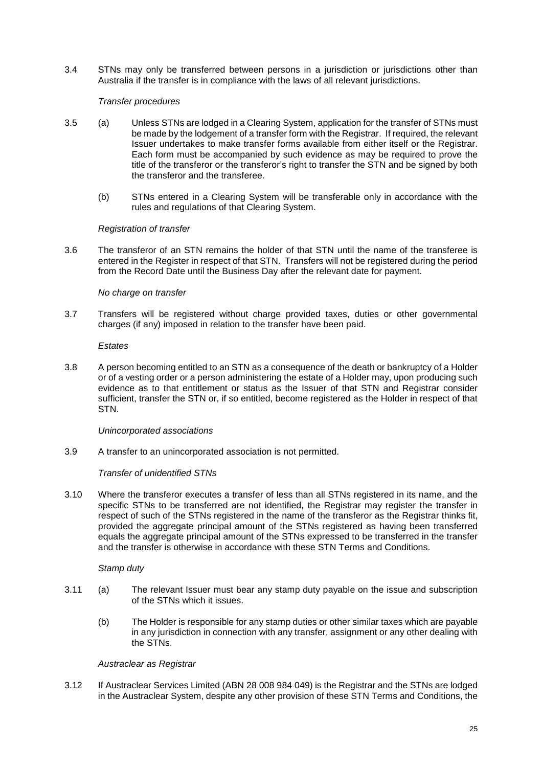3.4 STNs may only be transferred between persons in a jurisdiction or jurisdictions other than Australia if the transfer is in compliance with the laws of all relevant jurisdictions.

*Transfer procedures*

3.5 (a) Unless STNs are lodged in a Clearing System, application for the transfer of STNs must be made by the lodgement of a transfer form with the Registrar. If required, the relevant Issuer undertakes to make transfer forms available from either itself or the Registrar. Each form must be accompanied by such evidence as may be required to prove the title of the transferor or the transferor's right to transfer the STN and be signed by both the transferor and the transferee.

(b) STNs entered in a Clearing System will be transferable only in accordance with the rules and regulations of that Clearing System.

*Registration of transfer*

3.6 The transferor of an STN remains the holder of that STN until the name of the transferee is entered in the Register in respect of that STN. Transfers will not be registered during the period from the Record Date until the Business Day after the relevant date for payment.

*No charge on transfer*

3.7 Transfers will be registered without charge provided taxes, duties or other governmental charges (if any) imposed in relation to the transfer have been paid.

*Estates*

3.8 A person becoming entitled to an STN as a consequence of the death or bankruptcy of a Holder or of a vesting order or a person administering the estate of a Holder may, upon producing such evidence as to that entitlement or status as the Issuer of that STN and Registrar consider sufficient, transfer the STN or, if so entitled, become registered as the Holder in respect of that STN.

*Unincorporated associations*

3.9 A transfer to an unincorporated association is not permitted.

*Transfer of unidentified STNs*

3.10 Where the transferor executes a transfer of less than all STNs registered in its name, and the specific STNs to be transferred are not identified, the Registrar may register the transfer in respect of such of the STNs registered in the name of the transferor as the Registrar thinks fit, provided the aggregate principal amount of the STNs registered as having been transferred equals the aggregate principal amount of the STNs expressed to be transferred in the transfer and the transfer is otherwise in accordance with these STN Terms and Conditions.

*Stamp duty*

3.11 (a) The relevant Issuer must bear any stamp duty payable on the issue and subscription of the STNs which it issues.

(b) The Holder is responsible for any stamp duties or other similar taxes which are payable in any jurisdiction in connection with any transfer, assignment or any other dealing with the STNs.

*Austraclear as Registrar*

3.12 If Austraclear Services Limited (ABN 28 008 984 049) is the Registrar and the STNs are lodged in the Austraclear System, despite any other provision of these STN Terms and Conditions, the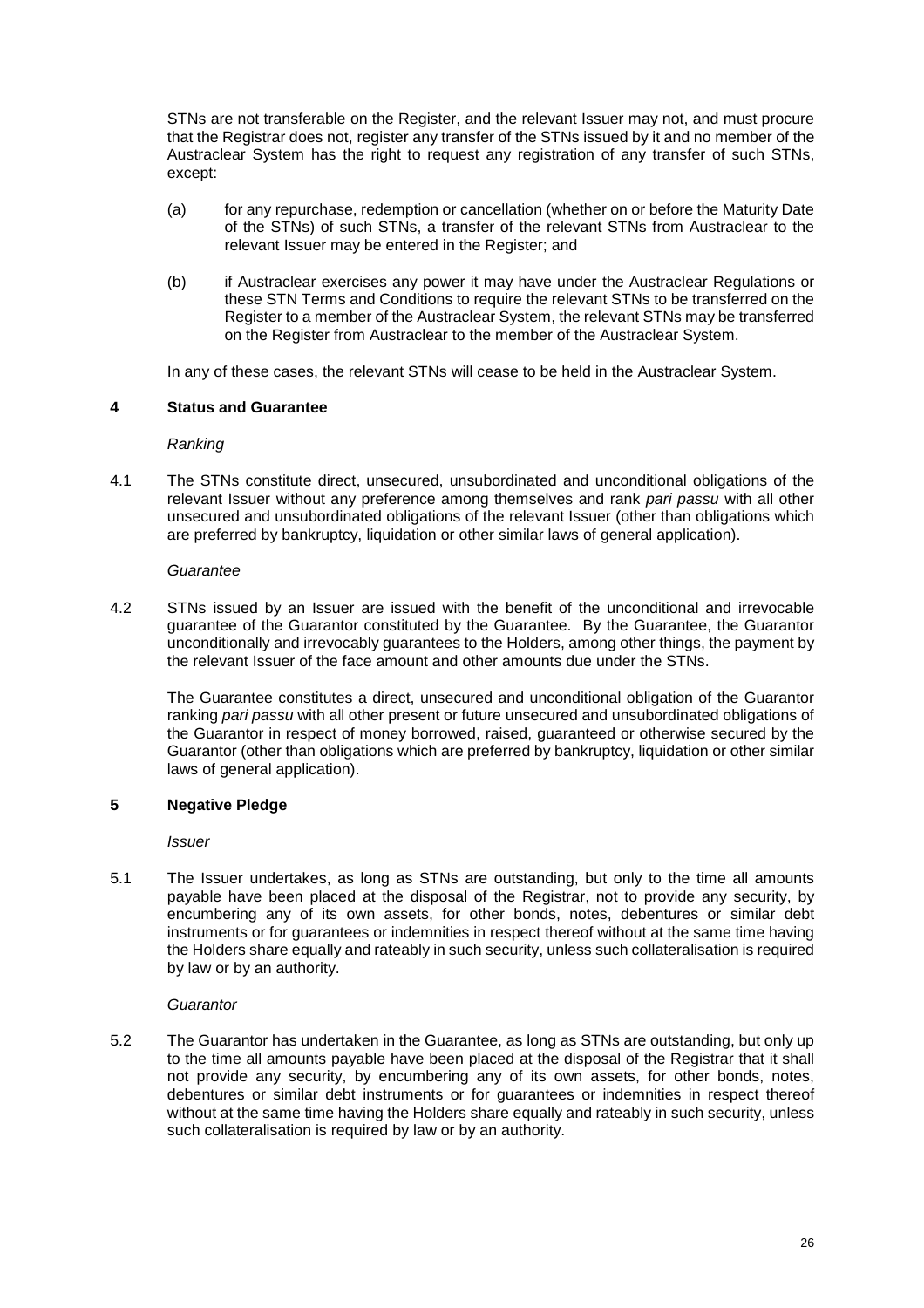STNs are not transferable on the Register, and the relevant Issuer may not, and must procure that the Registrar does not, register any transfer of the STNs issued by it and no member of the Austraclear System has the right to request any registration of any transfer of such STNs, except:

(a) for any repurchase, redemption or cancellation (whether on or before the Maturity Date of the STNs) of such STNs, a transfer of the relevant STNs from Austraclear to the relevant Issuer may be entered in the Register; and

(b) if Austraclear exercises any power it may have under the Austraclear Regulations or these STN Terms and Conditions to require the relevant STNs to be transferred on the Register to a member of the Austraclear System, the relevant STNs may be transferred on the Register from Austraclear to the member of the Austraclear System.

In any of these cases, the relevant STNs will cease to be held in the Austraclear System.

## 4 Status and Guarantee

*Ranking*

4.1 The STNs constitute direct, unsecured, unsubordinated and unconditional obligations of the relevant Issuer without any preference among themselves and rank *pari passu* with all other unsecured and unsubordinated obligations of the relevant Issuer (other than obligations which are preferred by bankruptcy, liquidation or other similar laws of general application).

*Guarantee*

4.2 STNs issued by an Issuer are issued with the benefit of the unconditional and irrevocable guarantee of the Guarantor constituted by the Guarantee. By the Guarantee, the Guarantor unconditionally and irrevocably guarantees to the Holders, among other things, the payment by the relevant Issuer of the face amount and other amounts due under the STNs.

The Guarantee constitutes a direct, unsecured and unconditional obligation of the Guarantor ranking *pari passu* with all other present or future unsecured and unsubordinated obligations of the Guarantor in respect of money borrowed, raised, guaranteed or otherwise secured by the Guarantor (other than obligations which are preferred by bankruptcy, liquidation or other similar laws of general application).

## 5 Negative Pledge

*Issuer*

5.1 The Issuer undertakes, as long as STNs are outstanding, but only to the time all amounts payable have been placed at the disposal of the Registrar, not to provide any security, by encumbering any of its own assets, for other bonds, notes, debentures or similar debt instruments or for guarantees or indemnities in respect thereof without at the same time having the Holders share equally and rateably in such security, unless such collateralisation is required by law or by an authority.

*Guarantor*

5.2 The Guarantor has undertaken in the Guarantee, as long as STNs are outstanding, but only up to the time all amounts payable have been placed at the disposal of the Registrar that it shall not provide any security, by encumbering any of its own assets, for other bonds, notes, debentures or similar debt instruments or for guarantees or indemnities in respect thereof without at the same time having the Holders share equally and rateably in such security, unless such collateralisation is required by law or by an authority.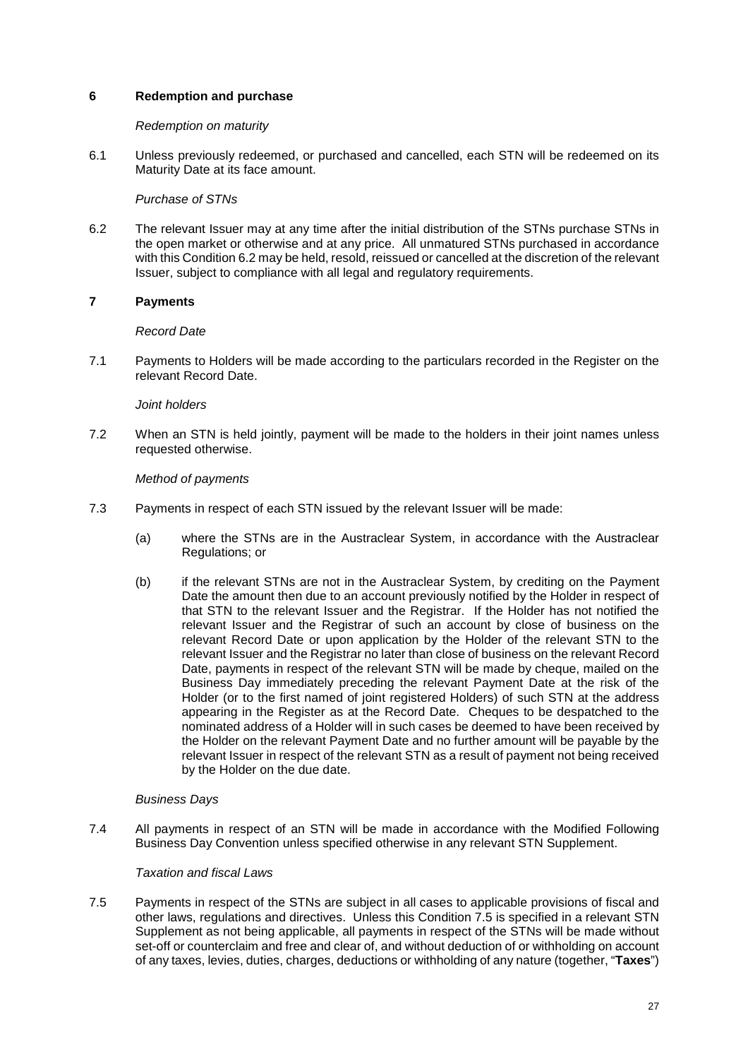## 6 Redemption and purchase

*Redemption on maturity*

6.1 Unless previously redeemed, or purchased and cancelled, each STN will be redeemed on its Maturity Date at its face amount.

*Purchase of STNs*

6.2 The relevant Issuer may at any time after the initial distribution of the STNs purchase STNs in the open market or otherwise and at any price. All unmatured STNs purchased in accordance with this Condition 6.2 may be held, resold, reissued or cancelled at the discretion of the relevant Issuer, subject to compliance with all legal and regulatory requirements.

## 7 Payments

*Record Date*

7.1 Payments to Holders will be made according to the particulars recorded in the Register on the relevant Record Date.

*Joint holders*

7.2 When an STN is held jointly, payment will be made to the holders in their joint names unless requested otherwise.

*Method of payments*

7.3 Payments in respect of each STN issued by the relevant Issuer will be made:

(a) where the STNs are in the Austraclear System, in accordance with the Austraclear Regulations; or

(b) if the relevant STNs are not in the Austraclear System, by crediting on the Payment Date the amount then due to an account previously notified by the Holder in respect of that STN to the relevant Issuer and the Registrar. If the Holder has not notified the relevant Issuer and the Registrar of such an account by close of business on the relevant Record Date or upon application by the Holder of the relevant STN to the relevant Issuer and the Registrar no later than close of business on the relevant Record Date, payments in respect of the relevant STN will be made by cheque, mailed on the Business Day immediately preceding the relevant Payment Date at the risk of the Holder (or to the first named of joint registered Holders) of such STN at the address appearing in the Register as at the Record Date. Cheques to be despatched to the nominated address of a Holder will in such cases be deemed to have been received by the Holder on the relevant Payment Date and no further amount will be payable by the relevant Issuer in respect of the relevant STN as a result of payment not being received by the Holder on the due date.

*Business Days*

7.4 All payments in respect of an STN will be made in accordance with the Modified Following Business Day Convention unless specified otherwise in any relevant STN Supplement.

*Taxation and fiscal Laws*

7.5 Payments in respect of the STNs are subject in all cases to applicable provisions of fiscal and other laws, regulations and directives. Unless this Condition 7.5 is specified in a relevant STN Supplement as not being applicable, all payments in respect of the STNs will be made without set-off or counterclaim and free and clear of, and without deduction of or withholding on account of any taxes, levies, duties, charges, deductions or withholding of any nature (together, "**Taxes**")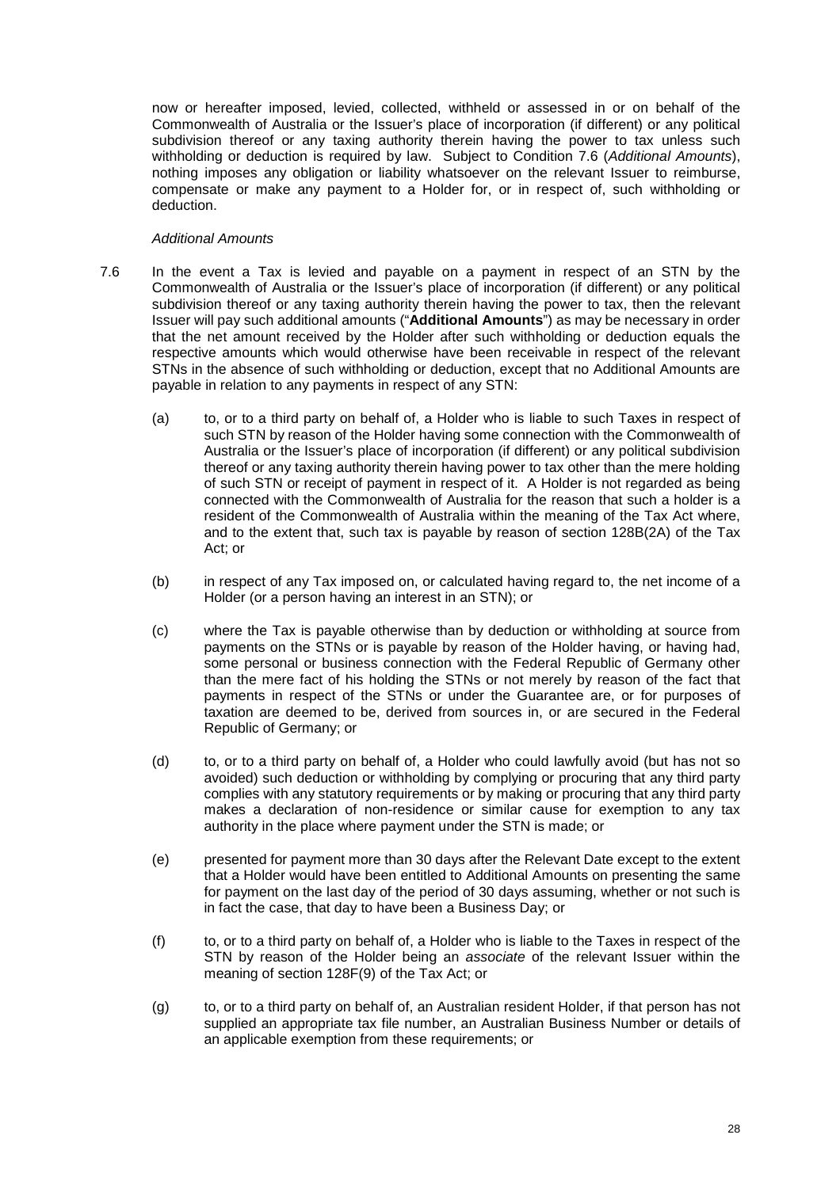now or hereafter imposed, levied, collected, withheld or assessed in or on behalf of the Commonwealth of Australia or the Issuer's place of incorporation (if different) or any political subdivision thereof or any taxing authority therein having the power to tax unless such withholding or deduction is required by law. Subject to Condition 7.6 (*Additional Amounts*), nothing imposes any obligation or liability whatsoever on the relevant Issuer to reimburse, compensate or make any payment to a Holder for, or in respect of, such withholding or deduction.

*Additional Amounts*

7.6 In the event a Tax is levied and payable on a payment in respect of an STN by the Commonwealth of Australia or the Issuer's place of incorporation (if different) or any political subdivision thereof or any taxing authority therein having the power to tax, then the relevant Issuer will pay such additional amounts ("**Additional Amounts**") as may be necessary in order that the net amount received by the Holder after such withholding or deduction equals the respective amounts which would otherwise have been receivable in respect of the relevant STNs in the absence of such withholding or deduction, except that no Additional Amounts are payable in relation to any payments in respect of any STN:

(a) to, or to a third party on behalf of, a Holder who is liable to such Taxes in respect of such STN by reason of the Holder having some connection with the Commonwealth of Australia or the Issuer's place of incorporation (if different) or any political subdivision thereof or any taxing authority therein having power to tax other than the mere holding of such STN or receipt of payment in respect of it. A Holder is not regarded as being connected with the Commonwealth of Australia for the reason that such a holder is a resident of the Commonwealth of Australia within the meaning of the Tax Act where, and to the extent that, such tax is payable by reason of section 128B(2A) of the Tax Act; or

(b) in respect of any Tax imposed on, or calculated having regard to, the net income of a Holder (or a person having an interest in an STN); or

(c) where the Tax is payable otherwise than by deduction or withholding at source from payments on the STNs or is payable by reason of the Holder having, or having had, some personal or business connection with the Federal Republic of Germany other than the mere fact of his holding the STNs or not merely by reason of the fact that payments in respect of the STNs or under the Guarantee are, or for purposes of taxation are deemed to be, derived from sources in, or are secured in the Federal Republic of Germany; or

(d) to, or to a third party on behalf of, a Holder who could lawfully avoid (but has not so avoided) such deduction or withholding by complying or procuring that any third party complies with any statutory requirements or by making or procuring that any third party makes a declaration of non-residence or similar cause for exemption to any tax authority in the place where payment under the STN is made; or

(e) presented for payment more than 30 days after the Relevant Date except to the extent that a Holder would have been entitled to Additional Amounts on presenting the same for payment on the last day of the period of 30 days assuming, whether or not such is in fact the case, that day to have been a Business Day; or

(f) to, or to a third party on behalf of, a Holder who is liable to the Taxes in respect of the STN by reason of the Holder being an *associate* of the relevant Issuer within the meaning of section 128F(9) of the Tax Act; or

(g) to, or to a third party on behalf of, an Australian resident Holder, if that person has not supplied an appropriate tax file number, an Australian Business Number or details of an applicable exemption from these requirements; or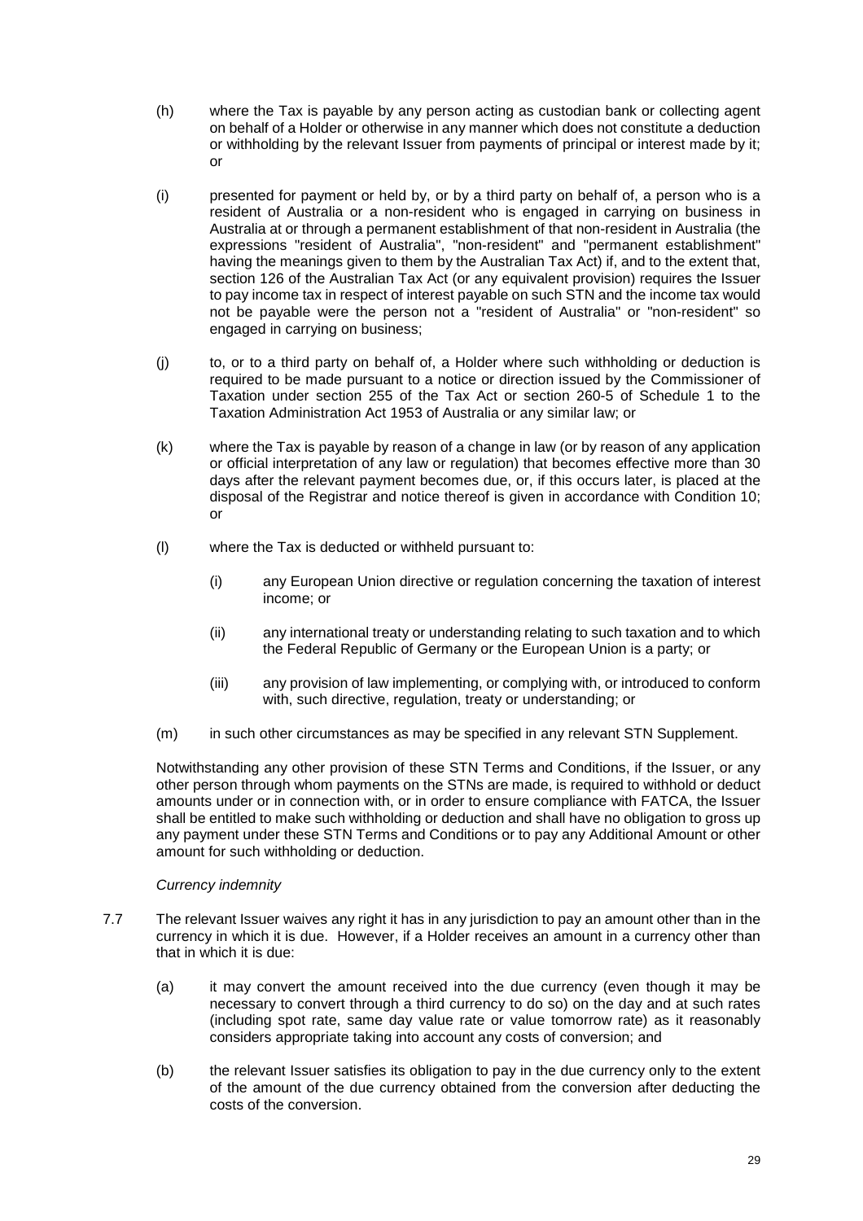(h) where the Tax is payable by any person acting as custodian bank or collecting agent on behalf of a Holder or otherwise in any manner which does not constitute a deduction or withholding by the relevant Issuer from payments of principal or interest made by it; or

(i) presented for payment or held by, or by a third party on behalf of, a person who is a resident of Australia or a non-resident who is engaged in carrying on business in Australia at or through a permanent establishment of that non-resident in Australia (the expressions "resident of Australia", "non-resident" and "permanent establishment" having the meanings given to them by the Australian Tax Act) if, and to the extent that, section 126 of the Australian Tax Act (or any equivalent provision) requires the Issuer to pay income tax in respect of interest payable on such STN and the income tax would not be payable were the person not a "resident of Australia" or "non-resident" so engaged in carrying on business;

(j) to, or to a third party on behalf of, a Holder where such withholding or deduction is required to be made pursuant to a notice or direction issued by the Commissioner of Taxation under section 255 of the Tax Act or section 260-5 of Schedule 1 to the Taxation Administration Act 1953 of Australia or any similar law; or

(k) where the Tax is payable by reason of a change in law (or by reason of any application or official interpretation of any law or regulation) that becomes effective more than 30 days after the relevant payment becomes due, or, if this occurs later, is placed at the disposal of the Registrar and notice thereof is given in accordance with Condition 10; or

(l) where the Tax is deducted or withheld pursuant to:

  (i) any European Union directive or regulation concerning the taxation of interest income; or

  (ii) any international treaty or understanding relating to such taxation and to which the Federal Republic of Germany or the European Union is a party; or

  (iii) any provision of law implementing, or complying with, or introduced to conform with, such directive, regulation, treaty or understanding; or

(m) in such other circumstances as may be specified in any relevant STN Supplement.

Notwithstanding any other provision of these STN Terms and Conditions, if the Issuer, or any other person through whom payments on the STNs are made, is required to withhold or deduct amounts under or in connection with, or in order to ensure compliance with FATCA, the Issuer shall be entitled to make such withholding or deduction and shall have no obligation to gross up any payment under these STN Terms and Conditions or to pay any Additional Amount or other amount for such withholding or deduction.

*Currency indemnity*

7.7 The relevant Issuer waives any right it has in any jurisdiction to pay an amount other than in the currency in which it is due. However, if a Holder receives an amount in a currency other than that in which it is due:

(a) it may convert the amount received into the due currency (even though it may be necessary to convert through a third currency to do so) on the day and at such rates (including spot rate, same day value rate or value tomorrow rate) as it reasonably considers appropriate taking into account any costs of conversion; and

(b) the relevant Issuer satisfies its obligation to pay in the due currency only to the extent of the amount of the due currency obtained from the conversion after deducting the costs of the conversion.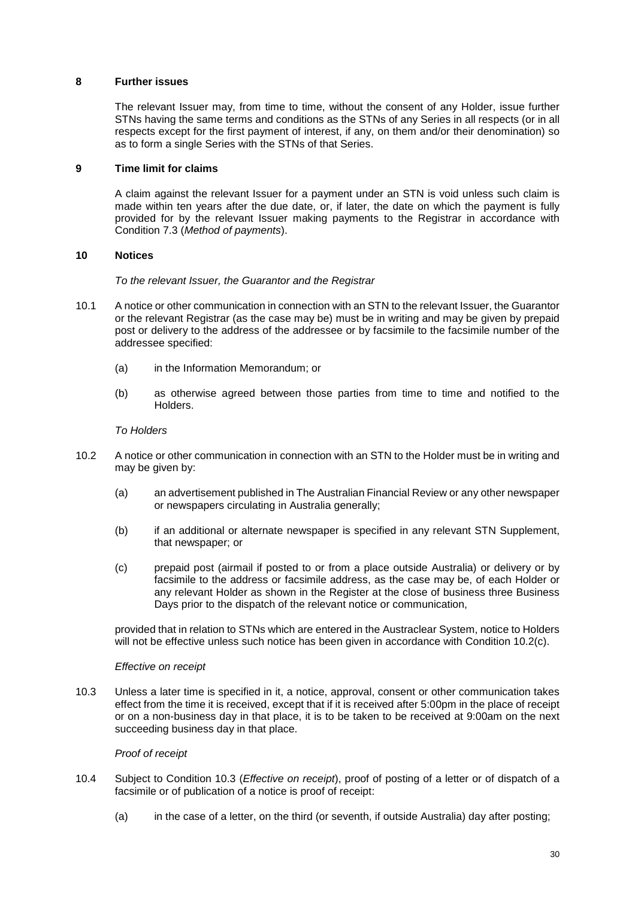## 8 Further issues

The relevant Issuer may, from time to time, without the consent of any Holder, issue further STNs having the same terms and conditions as the STNs of any Series in all respects (or in all respects except for the first payment of interest, if any, on them and/or their denomination) so as to form a single Series with the STNs of that Series.

## 9 Time limit for claims

A claim against the relevant Issuer for a payment under an STN is void unless such claim is made within ten years after the due date, or, if later, the date on which the payment is fully provided for by the relevant Issuer making payments to the Registrar in accordance with Condition 7.3 (*Method of payments*).

## 10 Notices

*To the relevant Issuer, the Guarantor and the Registrar*

10.1 A notice or other communication in connection with an STN to the relevant Issuer, the Guarantor or the relevant Registrar (as the case may be) must be in writing and may be given by prepaid post or delivery to the address of the addressee or by facsimile to the facsimile number of the addressee specified:

(a) in the Information Memorandum; or

(b) as otherwise agreed between those parties from time to time and notified to the Holders.

*To Holders*

10.2 A notice or other communication in connection with an STN to the Holder must be in writing and may be given by:

(a) an advertisement published in The Australian Financial Review or any other newspaper or newspapers circulating in Australia generally;

(b) if an additional or alternate newspaper is specified in any relevant STN Supplement, that newspaper; or

(c) prepaid post (airmail if posted to or from a place outside Australia) or delivery or by facsimile to the address or facsimile address, as the case may be, of each Holder or any relevant Holder as shown in the Register at the close of business three Business Days prior to the dispatch of the relevant notice or communication,

provided that in relation to STNs which are entered in the Austraclear System, notice to Holders will not be effective unless such notice has been given in accordance with Condition 10.2(c).

*Effective on receipt*

10.3 Unless a later time is specified in it, a notice, approval, consent or other communication takes effect from the time it is received, except that if it is received after 5:00pm in the place of receipt or on a non-business day in that place, it is to be taken to be received at 9:00am on the next succeeding business day in that place.

*Proof of receipt*

10.4 Subject to Condition 10.3 (*Effective on receipt*), proof of posting of a letter or of dispatch of a facsimile or of publication of a notice is proof of receipt:

(a) in the case of a letter, on the third (or seventh, if outside Australia) day after posting;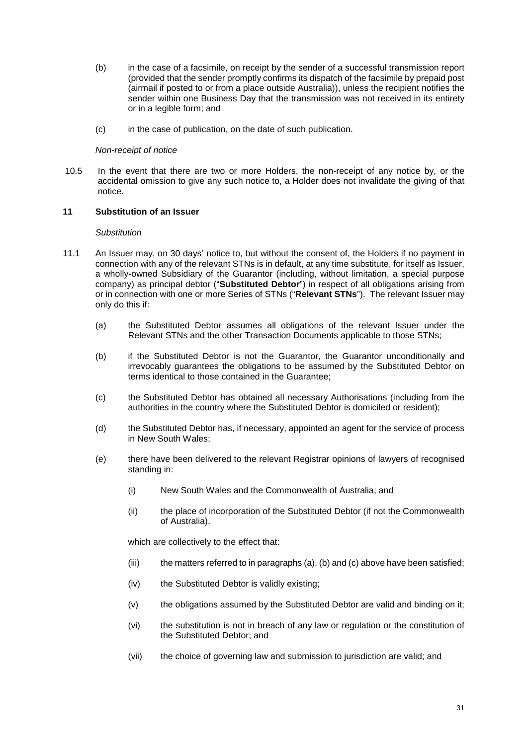(b) in the case of a facsimile, on receipt by the sender of a successful transmission report (provided that the sender promptly confirms its dispatch of the facsimile by prepaid post (airmail if posted to or from a place outside Australia)), unless the recipient notifies the sender within one Business Day that the transmission was not received in its entirety or in a legible form; and

(c) in the case of publication, on the date of such publication.

*Non-receipt of notice*

10.5 In the event that there are two or more Holders, the non-receipt of any notice by, or the accidental omission to give any such notice to, a Holder does not invalidate the giving of that notice.

## 11 Substitution of an Issuer

*Substitution*

11.1 An Issuer may, on 30 days' notice to, but without the consent of, the Holders if no payment in connection with any of the relevant STNs is in default, at any time substitute, for itself as Issuer, a wholly-owned Subsidiary of the Guarantor (including, without limitation, a special purpose company) as principal debtor ("**Substituted Debtor**") in respect of all obligations arising from or in connection with one or more Series of STNs ("**Relevant STNs**"). The relevant Issuer may only do this if:

(a) the Substituted Debtor assumes all obligations of the relevant Issuer under the Relevant STNs and the other Transaction Documents applicable to those STNs;

(b) if the Substituted Debtor is not the Guarantor, the Guarantor unconditionally and irrevocably guarantees the obligations to be assumed by the Substituted Debtor on terms identical to those contained in the Guarantee;

(c) the Substituted Debtor has obtained all necessary Authorisations (including from the authorities in the country where the Substituted Debtor is domiciled or resident);

(d) the Substituted Debtor has, if necessary, appointed an agent for the service of process in New South Wales;

(e) there have been delivered to the relevant Registrar opinions of lawyers of recognised standing in:

(i) New South Wales and the Commonwealth of Australia; and

(ii) the place of incorporation of the Substituted Debtor (if not the Commonwealth of Australia),

which are collectively to the effect that:

(iii) the matters referred to in paragraphs (a), (b) and (c) above have been satisfied;

(iv) the Substituted Debtor is validly existing;

(v) the obligations assumed by the Substituted Debtor are valid and binding on it;

(vi) the substitution is not in breach of any law or regulation or the constitution of the Substituted Debtor; and

(vii) the choice of governing law and submission to jurisdiction are valid; and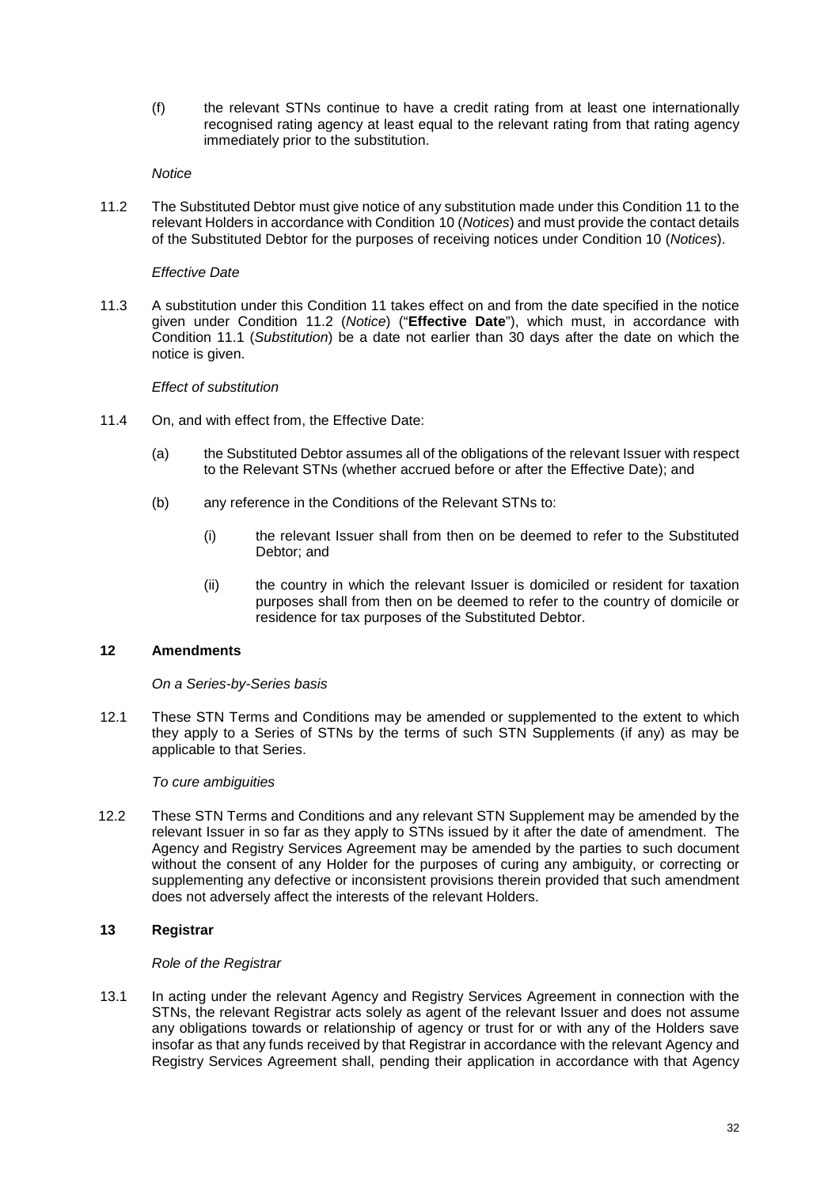(f) the relevant STNs continue to have a credit rating from at least one internationally recognised rating agency at least equal to the relevant rating from that rating agency immediately prior to the substitution.

*Notice*

11.2 The Substituted Debtor must give notice of any substitution made under this Condition 11 to the relevant Holders in accordance with Condition 10 (*Notices*) and must provide the contact details of the Substituted Debtor for the purposes of receiving notices under Condition 10 (*Notices*).

*Effective Date*

11.3 A substitution under this Condition 11 takes effect on and from the date specified in the notice given under Condition 11.2 (*Notice*) ("**Effective Date**"), which must, in accordance with Condition 11.1 (*Substitution*) be a date not earlier than 30 days after the date on which the notice is given.

*Effect of substitution*

11.4 On, and with effect from, the Effective Date:

(a) the Substituted Debtor assumes all of the obligations of the relevant Issuer with respect to the Relevant STNs (whether accrued before or after the Effective Date); and

(b) any reference in the Conditions of the Relevant STNs to:

(i) the relevant Issuer shall from then on be deemed to refer to the Substituted Debtor; and

(ii) the country in which the relevant Issuer is domiciled or resident for taxation purposes shall from then on be deemed to refer to the country of domicile or residence for tax purposes of the Substituted Debtor.

## 12 Amendments

*On a Series-by-Series basis*

12.1 These STN Terms and Conditions may be amended or supplemented to the extent to which they apply to a Series of STNs by the terms of such STN Supplements (if any) as may be applicable to that Series.

*To cure ambiguities*

12.2 These STN Terms and Conditions and any relevant STN Supplement may be amended by the relevant Issuer in so far as they apply to STNs issued by it after the date of amendment. The Agency and Registry Services Agreement may be amended by the parties to such document without the consent of any Holder for the purposes of curing any ambiguity, or correcting or supplementing any defective or inconsistent provisions therein provided that such amendment does not adversely affect the interests of the relevant Holders.

## 13 Registrar

*Role of the Registrar*

13.1 In acting under the relevant Agency and Registry Services Agreement in connection with the STNs, the relevant Registrar acts solely as agent of the relevant Issuer and does not assume any obligations towards or relationship of agency or trust for or with any of the Holders save insofar as that any funds received by that Registrar in accordance with the relevant Agency and Registry Services Agreement shall, pending their application in accordance with that Agency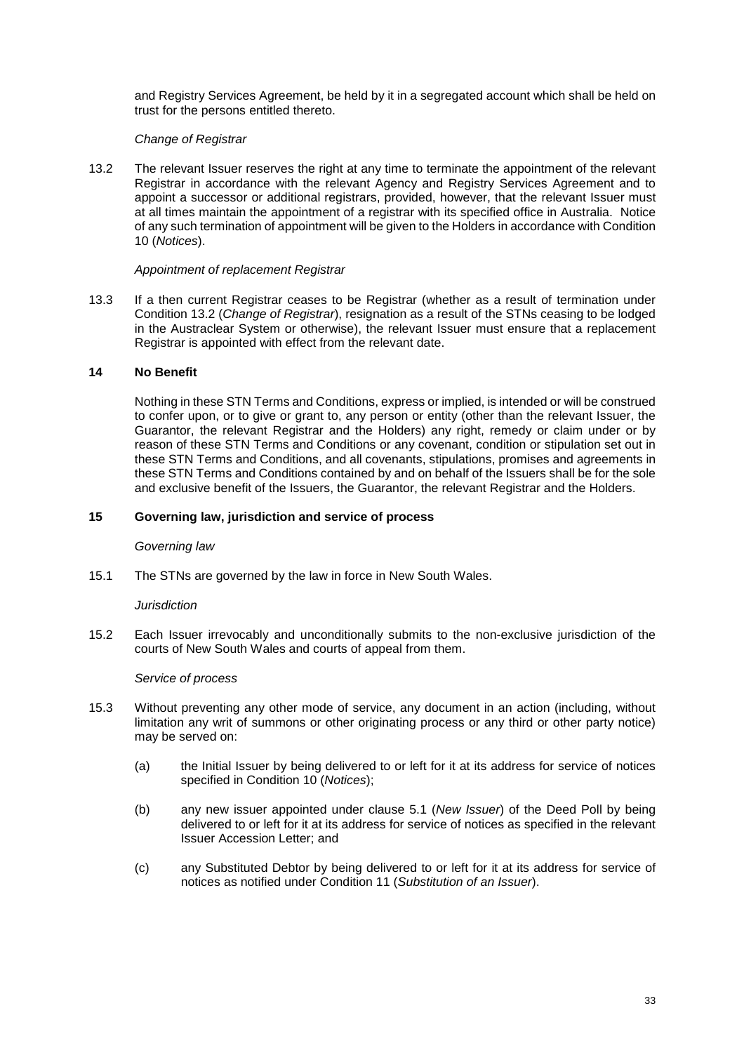and Registry Services Agreement, be held by it in a segregated account which shall be held on trust for the persons entitled thereto.

*Change of Registrar*

13.2 The relevant Issuer reserves the right at any time to terminate the appointment of the relevant Registrar in accordance with the relevant Agency and Registry Services Agreement and to appoint a successor or additional registrars, provided, however, that the relevant Issuer must at all times maintain the appointment of a registrar with its specified office in Australia. Notice of any such termination of appointment will be given to the Holders in accordance with Condition 10 (*Notices*).

*Appointment of replacement Registrar*

13.3 If a then current Registrar ceases to be Registrar (whether as a result of termination under Condition 13.2 (*Change of Registrar*), resignation as a result of the STNs ceasing to be lodged in the Austraclear System or otherwise), the relevant Issuer must ensure that a replacement Registrar is appointed with effect from the relevant date.

## 14 No Benefit

Nothing in these STN Terms and Conditions, express or implied, is intended or will be construed to confer upon, or to give or grant to, any person or entity (other than the relevant Issuer, the Guarantor, the relevant Registrar and the Holders) any right, remedy or claim under or by reason of these STN Terms and Conditions or any covenant, condition or stipulation set out in these STN Terms and Conditions, and all covenants, stipulations, promises and agreements in these STN Terms and Conditions contained by and on behalf of the Issuers shall be for the sole and exclusive benefit of the Issuers, the Guarantor, the relevant Registrar and the Holders.

## 15 Governing law, jurisdiction and service of process

*Governing law*

15.1 The STNs are governed by the law in force in New South Wales.

*Jurisdiction*

15.2 Each Issuer irrevocably and unconditionally submits to the non-exclusive jurisdiction of the courts of New South Wales and courts of appeal from them.

*Service of process*

15.3 Without preventing any other mode of service, any document in an action (including, without limitation any writ of summons or other originating process or any third or other party notice) may be served on:

(a) the Initial Issuer by being delivered to or left for it at its address for service of notices specified in Condition 10 (*Notices*);

(b) any new issuer appointed under clause 5.1 (*New Issuer*) of the Deed Poll by being delivered to or left for it at its address for service of notices as specified in the relevant Issuer Accession Letter; and

(c) any Substituted Debtor by being delivered to or left for it at its address for service of notices as notified under Condition 11 (*Substitution of an Issuer*).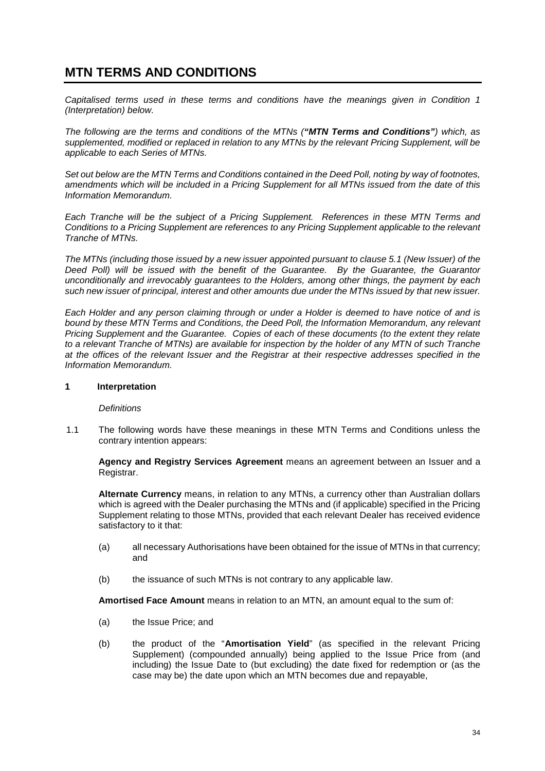# MTN TERMS AND CONDITIONS

*Capitalised terms used in these terms and conditions have the meanings given in Condition 1 (Interpretation) below.*

*The following are the terms and conditions of the MTNs (**"MTN Terms and Conditions"**) which, as supplemented, modified or replaced in relation to any MTNs by the relevant Pricing Supplement, will be applicable to each Series of MTNs.*

*Set out below are the MTN Terms and Conditions contained in the Deed Poll, noting by way of footnotes, amendments which will be included in a Pricing Supplement for all MTNs issued from the date of this Information Memorandum.*

*Each Tranche will be the subject of a Pricing Supplement. References in these MTN Terms and Conditions to a Pricing Supplement are references to any Pricing Supplement applicable to the relevant Tranche of MTNs.*

*The MTNs (including those issued by a new issuer appointed pursuant to clause 5.1 (New Issuer) of the Deed Poll) will be issued with the benefit of the Guarantee. By the Guarantee, the Guarantor unconditionally and irrevocably guarantees to the Holders, among other things, the payment by each such new issuer of principal, interest and other amounts due under the MTNs issued by that new issuer.*

*Each Holder and any person claiming through or under a Holder is deemed to have notice of and is bound by these MTN Terms and Conditions, the Deed Poll, the Information Memorandum, any relevant Pricing Supplement and the Guarantee. Copies of each of these documents (to the extent they relate to a relevant Tranche of MTNs) are available for inspection by the holder of any MTN of such Tranche at the offices of the relevant Issuer and the Registrar at their respective addresses specified in the Information Memorandum.*

## 1 Interpretation

*Definitions*

1.1 The following words have these meanings in these MTN Terms and Conditions unless the contrary intention appears:

**Agency and Registry Services Agreement** means an agreement between an Issuer and a Registrar.

**Alternate Currency** means, in relation to any MTNs, a currency other than Australian dollars which is agreed with the Dealer purchasing the MTNs and (if applicable) specified in the Pricing Supplement relating to those MTNs, provided that each relevant Dealer has received evidence satisfactory to it that:

(a) all necessary Authorisations have been obtained for the issue of MTNs in that currency; and

(b) the issuance of such MTNs is not contrary to any applicable law.

**Amortised Face Amount** means in relation to an MTN, an amount equal to the sum of:

(a) the Issue Price; and

(b) the product of the "**Amortisation Yield**" (as specified in the relevant Pricing Supplement) (compounded annually) being applied to the Issue Price from (and including) the Issue Date to (but excluding) the date fixed for redemption or (as the case may be) the date upon which an MTN becomes due and repayable,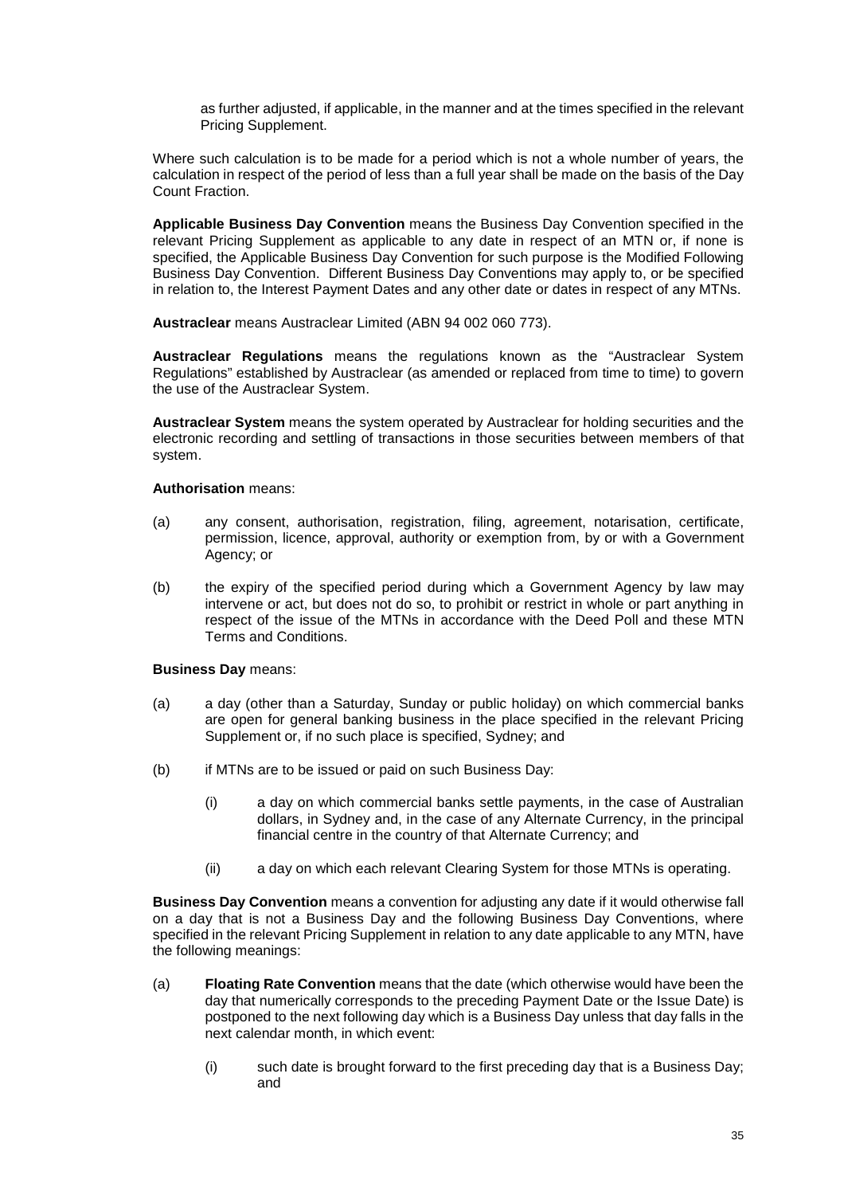as further adjusted, if applicable, in the manner and at the times specified in the relevant Pricing Supplement.

Where such calculation is to be made for a period which is not a whole number of years, the calculation in respect of the period of less than a full year shall be made on the basis of the Day Count Fraction.

**Applicable Business Day Convention** means the Business Day Convention specified in the relevant Pricing Supplement as applicable to any date in respect of an MTN or, if none is specified, the Applicable Business Day Convention for such purpose is the Modified Following Business Day Convention. Different Business Day Conventions may apply to, or be specified in relation to, the Interest Payment Dates and any other date or dates in respect of any MTNs.

**Austraclear** means Austraclear Limited (ABN 94 002 060 773).

**Austraclear Regulations** means the regulations known as the "Austraclear System Regulations" established by Austraclear (as amended or replaced from time to time) to govern the use of the Austraclear System.

**Austraclear System** means the system operated by Austraclear for holding securities and the electronic recording and settling of transactions in those securities between members of that system.

**Authorisation** means:

(a) any consent, authorisation, registration, filing, agreement, notarisation, certificate, permission, licence, approval, authority or exemption from, by or with a Government Agency; or

(b) the expiry of the specified period during which a Government Agency by law may intervene or act, but does not do so, to prohibit or restrict in whole or part anything in respect of the issue of the MTNs in accordance with the Deed Poll and these MTN Terms and Conditions.

**Business Day** means:

(a) a day (other than a Saturday, Sunday or public holiday) on which commercial banks are open for general banking business in the place specified in the relevant Pricing Supplement or, if no such place is specified, Sydney; and

(b) if MTNs are to be issued or paid on such Business Day:

  (i) a day on which commercial banks settle payments, in the case of Australian dollars, in Sydney and, in the case of any Alternate Currency, in the principal financial centre in the country of that Alternate Currency; and

  (ii) a day on which each relevant Clearing System for those MTNs is operating.

**Business Day Convention** means a convention for adjusting any date if it would otherwise fall on a day that is not a Business Day and the following Business Day Conventions, where specified in the relevant Pricing Supplement in relation to any date applicable to any MTN, have the following meanings:

(a) **Floating Rate Convention** means that the date (which otherwise would have been the day that numerically corresponds to the preceding Payment Date or the Issue Date) is postponed to the next following day which is a Business Day unless that day falls in the next calendar month, in which event:

  (i) such date is brought forward to the first preceding day that is a Business Day; and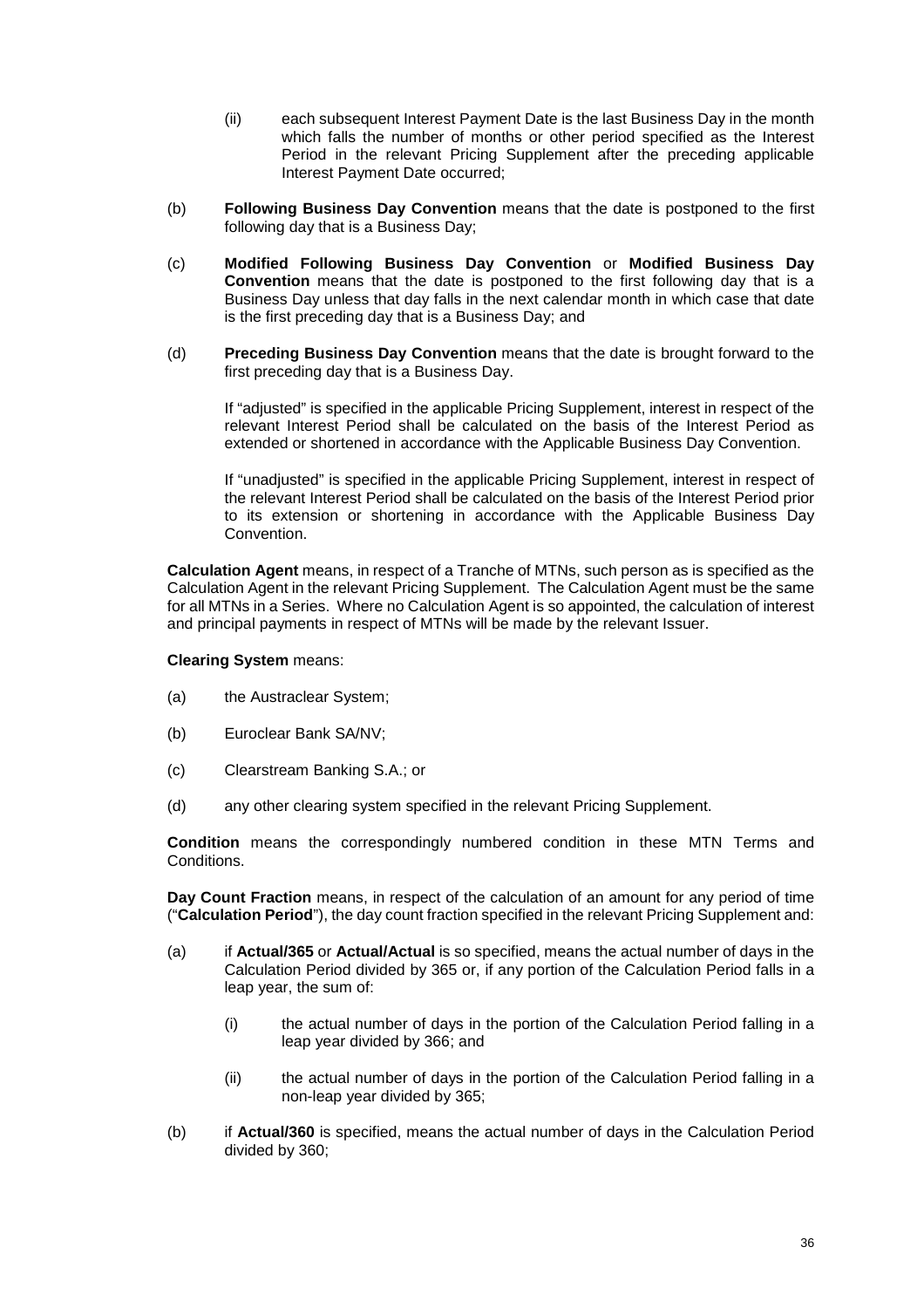(ii) each subsequent Interest Payment Date is the last Business Day in the month which falls the number of months or other period specified as the Interest Period in the relevant Pricing Supplement after the preceding applicable Interest Payment Date occurred;

(b) **Following Business Day Convention** means that the date is postponed to the first following day that is a Business Day;

(c) **Modified Following Business Day Convention** or **Modified Business Day Convention** means that the date is postponed to the first following day that is a Business Day unless that day falls in the next calendar month in which case that date is the first preceding day that is a Business Day; and

(d) **Preceding Business Day Convention** means that the date is brought forward to the first preceding day that is a Business Day.

If "adjusted" is specified in the applicable Pricing Supplement, interest in respect of the relevant Interest Period shall be calculated on the basis of the Interest Period as extended or shortened in accordance with the Applicable Business Day Convention.

If "unadjusted" is specified in the applicable Pricing Supplement, interest in respect of the relevant Interest Period shall be calculated on the basis of the Interest Period prior to its extension or shortening in accordance with the Applicable Business Day Convention.

**Calculation Agent** means, in respect of a Tranche of MTNs, such person as is specified as the Calculation Agent in the relevant Pricing Supplement. The Calculation Agent must be the same for all MTNs in a Series. Where no Calculation Agent is so appointed, the calculation of interest and principal payments in respect of MTNs will be made by the relevant Issuer.

**Clearing System** means:

(a) the Austraclear System;

(b) Euroclear Bank SA/NV;

(c) Clearstream Banking S.A.; or

(d) any other clearing system specified in the relevant Pricing Supplement.

**Condition** means the correspondingly numbered condition in these MTN Terms and Conditions.

**Day Count Fraction** means, in respect of the calculation of an amount for any period of time ("**Calculation Period**"), the day count fraction specified in the relevant Pricing Supplement and:

(a) if **Actual/365** or **Actual/Actual** is so specified, means the actual number of days in the Calculation Period divided by 365 or, if any portion of the Calculation Period falls in a leap year, the sum of:

    (i) the actual number of days in the portion of the Calculation Period falling in a leap year divided by 366; and

    (ii) the actual number of days in the portion of the Calculation Period falling in a non-leap year divided by 365;

(b) if **Actual/360** is specified, means the actual number of days in the Calculation Period divided by 360;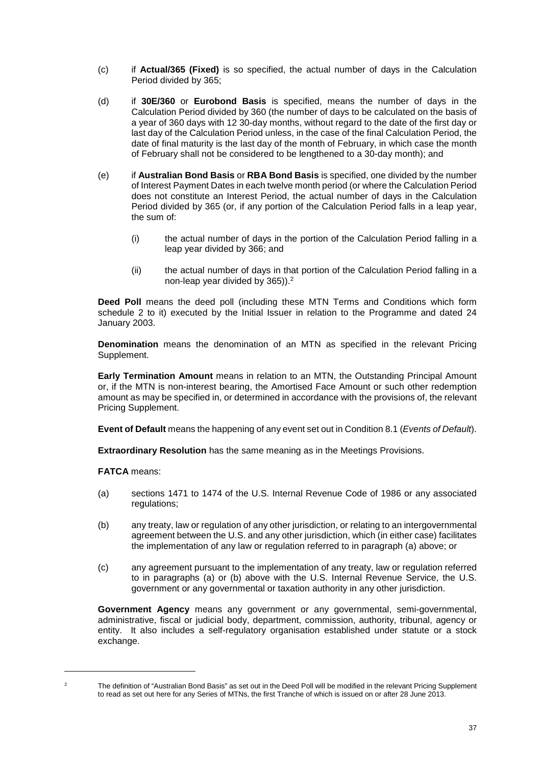(c) if **Actual/365 (Fixed)** is so specified, the actual number of days in the Calculation Period divided by 365;

(d) if **30E/360** or **Eurobond Basis** is specified, means the number of days in the Calculation Period divided by 360 (the number of days to be calculated on the basis of a year of 360 days with 12 30-day months, without regard to the date of the first day or last day of the Calculation Period unless, in the case of the final Calculation Period, the date of final maturity is the last day of the month of February, in which case the month of February shall not be considered to be lengthened to a 30-day month); and

(e) if **Australian Bond Basis** or **RBA Bond Basis** is specified, one divided by the number of Interest Payment Dates in each twelve month period (or where the Calculation Period does not constitute an Interest Period, the actual number of days in the Calculation Period divided by 365 (or, if any portion of the Calculation Period falls in a leap year, the sum of:

   (i) the actual number of days in the portion of the Calculation Period falling in a leap year divided by 366; and

   (ii) the actual number of days in that portion of the Calculation Period falling in a non-leap year divided by 365)).[2]

**Deed Poll** means the deed poll (including these MTN Terms and Conditions which form schedule 2 to it) executed by the Initial Issuer in relation to the Programme and dated 24 January 2003.

**Denomination** means the denomination of an MTN as specified in the relevant Pricing Supplement.

**Early Termination Amount** means in relation to an MTN, the Outstanding Principal Amount or, if the MTN is non-interest bearing, the Amortised Face Amount or such other redemption amount as may be specified in, or determined in accordance with the provisions of, the relevant Pricing Supplement.

**Event of Default** means the happening of any event set out in Condition 8.1 (*Events of Default*).

**Extraordinary Resolution** has the same meaning as in the Meetings Provisions.

**FATCA** means:

(a) sections 1471 to 1474 of the U.S. Internal Revenue Code of 1986 or any associated regulations;

(b) any treaty, law or regulation of any other jurisdiction, or relating to an intergovernmental agreement between the U.S. and any other jurisdiction, which (in either case) facilitates the implementation of any law or regulation referred to in paragraph (a) above; or

(c) any agreement pursuant to the implementation of any treaty, law or regulation referred to in paragraphs (a) or (b) above with the U.S. Internal Revenue Service, the U.S. government or any governmental or taxation authority in any other jurisdiction.

**Government Agency** means any government or any governmental, semi-governmental, administrative, fiscal or judicial body, department, commission, authority, tribunal, agency or entity. It also includes a self-regulatory organisation established under statute or a stock exchange.

---

[2] The definition of "Australian Bond Basis" as set out in the Deed Poll will be modified in the relevant Pricing Supplement to read as set out here for any Series of MTNs, the first Tranche of which is issued on or after 28 June 2013.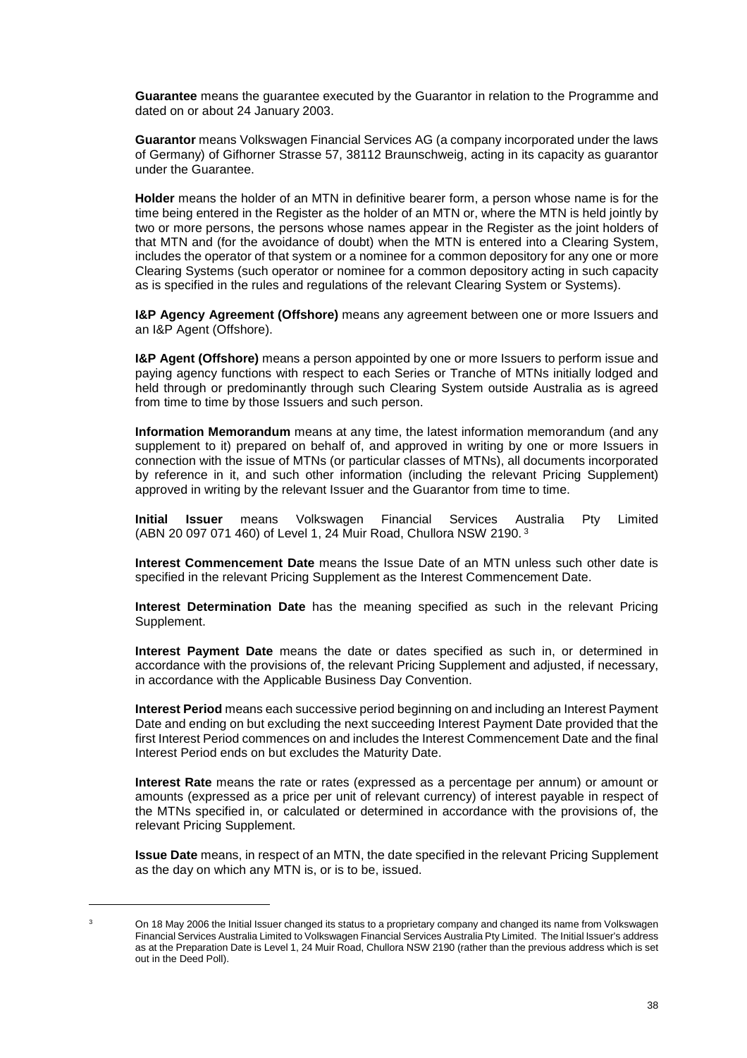**Guarantee** means the guarantee executed by the Guarantor in relation to the Programme and dated on or about 24 January 2003.

**Guarantor** means Volkswagen Financial Services AG (a company incorporated under the laws of Germany) of Gifhorner Strasse 57, 38112 Braunschweig, acting in its capacity as guarantor under the Guarantee.

**Holder** means the holder of an MTN in definitive bearer form, a person whose name is for the time being entered in the Register as the holder of an MTN or, where the MTN is held jointly by two or more persons, the persons whose names appear in the Register as the joint holders of that MTN and (for the avoidance of doubt) when the MTN is entered into a Clearing System, includes the operator of that system or a nominee for a common depository for any one or more Clearing Systems (such operator or nominee for a common depository acting in such capacity as is specified in the rules and regulations of the relevant Clearing System or Systems).

**I&P Agency Agreement (Offshore)** means any agreement between one or more Issuers and an I&P Agent (Offshore).

**I&P Agent (Offshore)** means a person appointed by one or more Issuers to perform issue and paying agency functions with respect to each Series or Tranche of MTNs initially lodged and held through or predominantly through such Clearing System outside Australia as is agreed from time to time by those Issuers and such person.

**Information Memorandum** means at any time, the latest information memorandum (and any supplement to it) prepared on behalf of, and approved in writing by one or more Issuers in connection with the issue of MTNs (or particular classes of MTNs), all documents incorporated by reference in it, and such other information (including the relevant Pricing Supplement) approved in writing by the relevant Issuer and the Guarantor from time to time.

**Initial Issuer** means Volkswagen Financial Services Australia Pty Limited (ABN 20 097 071 460) of Level 1, 24 Muir Road, Chullora NSW 2190. [3]

**Interest Commencement Date** means the Issue Date of an MTN unless such other date is specified in the relevant Pricing Supplement as the Interest Commencement Date.

**Interest Determination Date** has the meaning specified as such in the relevant Pricing Supplement.

**Interest Payment Date** means the date or dates specified as such in, or determined in accordance with the provisions of, the relevant Pricing Supplement and adjusted, if necessary, in accordance with the Applicable Business Day Convention.

**Interest Period** means each successive period beginning on and including an Interest Payment Date and ending on but excluding the next succeeding Interest Payment Date provided that the first Interest Period commences on and includes the Interest Commencement Date and the final Interest Period ends on but excludes the Maturity Date.

**Interest Rate** means the rate or rates (expressed as a percentage per annum) or amount or amounts (expressed as a price per unit of relevant currency) of interest payable in respect of the MTNs specified in, or calculated or determined in accordance with the provisions of, the relevant Pricing Supplement.

**Issue Date** means, in respect of an MTN, the date specified in the relevant Pricing Supplement as the day on which any MTN is, or is to be, issued.

---

[3] On 18 May 2006 the Initial Issuer changed its status to a proprietary company and changed its name from Volkswagen Financial Services Australia Limited to Volkswagen Financial Services Australia Pty Limited. The Initial Issuer's address as at the Preparation Date is Level 1, 24 Muir Road, Chullora NSW 2190 (rather than the previous address which is set out in the Deed Poll).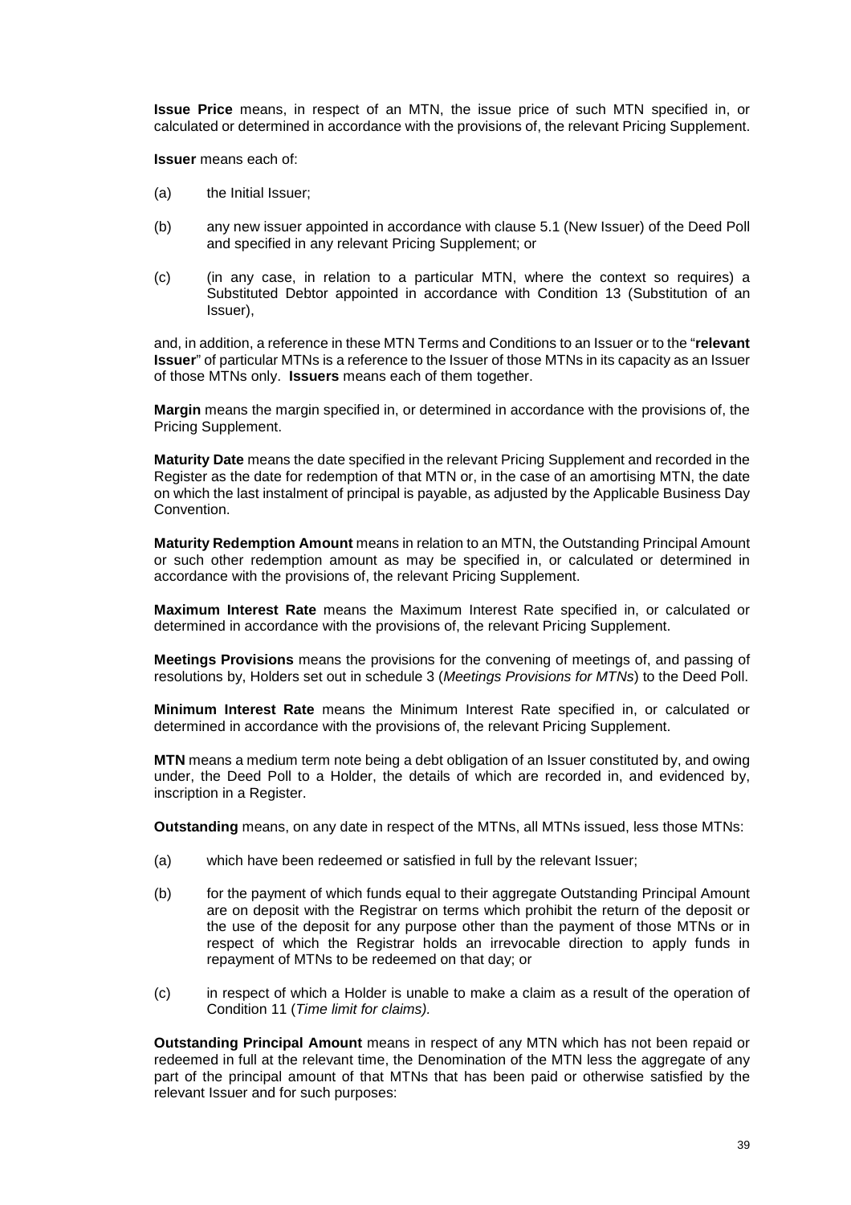**Issue Price** means, in respect of an MTN, the issue price of such MTN specified in, or calculated or determined in accordance with the provisions of, the relevant Pricing Supplement.

**Issuer** means each of:

(a) the Initial Issuer;

(b) any new issuer appointed in accordance with clause 5.1 (New Issuer) of the Deed Poll and specified in any relevant Pricing Supplement; or

(c) (in any case, in relation to a particular MTN, where the context so requires) a Substituted Debtor appointed in accordance with Condition 13 (Substitution of an Issuer),

and, in addition, a reference in these MTN Terms and Conditions to an Issuer or to the "**relevant Issuer**" of particular MTNs is a reference to the Issuer of those MTNs in its capacity as an Issuer of those MTNs only. **Issuers** means each of them together.

**Margin** means the margin specified in, or determined in accordance with the provisions of, the Pricing Supplement.

**Maturity Date** means the date specified in the relevant Pricing Supplement and recorded in the Register as the date for redemption of that MTN or, in the case of an amortising MTN, the date on which the last instalment of principal is payable, as adjusted by the Applicable Business Day Convention.

**Maturity Redemption Amount** means in relation to an MTN, the Outstanding Principal Amount or such other redemption amount as may be specified in, or calculated or determined in accordance with the provisions of, the relevant Pricing Supplement.

**Maximum Interest Rate** means the Maximum Interest Rate specified in, or calculated or determined in accordance with the provisions of, the relevant Pricing Supplement.

**Meetings Provisions** means the provisions for the convening of meetings of, and passing of resolutions by, Holders set out in schedule 3 (*Meetings Provisions for MTNs*) to the Deed Poll.

**Minimum Interest Rate** means the Minimum Interest Rate specified in, or calculated or determined in accordance with the provisions of, the relevant Pricing Supplement.

**MTN** means a medium term note being a debt obligation of an Issuer constituted by, and owing under, the Deed Poll to a Holder, the details of which are recorded in, and evidenced by, inscription in a Register.

**Outstanding** means, on any date in respect of the MTNs, all MTNs issued, less those MTNs:

(a) which have been redeemed or satisfied in full by the relevant Issuer;

(b) for the payment of which funds equal to their aggregate Outstanding Principal Amount are on deposit with the Registrar on terms which prohibit the return of the deposit or the use of the deposit for any purpose other than the payment of those MTNs or in respect of which the Registrar holds an irrevocable direction to apply funds in repayment of MTNs to be redeemed on that day; or

(c) in respect of which a Holder is unable to make a claim as a result of the operation of Condition 11 (*Time limit for claims).*

**Outstanding Principal Amount** means in respect of any MTN which has not been repaid or redeemed in full at the relevant time, the Denomination of the MTN less the aggregate of any part of the principal amount of that MTNs that has been paid or otherwise satisfied by the relevant Issuer and for such purposes: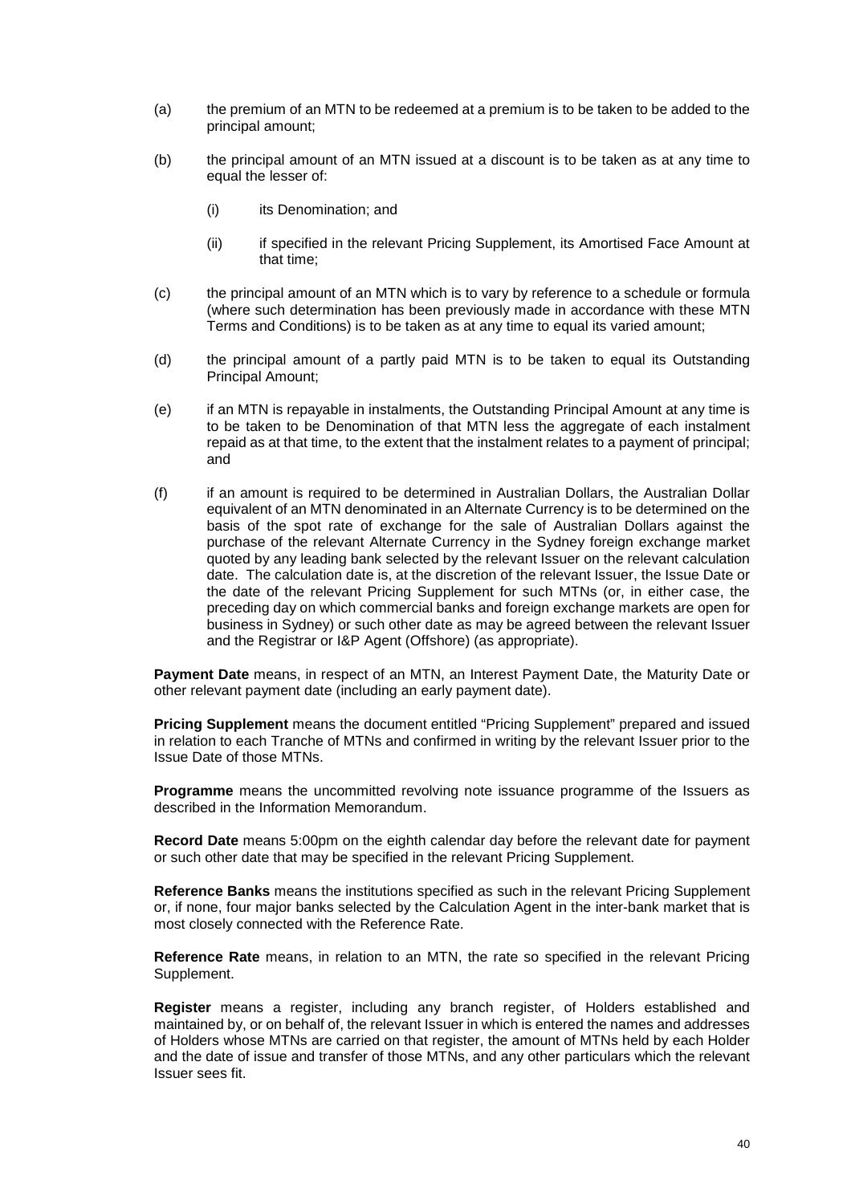(a) the premium of an MTN to be redeemed at a premium is to be taken to be added to the principal amount;

(b) the principal amount of an MTN issued at a discount is to be taken as at any time to equal the lesser of:

  (i) its Denomination; and

  (ii) if specified in the relevant Pricing Supplement, its Amortised Face Amount at that time;

(c) the principal amount of an MTN which is to vary by reference to a schedule or formula (where such determination has been previously made in accordance with these MTN Terms and Conditions) is to be taken as at any time to equal its varied amount;

(d) the principal amount of a partly paid MTN is to be taken to equal its Outstanding Principal Amount;

(e) if an MTN is repayable in instalments, the Outstanding Principal Amount at any time is to be taken to be Denomination of that MTN less the aggregate of each instalment repaid as at that time, to the extent that the instalment relates to a payment of principal; and

(f) if an amount is required to be determined in Australian Dollars, the Australian Dollar equivalent of an MTN denominated in an Alternate Currency is to be determined on the basis of the spot rate of exchange for the sale of Australian Dollars against the purchase of the relevant Alternate Currency in the Sydney foreign exchange market quoted by any leading bank selected by the relevant Issuer on the relevant calculation date. The calculation date is, at the discretion of the relevant Issuer, the Issue Date or the date of the relevant Pricing Supplement for such MTNs (or, in either case, the preceding day on which commercial banks and foreign exchange markets are open for business in Sydney) or such other date as may be agreed between the relevant Issuer and the Registrar or I&P Agent (Offshore) (as appropriate).

**Payment Date** means, in respect of an MTN, an Interest Payment Date, the Maturity Date or other relevant payment date (including an early payment date).

**Pricing Supplement** means the document entitled "Pricing Supplement" prepared and issued in relation to each Tranche of MTNs and confirmed in writing by the relevant Issuer prior to the Issue Date of those MTNs.

**Programme** means the uncommitted revolving note issuance programme of the Issuers as described in the Information Memorandum.

**Record Date** means 5:00pm on the eighth calendar day before the relevant date for payment or such other date that may be specified in the relevant Pricing Supplement.

**Reference Banks** means the institutions specified as such in the relevant Pricing Supplement or, if none, four major banks selected by the Calculation Agent in the inter-bank market that is most closely connected with the Reference Rate.

**Reference Rate** means, in relation to an MTN, the rate so specified in the relevant Pricing Supplement.

**Register** means a register, including any branch register, of Holders established and maintained by, or on behalf of, the relevant Issuer in which is entered the names and addresses of Holders whose MTNs are carried on that register, the amount of MTNs held by each Holder and the date of issue and transfer of those MTNs, and any other particulars which the relevant Issuer sees fit.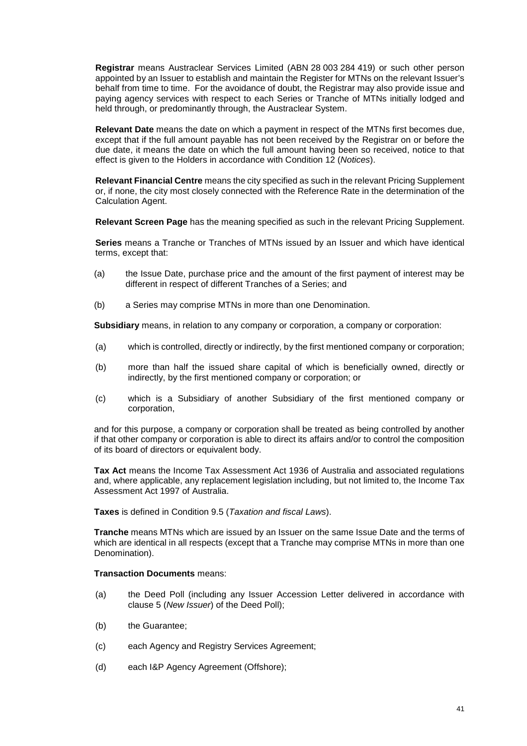**Registrar** means Austraclear Services Limited (ABN 28 003 284 419) or such other person appointed by an Issuer to establish and maintain the Register for MTNs on the relevant Issuer's behalf from time to time. For the avoidance of doubt, the Registrar may also provide issue and paying agency services with respect to each Series or Tranche of MTNs initially lodged and held through, or predominantly through, the Austraclear System.

**Relevant Date** means the date on which a payment in respect of the MTNs first becomes due, except that if the full amount payable has not been received by the Registrar on or before the due date, it means the date on which the full amount having been so received, notice to that effect is given to the Holders in accordance with Condition 12 (*Notices*).

**Relevant Financial Centre** means the city specified as such in the relevant Pricing Supplement or, if none, the city most closely connected with the Reference Rate in the determination of the Calculation Agent.

**Relevant Screen Page** has the meaning specified as such in the relevant Pricing Supplement.

**Series** means a Tranche or Tranches of MTNs issued by an Issuer and which have identical terms, except that:

(a) the Issue Date, purchase price and the amount of the first payment of interest may be different in respect of different Tranches of a Series; and

(b) a Series may comprise MTNs in more than one Denomination.

**Subsidiary** means, in relation to any company or corporation, a company or corporation:

(a) which is controlled, directly or indirectly, by the first mentioned company or corporation;

(b) more than half the issued share capital of which is beneficially owned, directly or indirectly, by the first mentioned company or corporation; or

(c) which is a Subsidiary of another Subsidiary of the first mentioned company or corporation,

and for this purpose, a company or corporation shall be treated as being controlled by another if that other company or corporation is able to direct its affairs and/or to control the composition of its board of directors or equivalent body.

**Tax Act** means the Income Tax Assessment Act 1936 of Australia and associated regulations and, where applicable, any replacement legislation including, but not limited to, the Income Tax Assessment Act 1997 of Australia.

**Taxes** is defined in Condition 9.5 (*Taxation and fiscal Laws*).

**Tranche** means MTNs which are issued by an Issuer on the same Issue Date and the terms of which are identical in all respects (except that a Tranche may comprise MTNs in more than one Denomination).

**Transaction Documents** means:

(a) the Deed Poll (including any Issuer Accession Letter delivered in accordance with clause 5 (*New Issuer*) of the Deed Poll);

(b) the Guarantee;

(c) each Agency and Registry Services Agreement;

(d) each I&P Agency Agreement (Offshore);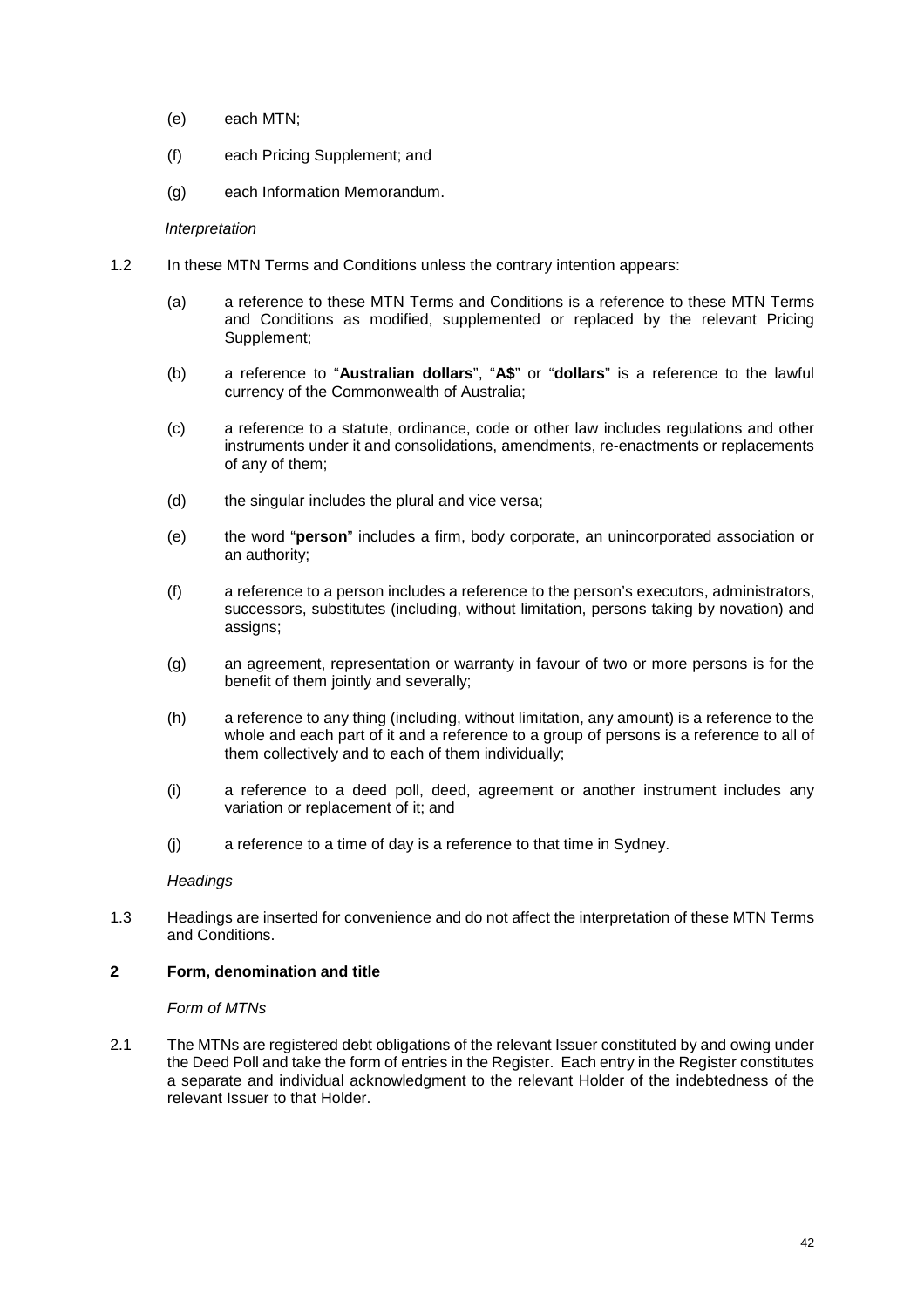(e) each MTN;

(f) each Pricing Supplement; and

(g) each Information Memorandum.

*Interpretation*

1.2 In these MTN Terms and Conditions unless the contrary intention appears:

(a) a reference to these MTN Terms and Conditions is a reference to these MTN Terms and Conditions as modified, supplemented or replaced by the relevant Pricing Supplement;

(b) a reference to "**Australian dollars**", "**A$**" or "**dollars**" is a reference to the lawful currency of the Commonwealth of Australia;

(c) a reference to a statute, ordinance, code or other law includes regulations and other instruments under it and consolidations, amendments, re-enactments or replacements of any of them;

(d) the singular includes the plural and vice versa;

(e) the word "**person**" includes a firm, body corporate, an unincorporated association or an authority;

(f) a reference to a person includes a reference to the person's executors, administrators, successors, substitutes (including, without limitation, persons taking by novation) and assigns;

(g) an agreement, representation or warranty in favour of two or more persons is for the benefit of them jointly and severally;

(h) a reference to any thing (including, without limitation, any amount) is a reference to the whole and each part of it and a reference to a group of persons is a reference to all of them collectively and to each of them individually;

(i) a reference to a deed poll, deed, agreement or another instrument includes any variation or replacement of it; and

(j) a reference to a time of day is a reference to that time in Sydney.

*Headings*

1.3 Headings are inserted for convenience and do not affect the interpretation of these MTN Terms and Conditions.

## 2 Form, denomination and title

*Form of MTNs*

2.1 The MTNs are registered debt obligations of the relevant Issuer constituted by and owing under the Deed Poll and take the form of entries in the Register. Each entry in the Register constitutes a separate and individual acknowledgment to the relevant Holder of the indebtedness of the relevant Issuer to that Holder.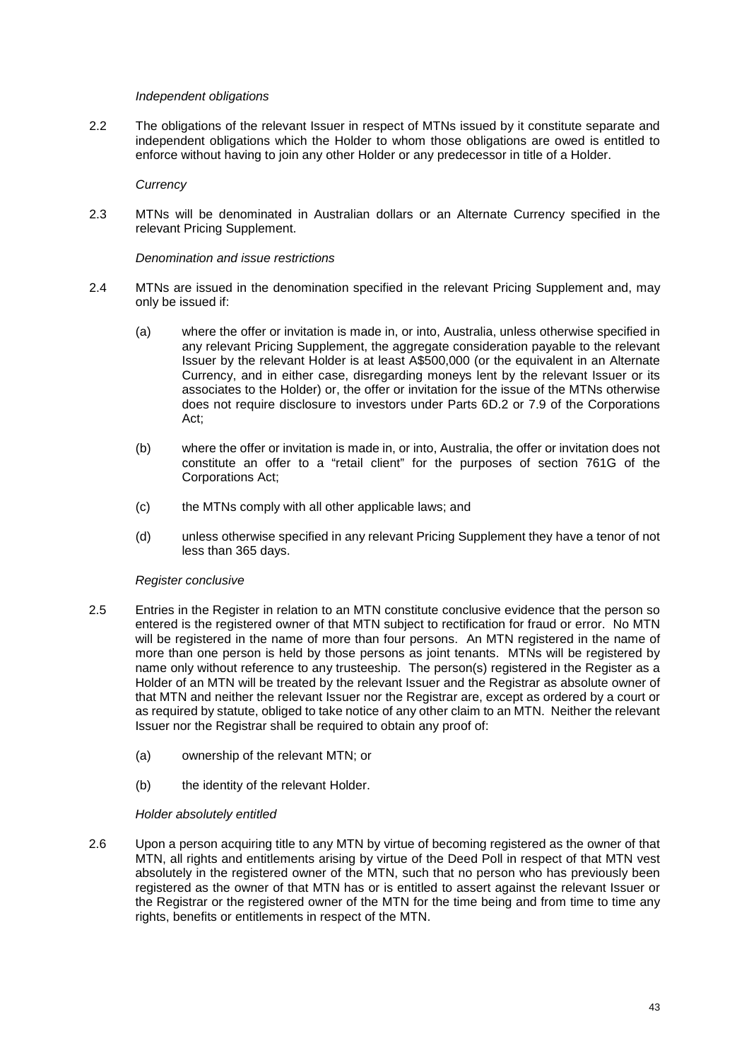*Independent obligations*

2.2 The obligations of the relevant Issuer in respect of MTNs issued by it constitute separate and independent obligations which the Holder to whom those obligations are owed is entitled to enforce without having to join any other Holder or any predecessor in title of a Holder.

*Currency*

2.3 MTNs will be denominated in Australian dollars or an Alternate Currency specified in the relevant Pricing Supplement.

*Denomination and issue restrictions*

2.4 MTNs are issued in the denomination specified in the relevant Pricing Supplement and, may only be issued if:

(a) where the offer or invitation is made in, or into, Australia, unless otherwise specified in any relevant Pricing Supplement, the aggregate consideration payable to the relevant Issuer by the relevant Holder is at least A$500,000 (or the equivalent in an Alternate Currency, and in either case, disregarding moneys lent by the relevant Issuer or its associates to the Holder) or, the offer or invitation for the issue of the MTNs otherwise does not require disclosure to investors under Parts 6D.2 or 7.9 of the Corporations Act;

(b) where the offer or invitation is made in, or into, Australia, the offer or invitation does not constitute an offer to a "retail client" for the purposes of section 761G of the Corporations Act;

(c) the MTNs comply with all other applicable laws; and

(d) unless otherwise specified in any relevant Pricing Supplement they have a tenor of not less than 365 days.

*Register conclusive*

2.5 Entries in the Register in relation to an MTN constitute conclusive evidence that the person so entered is the registered owner of that MTN subject to rectification for fraud or error. No MTN will be registered in the name of more than four persons. An MTN registered in the name of more than one person is held by those persons as joint tenants. MTNs will be registered by name only without reference to any trusteeship. The person(s) registered in the Register as a Holder of an MTN will be treated by the relevant Issuer and the Registrar as absolute owner of that MTN and neither the relevant Issuer nor the Registrar are, except as ordered by a court or as required by statute, obliged to take notice of any other claim to an MTN. Neither the relevant Issuer nor the Registrar shall be required to obtain any proof of:

(a) ownership of the relevant MTN; or

(b) the identity of the relevant Holder.

*Holder absolutely entitled*

2.6 Upon a person acquiring title to any MTN by virtue of becoming registered as the owner of that MTN, all rights and entitlements arising by virtue of the Deed Poll in respect of that MTN vest absolutely in the registered owner of the MTN, such that no person who has previously been registered as the owner of that MTN has or is entitled to assert against the relevant Issuer or the Registrar or the registered owner of the MTN for the time being and from time to time any rights, benefits or entitlements in respect of the MTN.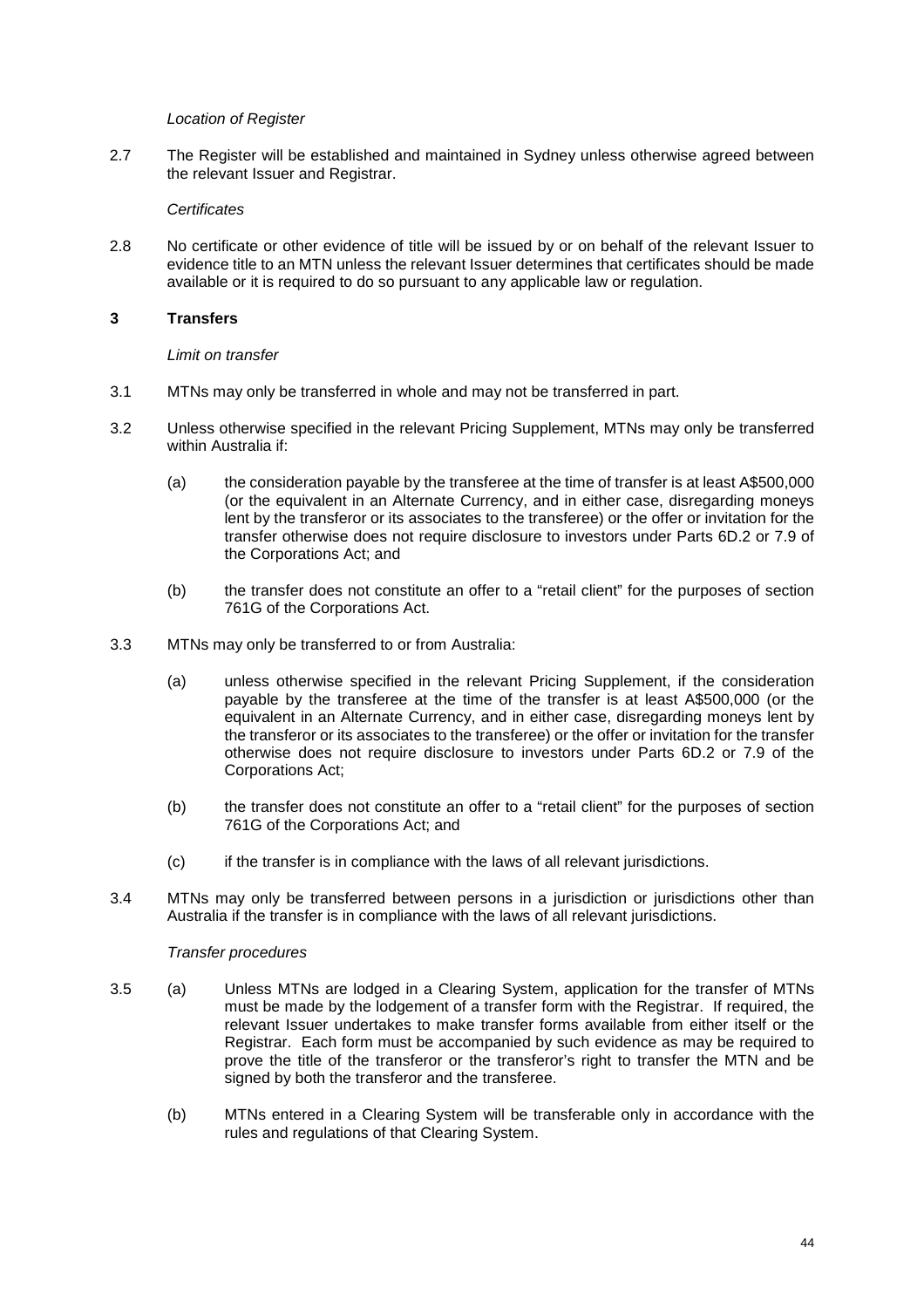*Location of Register*

2.7 The Register will be established and maintained in Sydney unless otherwise agreed between the relevant Issuer and Registrar.

*Certificates*

2.8 No certificate or other evidence of title will be issued by or on behalf of the relevant Issuer to evidence title to an MTN unless the relevant Issuer determines that certificates should be made available or it is required to do so pursuant to any applicable law or regulation.

## 3 Transfers

*Limit on transfer*

3.1 MTNs may only be transferred in whole and may not be transferred in part.

3.2 Unless otherwise specified in the relevant Pricing Supplement, MTNs may only be transferred within Australia if:

(a) the consideration payable by the transferee at the time of transfer is at least A$500,000 (or the equivalent in an Alternate Currency, and in either case, disregarding moneys lent by the transferor or its associates to the transferee) or the offer or invitation for the transfer otherwise does not require disclosure to investors under Parts 6D.2 or 7.9 of the Corporations Act; and

(b) the transfer does not constitute an offer to a "retail client" for the purposes of section 761G of the Corporations Act.

3.3 MTNs may only be transferred to or from Australia:

(a) unless otherwise specified in the relevant Pricing Supplement, if the consideration payable by the transferee at the time of the transfer is at least A$500,000 (or the equivalent in an Alternate Currency, and in either case, disregarding moneys lent by the transferor or its associates to the transferee) or the offer or invitation for the transfer otherwise does not require disclosure to investors under Parts 6D.2 or 7.9 of the Corporations Act;

(b) the transfer does not constitute an offer to a "retail client" for the purposes of section 761G of the Corporations Act; and

(c) if the transfer is in compliance with the laws of all relevant jurisdictions.

3.4 MTNs may only be transferred between persons in a jurisdiction or jurisdictions other than Australia if the transfer is in compliance with the laws of all relevant jurisdictions.

*Transfer procedures*

3.5 (a) Unless MTNs are lodged in a Clearing System, application for the transfer of MTNs must be made by the lodgement of a transfer form with the Registrar. If required, the relevant Issuer undertakes to make transfer forms available from either itself or the Registrar. Each form must be accompanied by such evidence as may be required to prove the title of the transferor or the transferor's right to transfer the MTN and be signed by both the transferor and the transferee.

(b) MTNs entered in a Clearing System will be transferable only in accordance with the rules and regulations of that Clearing System.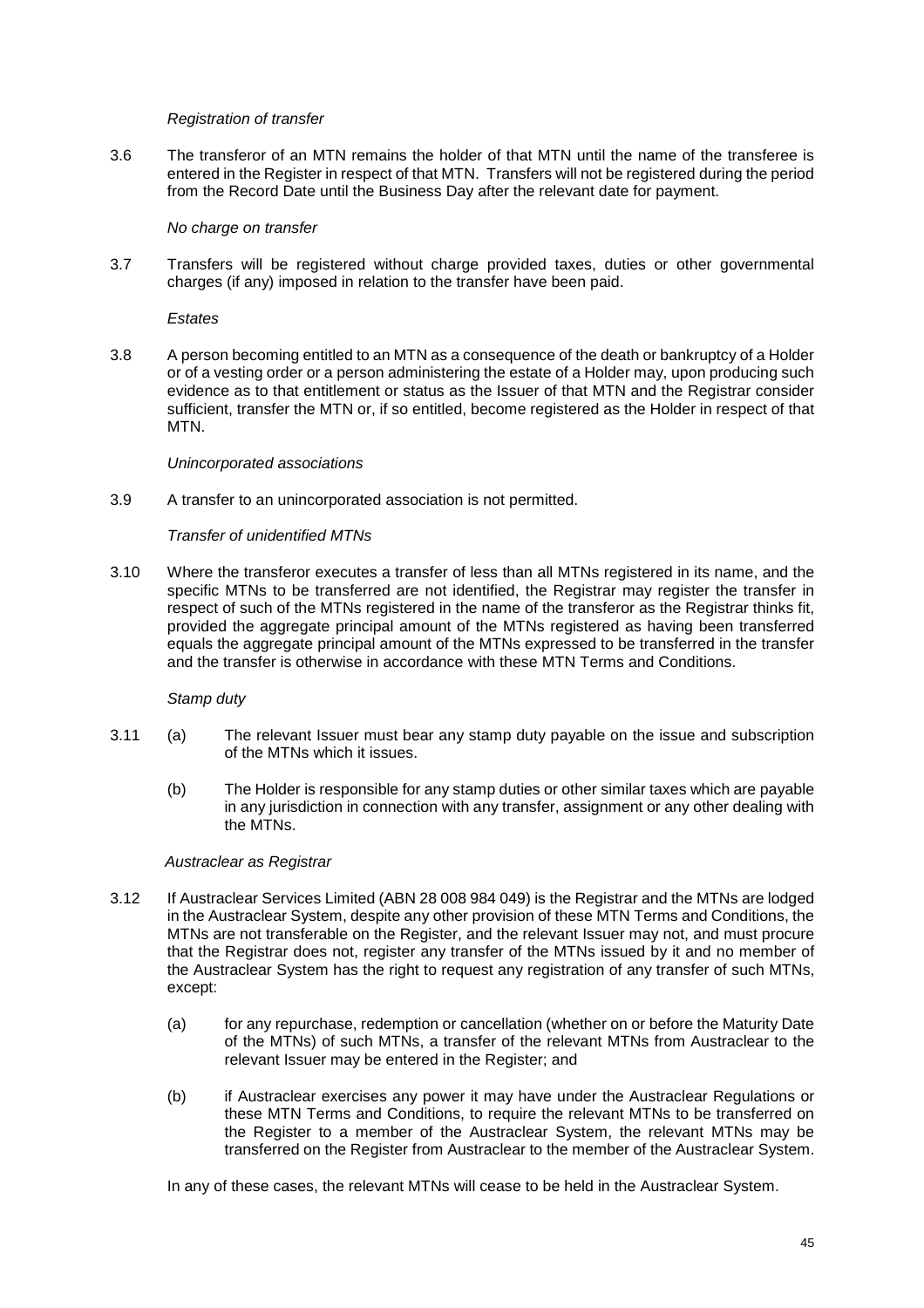*Registration of transfer*

3.6 The transferor of an MTN remains the holder of that MTN until the name of the transferee is entered in the Register in respect of that MTN. Transfers will not be registered during the period from the Record Date until the Business Day after the relevant date for payment.

*No charge on transfer*

3.7 Transfers will be registered without charge provided taxes, duties or other governmental charges (if any) imposed in relation to the transfer have been paid.

*Estates*

3.8 A person becoming entitled to an MTN as a consequence of the death or bankruptcy of a Holder or of a vesting order or a person administering the estate of a Holder may, upon producing such evidence as to that entitlement or status as the Issuer of that MTN and the Registrar consider sufficient, transfer the MTN or, if so entitled, become registered as the Holder in respect of that MTN.

*Unincorporated associations*

3.9 A transfer to an unincorporated association is not permitted.

*Transfer of unidentified MTNs*

3.10 Where the transferor executes a transfer of less than all MTNs registered in its name, and the specific MTNs to be transferred are not identified, the Registrar may register the transfer in respect of such of the MTNs registered in the name of the transferor as the Registrar thinks fit, provided the aggregate principal amount of the MTNs registered as having been transferred equals the aggregate principal amount of the MTNs expressed to be transferred in the transfer and the transfer is otherwise in accordance with these MTN Terms and Conditions.

*Stamp duty*

3.11 (a) The relevant Issuer must bear any stamp duty payable on the issue and subscription of the MTNs which it issues.

(b) The Holder is responsible for any stamp duties or other similar taxes which are payable in any jurisdiction in connection with any transfer, assignment or any other dealing with the MTNs.

*Austraclear as Registrar*

3.12 If Austraclear Services Limited (ABN 28 008 984 049) is the Registrar and the MTNs are lodged in the Austraclear System, despite any other provision of these MTN Terms and Conditions, the MTNs are not transferable on the Register, and the relevant Issuer may not, and must procure that the Registrar does not, register any transfer of the MTNs issued by it and no member of the Austraclear System has the right to request any registration of any transfer of such MTNs, except:

(a) for any repurchase, redemption or cancellation (whether on or before the Maturity Date of the MTNs) of such MTNs, a transfer of the relevant MTNs from Austraclear to the relevant Issuer may be entered in the Register; and

(b) if Austraclear exercises any power it may have under the Austraclear Regulations or these MTN Terms and Conditions, to require the relevant MTNs to be transferred on the Register to a member of the Austraclear System, the relevant MTNs may be transferred on the Register from Austraclear to the member of the Austraclear System.

In any of these cases, the relevant MTNs will cease to be held in the Austraclear System.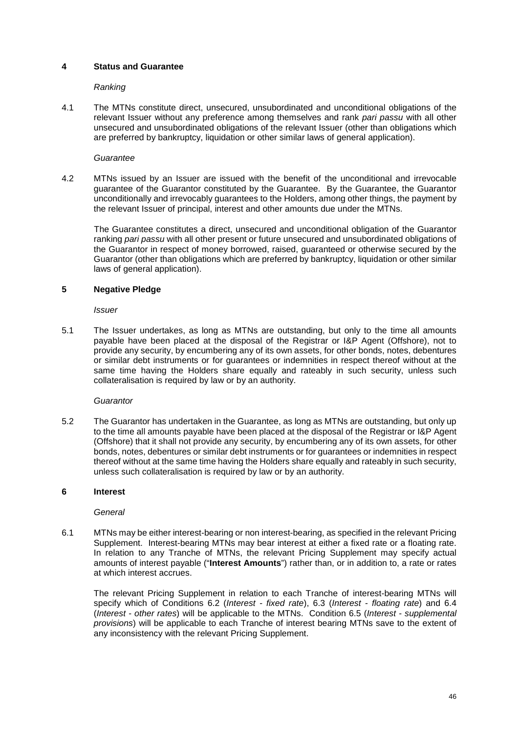## 4 Status and Guarantee

*Ranking*

4.1 The MTNs constitute direct, unsecured, unsubordinated and unconditional obligations of the relevant Issuer without any preference among themselves and rank *pari passu* with all other unsecured and unsubordinated obligations of the relevant Issuer (other than obligations which are preferred by bankruptcy, liquidation or other similar laws of general application).

*Guarantee*

4.2 MTNs issued by an Issuer are issued with the benefit of the unconditional and irrevocable guarantee of the Guarantor constituted by the Guarantee. By the Guarantee, the Guarantor unconditionally and irrevocably guarantees to the Holders, among other things, the payment by the relevant Issuer of principal, interest and other amounts due under the MTNs.

The Guarantee constitutes a direct, unsecured and unconditional obligation of the Guarantor ranking *pari passu* with all other present or future unsecured and unsubordinated obligations of the Guarantor in respect of money borrowed, raised, guaranteed or otherwise secured by the Guarantor (other than obligations which are preferred by bankruptcy, liquidation or other similar laws of general application).

## 5 Negative Pledge

*Issuer*

5.1 The Issuer undertakes, as long as MTNs are outstanding, but only to the time all amounts payable have been placed at the disposal of the Registrar or I&P Agent (Offshore), not to provide any security, by encumbering any of its own assets, for other bonds, notes, debentures or similar debt instruments or for guarantees or indemnities in respect thereof without at the same time having the Holders share equally and rateably in such security, unless such collateralisation is required by law or by an authority.

*Guarantor*

5.2 The Guarantor has undertaken in the Guarantee, as long as MTNs are outstanding, but only up to the time all amounts payable have been placed at the disposal of the Registrar or I&P Agent (Offshore) that it shall not provide any security, by encumbering any of its own assets, for other bonds, notes, debentures or similar debt instruments or for guarantees or indemnities in respect thereof without at the same time having the Holders share equally and rateably in such security, unless such collateralisation is required by law or by an authority.

## 6 Interest

*General*

6.1 MTNs may be either interest-bearing or non interest-bearing, as specified in the relevant Pricing Supplement. Interest-bearing MTNs may bear interest at either a fixed rate or a floating rate. In relation to any Tranche of MTNs, the relevant Pricing Supplement may specify actual amounts of interest payable ("**Interest Amounts**") rather than, or in addition to, a rate or rates at which interest accrues.

The relevant Pricing Supplement in relation to each Tranche of interest-bearing MTNs will specify which of Conditions 6.2 (*Interest - fixed rate*), 6.3 (*Interest - floating rate*) and 6.4 (*Interest - other rates*) will be applicable to the MTNs. Condition 6.5 (*Interest - supplemental provisions*) will be applicable to each Tranche of interest bearing MTNs save to the extent of any inconsistency with the relevant Pricing Supplement.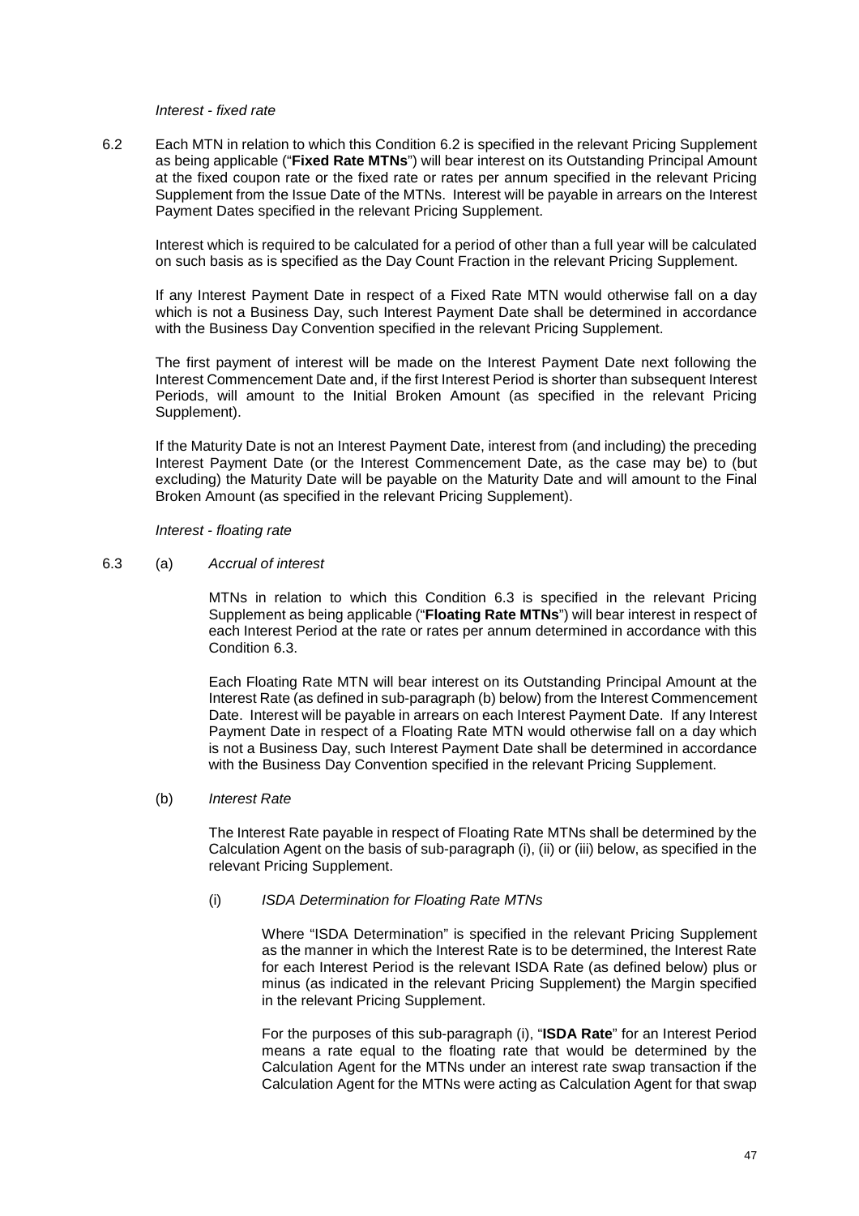*Interest - fixed rate*

6.2 Each MTN in relation to which this Condition 6.2 is specified in the relevant Pricing Supplement as being applicable ("**Fixed Rate MTNs**") will bear interest on its Outstanding Principal Amount at the fixed coupon rate or the fixed rate or rates per annum specified in the relevant Pricing Supplement from the Issue Date of the MTNs. Interest will be payable in arrears on the Interest Payment Dates specified in the relevant Pricing Supplement.

Interest which is required to be calculated for a period of other than a full year will be calculated on such basis as is specified as the Day Count Fraction in the relevant Pricing Supplement.

If any Interest Payment Date in respect of a Fixed Rate MTN would otherwise fall on a day which is not a Business Day, such Interest Payment Date shall be determined in accordance with the Business Day Convention specified in the relevant Pricing Supplement.

The first payment of interest will be made on the Interest Payment Date next following the Interest Commencement Date and, if the first Interest Period is shorter than subsequent Interest Periods, will amount to the Initial Broken Amount (as specified in the relevant Pricing Supplement).

If the Maturity Date is not an Interest Payment Date, interest from (and including) the preceding Interest Payment Date (or the Interest Commencement Date, as the case may be) to (but excluding) the Maturity Date will be payable on the Maturity Date and will amount to the Final Broken Amount (as specified in the relevant Pricing Supplement).

*Interest - floating rate*

6.3 (a) *Accrual of interest*

MTNs in relation to which this Condition 6.3 is specified in the relevant Pricing Supplement as being applicable ("**Floating Rate MTNs**") will bear interest in respect of each Interest Period at the rate or rates per annum determined in accordance with this Condition 6.3.

Each Floating Rate MTN will bear interest on its Outstanding Principal Amount at the Interest Rate (as defined in sub-paragraph (b) below) from the Interest Commencement Date. Interest will be payable in arrears on each Interest Payment Date. If any Interest Payment Date in respect of a Floating Rate MTN would otherwise fall on a day which is not a Business Day, such Interest Payment Date shall be determined in accordance with the Business Day Convention specified in the relevant Pricing Supplement.

(b) *Interest Rate*

The Interest Rate payable in respect of Floating Rate MTNs shall be determined by the Calculation Agent on the basis of sub-paragraph (i), (ii) or (iii) below, as specified in the relevant Pricing Supplement.

(i) *ISDA Determination for Floating Rate MTNs*

Where "ISDA Determination" is specified in the relevant Pricing Supplement as the manner in which the Interest Rate is to be determined, the Interest Rate for each Interest Period is the relevant ISDA Rate (as defined below) plus or minus (as indicated in the relevant Pricing Supplement) the Margin specified in the relevant Pricing Supplement.

For the purposes of this sub-paragraph (i), "**ISDA Rate**" for an Interest Period means a rate equal to the floating rate that would be determined by the Calculation Agent for the MTNs under an interest rate swap transaction if the Calculation Agent for the MTNs were acting as Calculation Agent for that swap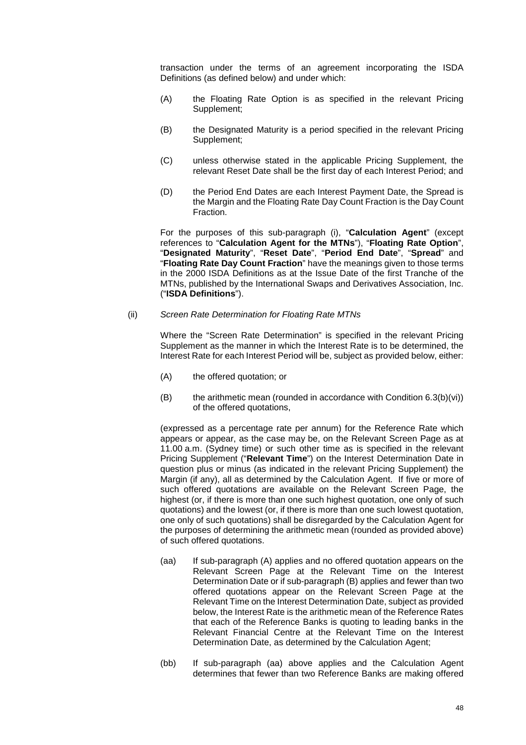transaction under the terms of an agreement incorporating the ISDA Definitions (as defined below) and under which:

(A) the Floating Rate Option is as specified in the relevant Pricing Supplement;

(B) the Designated Maturity is a period specified in the relevant Pricing Supplement;

(C) unless otherwise stated in the applicable Pricing Supplement, the relevant Reset Date shall be the first day of each Interest Period; and

(D) the Period End Dates are each Interest Payment Date, the Spread is the Margin and the Floating Rate Day Count Fraction is the Day Count Fraction.

For the purposes of this sub-paragraph (i), "**Calculation Agent**" (except references to "**Calculation Agent for the MTNs**"), "**Floating Rate Option**", "**Designated Maturity**", "**Reset Date**", "**Period End Date**", "**Spread**" and "**Floating Rate Day Count Fraction**" have the meanings given to those terms in the 2000 ISDA Definitions as at the Issue Date of the first Tranche of the MTNs, published by the International Swaps and Derivatives Association, Inc. ("**ISDA Definitions**").

(ii) *Screen Rate Determination for Floating Rate MTNs*

Where the "Screen Rate Determination" is specified in the relevant Pricing Supplement as the manner in which the Interest Rate is to be determined, the Interest Rate for each Interest Period will be, subject as provided below, either:

(A) the offered quotation; or

(B) the arithmetic mean (rounded in accordance with Condition 6.3(b)(vi)) of the offered quotations,

(expressed as a percentage rate per annum) for the Reference Rate which appears or appear, as the case may be, on the Relevant Screen Page as at 11.00 a.m. (Sydney time) or such other time as is specified in the relevant Pricing Supplement ("**Relevant Time**") on the Interest Determination Date in question plus or minus (as indicated in the relevant Pricing Supplement) the Margin (if any), all as determined by the Calculation Agent. If five or more of such offered quotations are available on the Relevant Screen Page, the highest (or, if there is more than one such highest quotation, one only of such quotations) and the lowest (or, if there is more than one such lowest quotation, one only of such quotations) shall be disregarded by the Calculation Agent for the purposes of determining the arithmetic mean (rounded as provided above) of such offered quotations.

(aa) If sub-paragraph (A) applies and no offered quotation appears on the Relevant Screen Page at the Relevant Time on the Interest Determination Date or if sub-paragraph (B) applies and fewer than two offered quotations appear on the Relevant Screen Page at the Relevant Time on the Interest Determination Date, subject as provided below, the Interest Rate is the arithmetic mean of the Reference Rates that each of the Reference Banks is quoting to leading banks in the Relevant Financial Centre at the Relevant Time on the Interest Determination Date, as determined by the Calculation Agent;

(bb) If sub-paragraph (aa) above applies and the Calculation Agent determines that fewer than two Reference Banks are making offered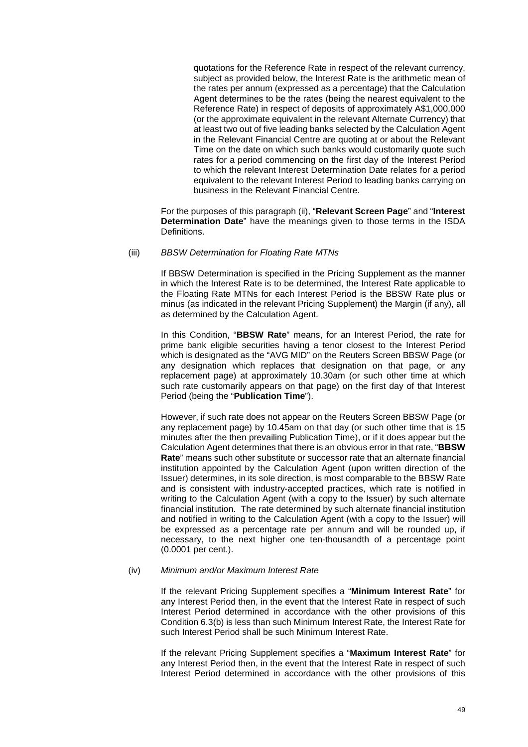quotations for the Reference Rate in respect of the relevant currency, subject as provided below, the Interest Rate is the arithmetic mean of the rates per annum (expressed as a percentage) that the Calculation Agent determines to be the rates (being the nearest equivalent to the Reference Rate) in respect of deposits of approximately A$1,000,000 (or the approximate equivalent in the relevant Alternate Currency) that at least two out of five leading banks selected by the Calculation Agent in the Relevant Financial Centre are quoting at or about the Relevant Time on the date on which such banks would customarily quote such rates for a period commencing on the first day of the Interest Period to which the relevant Interest Determination Date relates for a period equivalent to the relevant Interest Period to leading banks carrying on business in the Relevant Financial Centre.

For the purposes of this paragraph (ii), "**Relevant Screen Page**" and "**Interest Determination Date**" have the meanings given to those terms in the ISDA Definitions.

(iii) *BBSW Determination for Floating Rate MTNs*

If BBSW Determination is specified in the Pricing Supplement as the manner in which the Interest Rate is to be determined, the Interest Rate applicable to the Floating Rate MTNs for each Interest Period is the BBSW Rate plus or minus (as indicated in the relevant Pricing Supplement) the Margin (if any), all as determined by the Calculation Agent.

In this Condition, "**BBSW Rate**" means, for an Interest Period, the rate for prime bank eligible securities having a tenor closest to the Interest Period which is designated as the "AVG MID" on the Reuters Screen BBSW Page (or any designation which replaces that designation on that page, or any replacement page) at approximately 10.30am (or such other time at which such rate customarily appears on that page) on the first day of that Interest Period (being the "**Publication Time**").

However, if such rate does not appear on the Reuters Screen BBSW Page (or any replacement page) by 10.45am on that day (or such other time that is 15 minutes after the then prevailing Publication Time), or if it does appear but the Calculation Agent determines that there is an obvious error in that rate, "**BBSW Rate**" means such other substitute or successor rate that an alternate financial institution appointed by the Calculation Agent (upon written direction of the Issuer) determines, in its sole direction, is most comparable to the BBSW Rate and is consistent with industry-accepted practices, which rate is notified in writing to the Calculation Agent (with a copy to the Issuer) by such alternate financial institution. The rate determined by such alternate financial institution and notified in writing to the Calculation Agent (with a copy to the Issuer) will be expressed as a percentage rate per annum and will be rounded up, if necessary, to the next higher one ten-thousandth of a percentage point (0.0001 per cent.).

(iv) *Minimum and/or Maximum Interest Rate*

If the relevant Pricing Supplement specifies a "**Minimum Interest Rate**" for any Interest Period then, in the event that the Interest Rate in respect of such Interest Period determined in accordance with the other provisions of this Condition 6.3(b) is less than such Minimum Interest Rate, the Interest Rate for such Interest Period shall be such Minimum Interest Rate.

If the relevant Pricing Supplement specifies a "**Maximum Interest Rate**" for any Interest Period then, in the event that the Interest Rate in respect of such Interest Period determined in accordance with the other provisions of this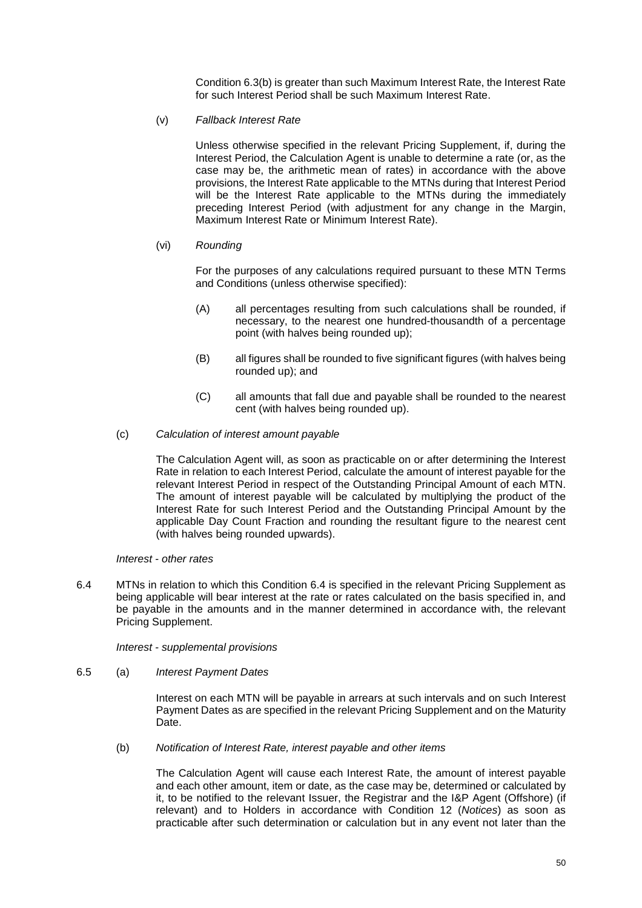Condition 6.3(b) is greater than such Maximum Interest Rate, the Interest Rate for such Interest Period shall be such Maximum Interest Rate.

(v) *Fallback Interest Rate*

Unless otherwise specified in the relevant Pricing Supplement, if, during the Interest Period, the Calculation Agent is unable to determine a rate (or, as the case may be, the arithmetic mean of rates) in accordance with the above provisions, the Interest Rate applicable to the MTNs during that Interest Period will be the Interest Rate applicable to the MTNs during the immediately preceding Interest Period (with adjustment for any change in the Margin, Maximum Interest Rate or Minimum Interest Rate).

(vi) *Rounding*

For the purposes of any calculations required pursuant to these MTN Terms and Conditions (unless otherwise specified):

(A) all percentages resulting from such calculations shall be rounded, if necessary, to the nearest one hundred-thousandth of a percentage point (with halves being rounded up);

(B) all figures shall be rounded to five significant figures (with halves being rounded up); and

(C) all amounts that fall due and payable shall be rounded to the nearest cent (with halves being rounded up).

(c) *Calculation of interest amount payable*

The Calculation Agent will, as soon as practicable on or after determining the Interest Rate in relation to each Interest Period, calculate the amount of interest payable for the relevant Interest Period in respect of the Outstanding Principal Amount of each MTN. The amount of interest payable will be calculated by multiplying the product of the Interest Rate for such Interest Period and the Outstanding Principal Amount by the applicable Day Count Fraction and rounding the resultant figure to the nearest cent (with halves being rounded upwards).

*Interest - other rates*

6.4 MTNs in relation to which this Condition 6.4 is specified in the relevant Pricing Supplement as being applicable will bear interest at the rate or rates calculated on the basis specified in, and be payable in the amounts and in the manner determined in accordance with, the relevant Pricing Supplement.

*Interest - supplemental provisions*

6.5 (a) *Interest Payment Dates*

Interest on each MTN will be payable in arrears at such intervals and on such Interest Payment Dates as are specified in the relevant Pricing Supplement and on the Maturity Date.

(b) *Notification of Interest Rate, interest payable and other items*

The Calculation Agent will cause each Interest Rate, the amount of interest payable and each other amount, item or date, as the case may be, determined or calculated by it, to be notified to the relevant Issuer, the Registrar and the I&P Agent (Offshore) (if relevant) and to Holders in accordance with Condition 12 (*Notices*) as soon as practicable after such determination or calculation but in any event not later than the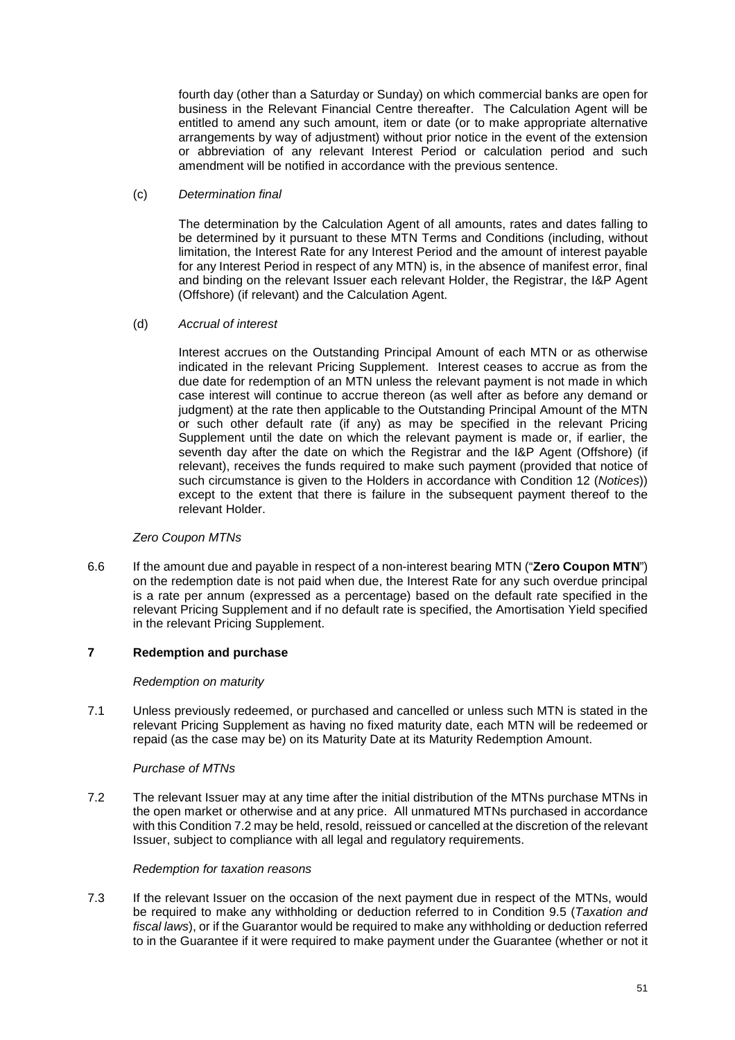fourth day (other than a Saturday or Sunday) on which commercial banks are open for business in the Relevant Financial Centre thereafter. The Calculation Agent will be entitled to amend any such amount, item or date (or to make appropriate alternative arrangements by way of adjustment) without prior notice in the event of the extension or abbreviation of any relevant Interest Period or calculation period and such amendment will be notified in accordance with the previous sentence.

(c) *Determination final*

The determination by the Calculation Agent of all amounts, rates and dates falling to be determined by it pursuant to these MTN Terms and Conditions (including, without limitation, the Interest Rate for any Interest Period and the amount of interest payable for any Interest Period in respect of any MTN) is, in the absence of manifest error, final and binding on the relevant Issuer each relevant Holder, the Registrar, the I&P Agent (Offshore) (if relevant) and the Calculation Agent.

(d) *Accrual of interest*

Interest accrues on the Outstanding Principal Amount of each MTN or as otherwise indicated in the relevant Pricing Supplement. Interest ceases to accrue as from the due date for redemption of an MTN unless the relevant payment is not made in which case interest will continue to accrue thereon (as well after as before any demand or judgment) at the rate then applicable to the Outstanding Principal Amount of the MTN or such other default rate (if any) as may be specified in the relevant Pricing Supplement until the date on which the relevant payment is made or, if earlier, the seventh day after the date on which the Registrar and the I&P Agent (Offshore) (if relevant), receives the funds required to make such payment (provided that notice of such circumstance is given to the Holders in accordance with Condition 12 (*Notices*)) except to the extent that there is failure in the subsequent payment thereof to the relevant Holder.

*Zero Coupon MTNs*

6.6 If the amount due and payable in respect of a non-interest bearing MTN ("**Zero Coupon MTN**") on the redemption date is not paid when due, the Interest Rate for any such overdue principal is a rate per annum (expressed as a percentage) based on the default rate specified in the relevant Pricing Supplement and if no default rate is specified, the Amortisation Yield specified in the relevant Pricing Supplement.

## 7 Redemption and purchase

*Redemption on maturity*

7.1 Unless previously redeemed, or purchased and cancelled or unless such MTN is stated in the relevant Pricing Supplement as having no fixed maturity date, each MTN will be redeemed or repaid (as the case may be) on its Maturity Date at its Maturity Redemption Amount.

*Purchase of MTNs*

7.2 The relevant Issuer may at any time after the initial distribution of the MTNs purchase MTNs in the open market or otherwise and at any price. All unmatured MTNs purchased in accordance with this Condition 7.2 may be held, resold, reissued or cancelled at the discretion of the relevant Issuer, subject to compliance with all legal and regulatory requirements.

*Redemption for taxation reasons*

7.3 If the relevant Issuer on the occasion of the next payment due in respect of the MTNs, would be required to make any withholding or deduction referred to in Condition 9.5 (*Taxation and fiscal laws*), or if the Guarantor would be required to make any withholding or deduction referred to in the Guarantee if it were required to make payment under the Guarantee (whether or not it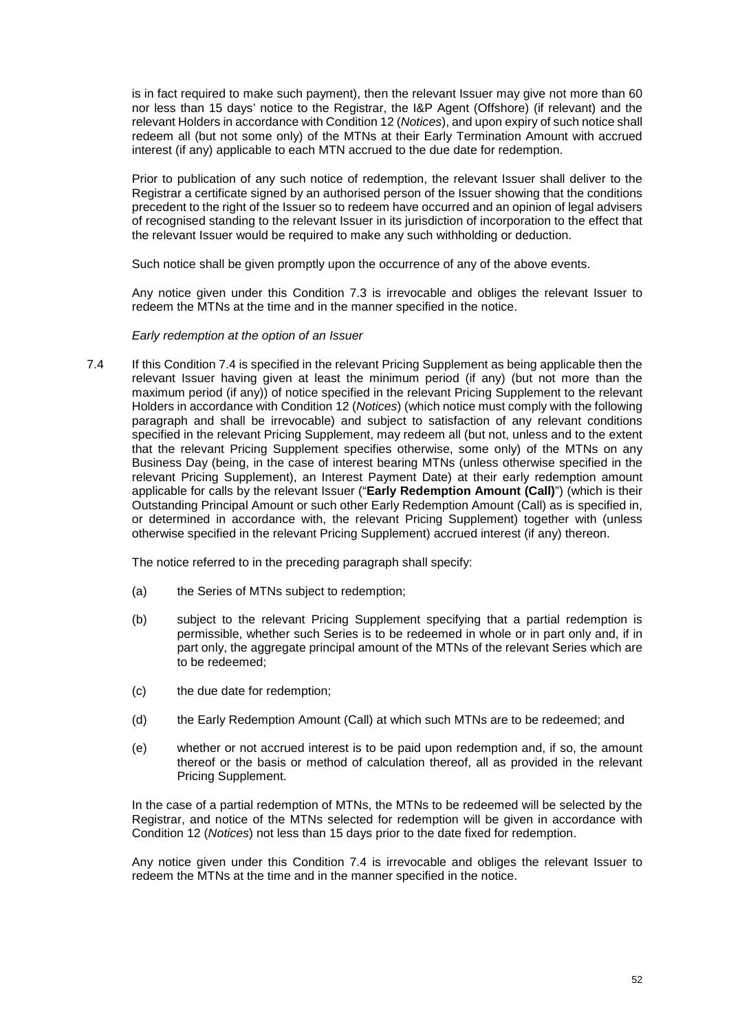is in fact required to make such payment), then the relevant Issuer may give not more than 60 nor less than 15 days' notice to the Registrar, the I&P Agent (Offshore) (if relevant) and the relevant Holders in accordance with Condition 12 (*Notices*), and upon expiry of such notice shall redeem all (but not some only) of the MTNs at their Early Termination Amount with accrued interest (if any) applicable to each MTN accrued to the due date for redemption.

Prior to publication of any such notice of redemption, the relevant Issuer shall deliver to the Registrar a certificate signed by an authorised person of the Issuer showing that the conditions precedent to the right of the Issuer so to redeem have occurred and an opinion of legal advisers of recognised standing to the relevant Issuer in its jurisdiction of incorporation to the effect that the relevant Issuer would be required to make any such withholding or deduction.

Such notice shall be given promptly upon the occurrence of any of the above events.

Any notice given under this Condition 7.3 is irrevocable and obliges the relevant Issuer to redeem the MTNs at the time and in the manner specified in the notice.

*Early redemption at the option of an Issuer*

7.4 If this Condition 7.4 is specified in the relevant Pricing Supplement as being applicable then the relevant Issuer having given at least the minimum period (if any) (but not more than the maximum period (if any)) of notice specified in the relevant Pricing Supplement to the relevant Holders in accordance with Condition 12 (*Notices*) (which notice must comply with the following paragraph and shall be irrevocable) and subject to satisfaction of any relevant conditions specified in the relevant Pricing Supplement, may redeem all (but not, unless and to the extent that the relevant Pricing Supplement specifies otherwise, some only) of the MTNs on any Business Day (being, in the case of interest bearing MTNs (unless otherwise specified in the relevant Pricing Supplement), an Interest Payment Date) at their early redemption amount applicable for calls by the relevant Issuer ("**Early Redemption Amount (Call)**") (which is their Outstanding Principal Amount or such other Early Redemption Amount (Call) as is specified in, or determined in accordance with, the relevant Pricing Supplement) together with (unless otherwise specified in the relevant Pricing Supplement) accrued interest (if any) thereon.

The notice referred to in the preceding paragraph shall specify:

(a) the Series of MTNs subject to redemption;

(b) subject to the relevant Pricing Supplement specifying that a partial redemption is permissible, whether such Series is to be redeemed in whole or in part only and, if in part only, the aggregate principal amount of the MTNs of the relevant Series which are to be redeemed;

(c) the due date for redemption;

(d) the Early Redemption Amount (Call) at which such MTNs are to be redeemed; and

(e) whether or not accrued interest is to be paid upon redemption and, if so, the amount thereof or the basis or method of calculation thereof, all as provided in the relevant Pricing Supplement.

In the case of a partial redemption of MTNs, the MTNs to be redeemed will be selected by the Registrar, and notice of the MTNs selected for redemption will be given in accordance with Condition 12 (*Notices*) not less than 15 days prior to the date fixed for redemption.

Any notice given under this Condition 7.4 is irrevocable and obliges the relevant Issuer to redeem the MTNs at the time and in the manner specified in the notice.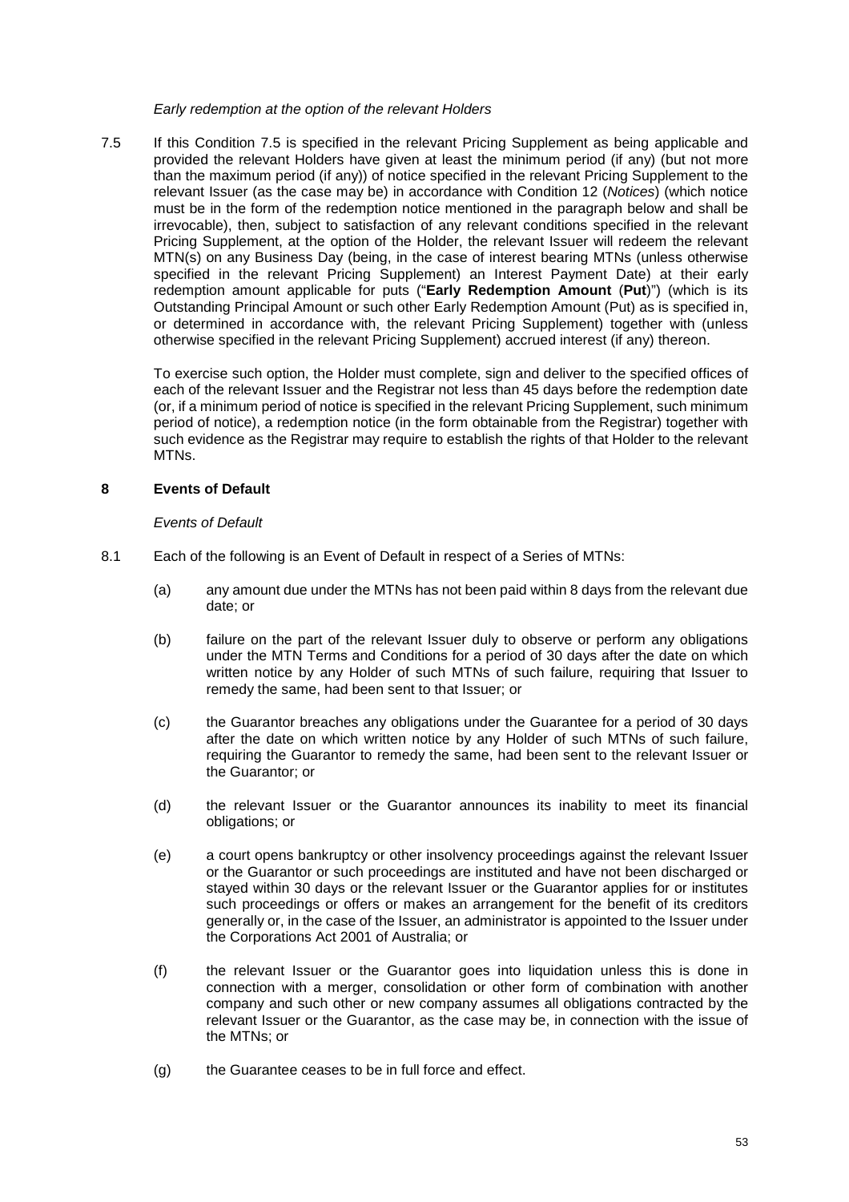*Early redemption at the option of the relevant Holders*

7.5 If this Condition 7.5 is specified in the relevant Pricing Supplement as being applicable and provided the relevant Holders have given at least the minimum period (if any) (but not more than the maximum period (if any)) of notice specified in the relevant Pricing Supplement to the relevant Issuer (as the case may be) in accordance with Condition 12 (*Notices*) (which notice must be in the form of the redemption notice mentioned in the paragraph below and shall be irrevocable), then, subject to satisfaction of any relevant conditions specified in the relevant Pricing Supplement, at the option of the Holder, the relevant Issuer will redeem the relevant MTN(s) on any Business Day (being, in the case of interest bearing MTNs (unless otherwise specified in the relevant Pricing Supplement) an Interest Payment Date) at their early redemption amount applicable for puts ("**Early Redemption Amount** (**Put**)") (which is its Outstanding Principal Amount or such other Early Redemption Amount (Put) as is specified in, or determined in accordance with, the relevant Pricing Supplement) together with (unless otherwise specified in the relevant Pricing Supplement) accrued interest (if any) thereon.

To exercise such option, the Holder must complete, sign and deliver to the specified offices of each of the relevant Issuer and the Registrar not less than 45 days before the redemption date (or, if a minimum period of notice is specified in the relevant Pricing Supplement, such minimum period of notice), a redemption notice (in the form obtainable from the Registrar) together with such evidence as the Registrar may require to establish the rights of that Holder to the relevant MTNs.

## 8 Events of Default

*Events of Default*

8.1 Each of the following is an Event of Default in respect of a Series of MTNs:

(a) any amount due under the MTNs has not been paid within 8 days from the relevant due date; or

(b) failure on the part of the relevant Issuer duly to observe or perform any obligations under the MTN Terms and Conditions for a period of 30 days after the date on which written notice by any Holder of such MTNs of such failure, requiring that Issuer to remedy the same, had been sent to that Issuer; or

(c) the Guarantor breaches any obligations under the Guarantee for a period of 30 days after the date on which written notice by any Holder of such MTNs of such failure, requiring the Guarantor to remedy the same, had been sent to the relevant Issuer or the Guarantor; or

(d) the relevant Issuer or the Guarantor announces its inability to meet its financial obligations; or

(e) a court opens bankruptcy or other insolvency proceedings against the relevant Issuer or the Guarantor or such proceedings are instituted and have not been discharged or stayed within 30 days or the relevant Issuer or the Guarantor applies for or institutes such proceedings or offers or makes an arrangement for the benefit of its creditors generally or, in the case of the Issuer, an administrator is appointed to the Issuer under the Corporations Act 2001 of Australia; or

(f) the relevant Issuer or the Guarantor goes into liquidation unless this is done in connection with a merger, consolidation or other form of combination with another company and such other or new company assumes all obligations contracted by the relevant Issuer or the Guarantor, as the case may be, in connection with the issue of the MTNs; or

(g) the Guarantee ceases to be in full force and effect.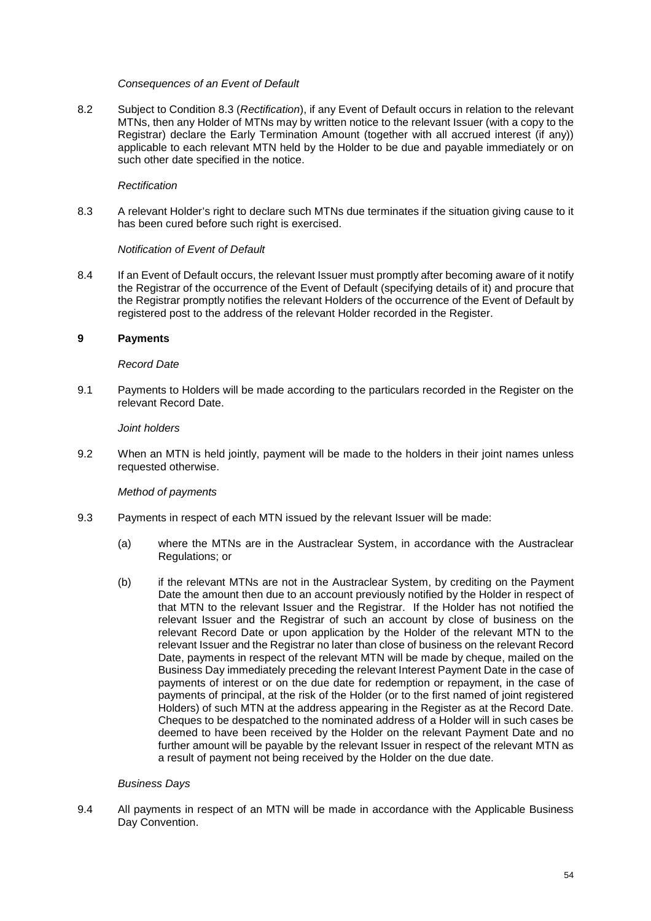*Consequences of an Event of Default*

8.2 Subject to Condition 8.3 (*Rectification*), if any Event of Default occurs in relation to the relevant MTNs, then any Holder of MTNs may by written notice to the relevant Issuer (with a copy to the Registrar) declare the Early Termination Amount (together with all accrued interest (if any)) applicable to each relevant MTN held by the Holder to be due and payable immediately or on such other date specified in the notice.

*Rectification*

8.3 A relevant Holder's right to declare such MTNs due terminates if the situation giving cause to it has been cured before such right is exercised.

*Notification of Event of Default*

8.4 If an Event of Default occurs, the relevant Issuer must promptly after becoming aware of it notify the Registrar of the occurrence of the Event of Default (specifying details of it) and procure that the Registrar promptly notifies the relevant Holders of the occurrence of the Event of Default by registered post to the address of the relevant Holder recorded in the Register.

## 9 Payments

*Record Date*

9.1 Payments to Holders will be made according to the particulars recorded in the Register on the relevant Record Date.

*Joint holders*

9.2 When an MTN is held jointly, payment will be made to the holders in their joint names unless requested otherwise.

*Method of payments*

9.3 Payments in respect of each MTN issued by the relevant Issuer will be made:

(a) where the MTNs are in the Austraclear System, in accordance with the Austraclear Regulations; or

(b) if the relevant MTNs are not in the Austraclear System, by crediting on the Payment Date the amount then due to an account previously notified by the Holder in respect of that MTN to the relevant Issuer and the Registrar. If the Holder has not notified the relevant Issuer and the Registrar of such an account by close of business on the relevant Record Date or upon application by the Holder of the relevant MTN to the relevant Issuer and the Registrar no later than close of business on the relevant Record Date, payments in respect of the relevant MTN will be made by cheque, mailed on the Business Day immediately preceding the relevant Interest Payment Date in the case of payments of interest or on the due date for redemption or repayment, in the case of payments of principal, at the risk of the Holder (or to the first named of joint registered Holders) of such MTN at the address appearing in the Register as at the Record Date. Cheques to be despatched to the nominated address of a Holder will in such cases be deemed to have been received by the Holder on the relevant Payment Date and no further amount will be payable by the relevant Issuer in respect of the relevant MTN as a result of payment not being received by the Holder on the due date.

*Business Days*

9.4 All payments in respect of an MTN will be made in accordance with the Applicable Business Day Convention.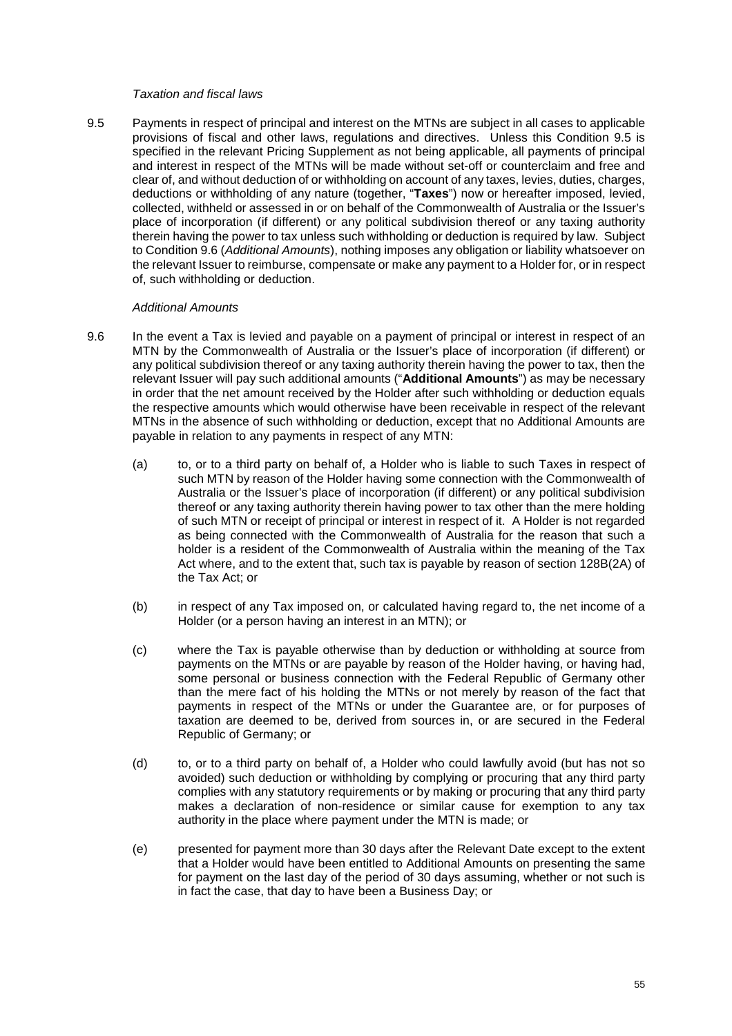*Taxation and fiscal laws*

9.5 Payments in respect of principal and interest on the MTNs are subject in all cases to applicable provisions of fiscal and other laws, regulations and directives. Unless this Condition 9.5 is specified in the relevant Pricing Supplement as not being applicable, all payments of principal and interest in respect of the MTNs will be made without set-off or counterclaim and free and clear of, and without deduction of or withholding on account of any taxes, levies, duties, charges, deductions or withholding of any nature (together, "**Taxes**") now or hereafter imposed, levied, collected, withheld or assessed in or on behalf of the Commonwealth of Australia or the Issuer's place of incorporation (if different) or any political subdivision thereof or any taxing authority therein having the power to tax unless such withholding or deduction is required by law. Subject to Condition 9.6 (*Additional Amounts*), nothing imposes any obligation or liability whatsoever on the relevant Issuer to reimburse, compensate or make any payment to a Holder for, or in respect of, such withholding or deduction.

*Additional Amounts*

9.6 In the event a Tax is levied and payable on a payment of principal or interest in respect of an MTN by the Commonwealth of Australia or the Issuer's place of incorporation (if different) or any political subdivision thereof or any taxing authority therein having the power to tax, then the relevant Issuer will pay such additional amounts ("**Additional Amounts**") as may be necessary in order that the net amount received by the Holder after such withholding or deduction equals the respective amounts which would otherwise have been receivable in respect of the relevant MTNs in the absence of such withholding or deduction, except that no Additional Amounts are payable in relation to any payments in respect of any MTN:

(a) to, or to a third party on behalf of, a Holder who is liable to such Taxes in respect of such MTN by reason of the Holder having some connection with the Commonwealth of Australia or the Issuer's place of incorporation (if different) or any political subdivision thereof or any taxing authority therein having power to tax other than the mere holding of such MTN or receipt of principal or interest in respect of it. A Holder is not regarded as being connected with the Commonwealth of Australia for the reason that such a holder is a resident of the Commonwealth of Australia within the meaning of the Tax Act where, and to the extent that, such tax is payable by reason of section 128B(2A) of the Tax Act; or

(b) in respect of any Tax imposed on, or calculated having regard to, the net income of a Holder (or a person having an interest in an MTN); or

(c) where the Tax is payable otherwise than by deduction or withholding at source from payments on the MTNs or are payable by reason of the Holder having, or having had, some personal or business connection with the Federal Republic of Germany other than the mere fact of his holding the MTNs or not merely by reason of the fact that payments in respect of the MTNs or under the Guarantee are, or for purposes of taxation are deemed to be, derived from sources in, or are secured in the Federal Republic of Germany; or

(d) to, or to a third party on behalf of, a Holder who could lawfully avoid (but has not so avoided) such deduction or withholding by complying or procuring that any third party complies with any statutory requirements or by making or procuring that any third party makes a declaration of non-residence or similar cause for exemption to any tax authority in the place where payment under the MTN is made; or

(e) presented for payment more than 30 days after the Relevant Date except to the extent that a Holder would have been entitled to Additional Amounts on presenting the same for payment on the last day of the period of 30 days assuming, whether or not such is in fact the case, that day to have been a Business Day; or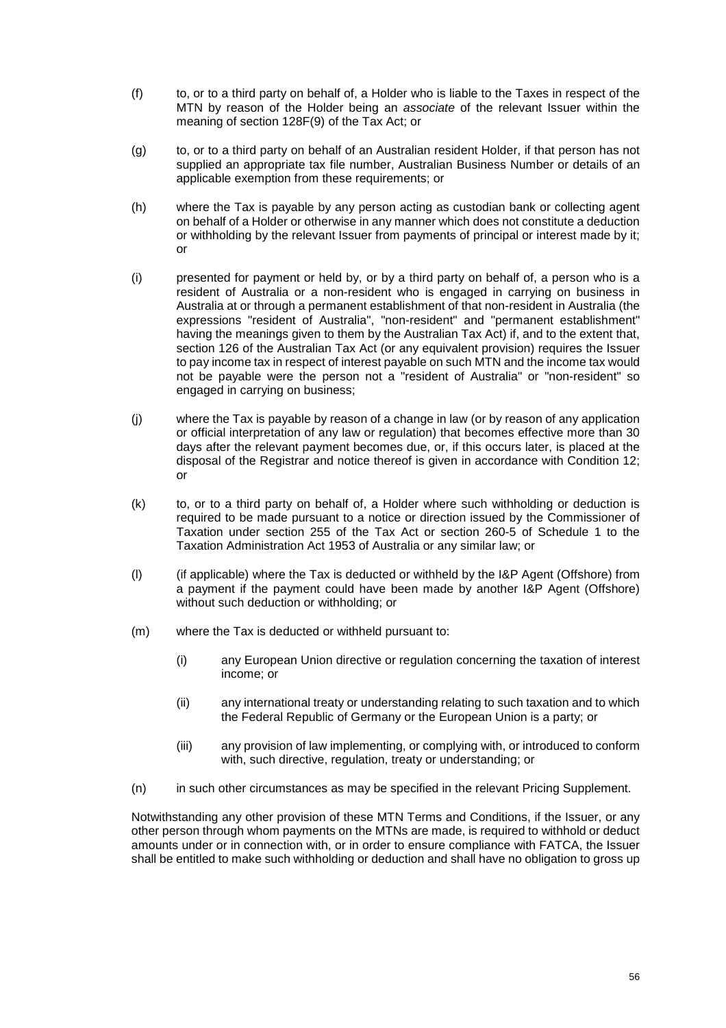(f) to, or to a third party on behalf of, a Holder who is liable to the Taxes in respect of the MTN by reason of the Holder being an *associate* of the relevant Issuer within the meaning of section 128F(9) of the Tax Act; or

(g) to, or to a third party on behalf of an Australian resident Holder, if that person has not supplied an appropriate tax file number, Australian Business Number or details of an applicable exemption from these requirements; or

(h) where the Tax is payable by any person acting as custodian bank or collecting agent on behalf of a Holder or otherwise in any manner which does not constitute a deduction or withholding by the relevant Issuer from payments of principal or interest made by it; or

(i) presented for payment or held by, or by a third party on behalf of, a person who is a resident of Australia or a non-resident who is engaged in carrying on business in Australia at or through a permanent establishment of that non-resident in Australia (the expressions "resident of Australia", "non-resident" and "permanent establishment" having the meanings given to them by the Australian Tax Act) if, and to the extent that, section 126 of the Australian Tax Act (or any equivalent provision) requires the Issuer to pay income tax in respect of interest payable on such MTN and the income tax would not be payable were the person not a "resident of Australia" or "non-resident" so engaged in carrying on business;

(j) where the Tax is payable by reason of a change in law (or by reason of any application or official interpretation of any law or regulation) that becomes effective more than 30 days after the relevant payment becomes due, or, if this occurs later, is placed at the disposal of the Registrar and notice thereof is given in accordance with Condition 12; or

(k) to, or to a third party on behalf of, a Holder where such withholding or deduction is required to be made pursuant to a notice or direction issued by the Commissioner of Taxation under section 255 of the Tax Act or section 260-5 of Schedule 1 to the Taxation Administration Act 1953 of Australia or any similar law; or

(l) (if applicable) where the Tax is deducted or withheld by the I&P Agent (Offshore) from a payment if the payment could have been made by another I&P Agent (Offshore) without such deduction or withholding; or

(m) where the Tax is deducted or withheld pursuant to:

  (i) any European Union directive or regulation concerning the taxation of interest income; or

  (ii) any international treaty or understanding relating to such taxation and to which the Federal Republic of Germany or the European Union is a party; or

  (iii) any provision of law implementing, or complying with, or introduced to conform with, such directive, regulation, treaty or understanding; or

(n) in such other circumstances as may be specified in the relevant Pricing Supplement.

Notwithstanding any other provision of these MTN Terms and Conditions, if the Issuer, or any other person through whom payments on the MTNs are made, is required to withhold or deduct amounts under or in connection with, or in order to ensure compliance with FATCA, the Issuer shall be entitled to make such withholding or deduction and shall have no obligation to gross up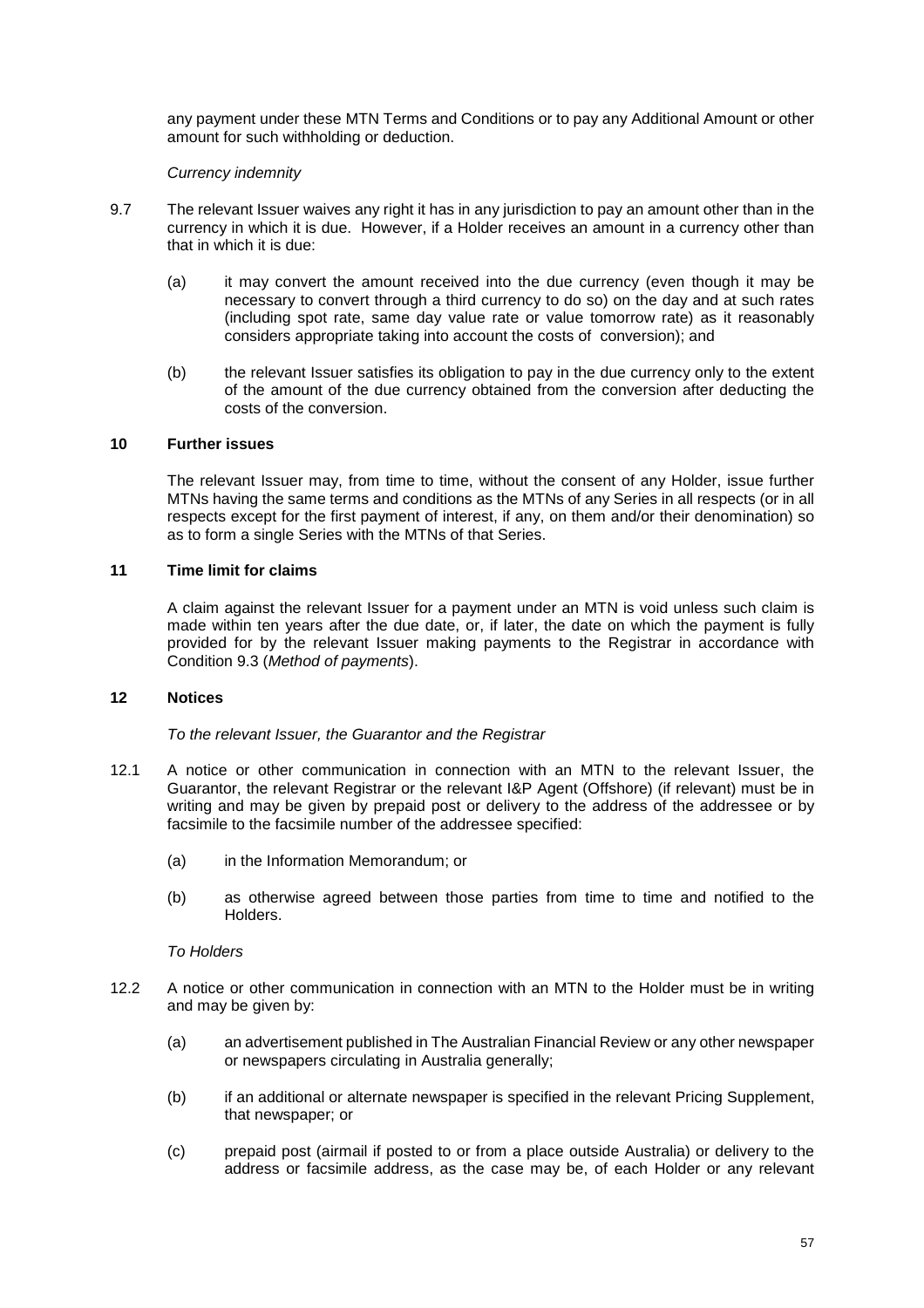any payment under these MTN Terms and Conditions or to pay any Additional Amount or other amount for such withholding or deduction.

*Currency indemnity*

9.7 The relevant Issuer waives any right it has in any jurisdiction to pay an amount other than in the currency in which it is due. However, if a Holder receives an amount in a currency other than that in which it is due:

(a) it may convert the amount received into the due currency (even though it may be necessary to convert through a third currency to do so) on the day and at such rates (including spot rate, same day value rate or value tomorrow rate) as it reasonably considers appropriate taking into account the costs of conversion); and

(b) the relevant Issuer satisfies its obligation to pay in the due currency only to the extent of the amount of the due currency obtained from the conversion after deducting the costs of the conversion.

## 10 Further issues

The relevant Issuer may, from time to time, without the consent of any Holder, issue further MTNs having the same terms and conditions as the MTNs of any Series in all respects (or in all respects except for the first payment of interest, if any, on them and/or their denomination) so as to form a single Series with the MTNs of that Series.

## 11 Time limit for claims

A claim against the relevant Issuer for a payment under an MTN is void unless such claim is made within ten years after the due date, or, if later, the date on which the payment is fully provided for by the relevant Issuer making payments to the Registrar in accordance with Condition 9.3 (*Method of payments*).

## 12 Notices

*To the relevant Issuer, the Guarantor and the Registrar*

12.1 A notice or other communication in connection with an MTN to the relevant Issuer, the Guarantor, the relevant Registrar or the relevant I&P Agent (Offshore) (if relevant) must be in writing and may be given by prepaid post or delivery to the address of the addressee or by facsimile to the facsimile number of the addressee specified:

(a) in the Information Memorandum; or

(b) as otherwise agreed between those parties from time to time and notified to the Holders.

*To Holders*

12.2 A notice or other communication in connection with an MTN to the Holder must be in writing and may be given by:

(a) an advertisement published in The Australian Financial Review or any other newspaper or newspapers circulating in Australia generally;

(b) if an additional or alternate newspaper is specified in the relevant Pricing Supplement, that newspaper; or

(c) prepaid post (airmail if posted to or from a place outside Australia) or delivery to the address or facsimile address, as the case may be, of each Holder or any relevant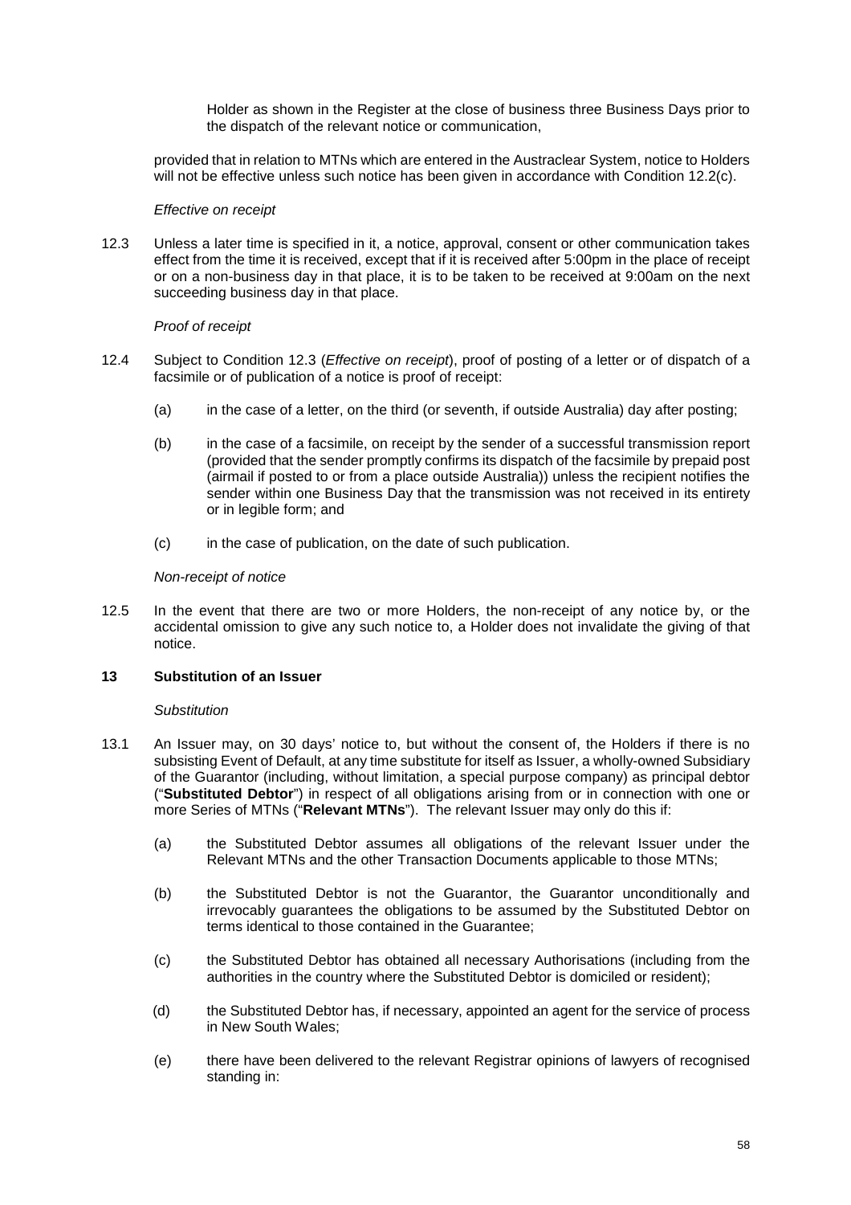Holder as shown in the Register at the close of business three Business Days prior to the dispatch of the relevant notice or communication,

provided that in relation to MTNs which are entered in the Austraclear System, notice to Holders will not be effective unless such notice has been given in accordance with Condition 12.2(c).

*Effective on receipt*

12.3 Unless a later time is specified in it, a notice, approval, consent or other communication takes effect from the time it is received, except that if it is received after 5:00pm in the place of receipt or on a non-business day in that place, it is to be taken to be received at 9:00am on the next succeeding business day in that place.

*Proof of receipt*

12.4 Subject to Condition 12.3 (*Effective on receipt*), proof of posting of a letter or of dispatch of a facsimile or of publication of a notice is proof of receipt:

(a) in the case of a letter, on the third (or seventh, if outside Australia) day after posting;

(b) in the case of a facsimile, on receipt by the sender of a successful transmission report (provided that the sender promptly confirms its dispatch of the facsimile by prepaid post (airmail if posted to or from a place outside Australia)) unless the recipient notifies the sender within one Business Day that the transmission was not received in its entirety or in legible form; and

(c) in the case of publication, on the date of such publication.

*Non-receipt of notice*

12.5 In the event that there are two or more Holders, the non-receipt of any notice by, or the accidental omission to give any such notice to, a Holder does not invalidate the giving of that notice.

## 13 Substitution of an Issuer

*Substitution*

13.1 An Issuer may, on 30 days' notice to, but without the consent of, the Holders if there is no subsisting Event of Default, at any time substitute for itself as Issuer, a wholly-owned Subsidiary of the Guarantor (including, without limitation, a special purpose company) as principal debtor ("**Substituted Debtor**") in respect of all obligations arising from or in connection with one or more Series of MTNs ("**Relevant MTNs**"). The relevant Issuer may only do this if:

(a) the Substituted Debtor assumes all obligations of the relevant Issuer under the Relevant MTNs and the other Transaction Documents applicable to those MTNs;

(b) the Substituted Debtor is not the Guarantor, the Guarantor unconditionally and irrevocably guarantees the obligations to be assumed by the Substituted Debtor on terms identical to those contained in the Guarantee;

(c) the Substituted Debtor has obtained all necessary Authorisations (including from the authorities in the country where the Substituted Debtor is domiciled or resident);

(d) the Substituted Debtor has, if necessary, appointed an agent for the service of process in New South Wales;

(e) there have been delivered to the relevant Registrar opinions of lawyers of recognised standing in: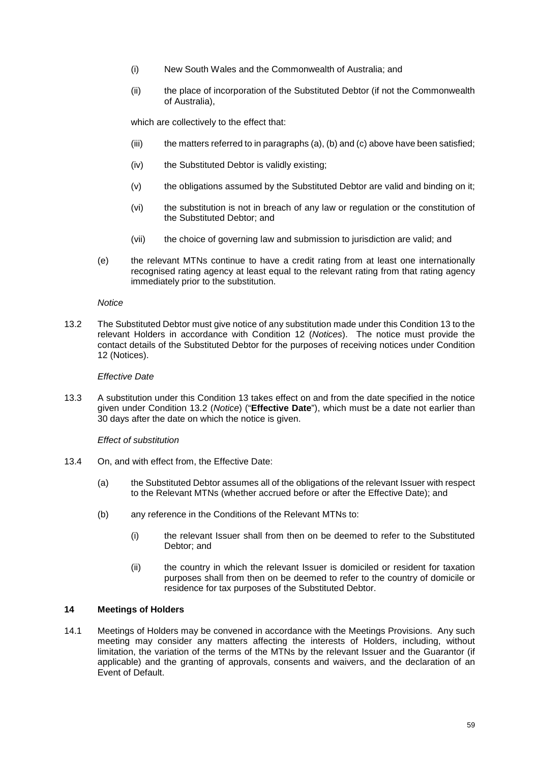(i) New South Wales and the Commonwealth of Australia; and

(ii) the place of incorporation of the Substituted Debtor (if not the Commonwealth of Australia),

which are collectively to the effect that:

(iii) the matters referred to in paragraphs (a), (b) and (c) above have been satisfied;

(iv) the Substituted Debtor is validly existing;

(v) the obligations assumed by the Substituted Debtor are valid and binding on it;

(vi) the substitution is not in breach of any law or regulation or the constitution of the Substituted Debtor; and

(vii) the choice of governing law and submission to jurisdiction are valid; and

(e) the relevant MTNs continue to have a credit rating from at least one internationally recognised rating agency at least equal to the relevant rating from that rating agency immediately prior to the substitution.

*Notice*

13.2 The Substituted Debtor must give notice of any substitution made under this Condition 13 to the relevant Holders in accordance with Condition 12 (*Notices*). The notice must provide the contact details of the Substituted Debtor for the purposes of receiving notices under Condition 12 (Notices).

*Effective Date*

13.3 A substitution under this Condition 13 takes effect on and from the date specified in the notice given under Condition 13.2 (*Notice*) ("**Effective Date**"), which must be a date not earlier than 30 days after the date on which the notice is given.

*Effect of substitution*

13.4 On, and with effect from, the Effective Date:

(a) the Substituted Debtor assumes all of the obligations of the relevant Issuer with respect to the Relevant MTNs (whether accrued before or after the Effective Date); and

(b) any reference in the Conditions of the Relevant MTNs to:

(i) the relevant Issuer shall from then on be deemed to refer to the Substituted Debtor; and

(ii) the country in which the relevant Issuer is domiciled or resident for taxation purposes shall from then on be deemed to refer to the country of domicile or residence for tax purposes of the Substituted Debtor.

## 14 Meetings of Holders

14.1 Meetings of Holders may be convened in accordance with the Meetings Provisions. Any such meeting may consider any matters affecting the interests of Holders, including, without limitation, the variation of the terms of the MTNs by the relevant Issuer and the Guarantor (if applicable) and the granting of approvals, consents and waivers, and the declaration of an Event of Default.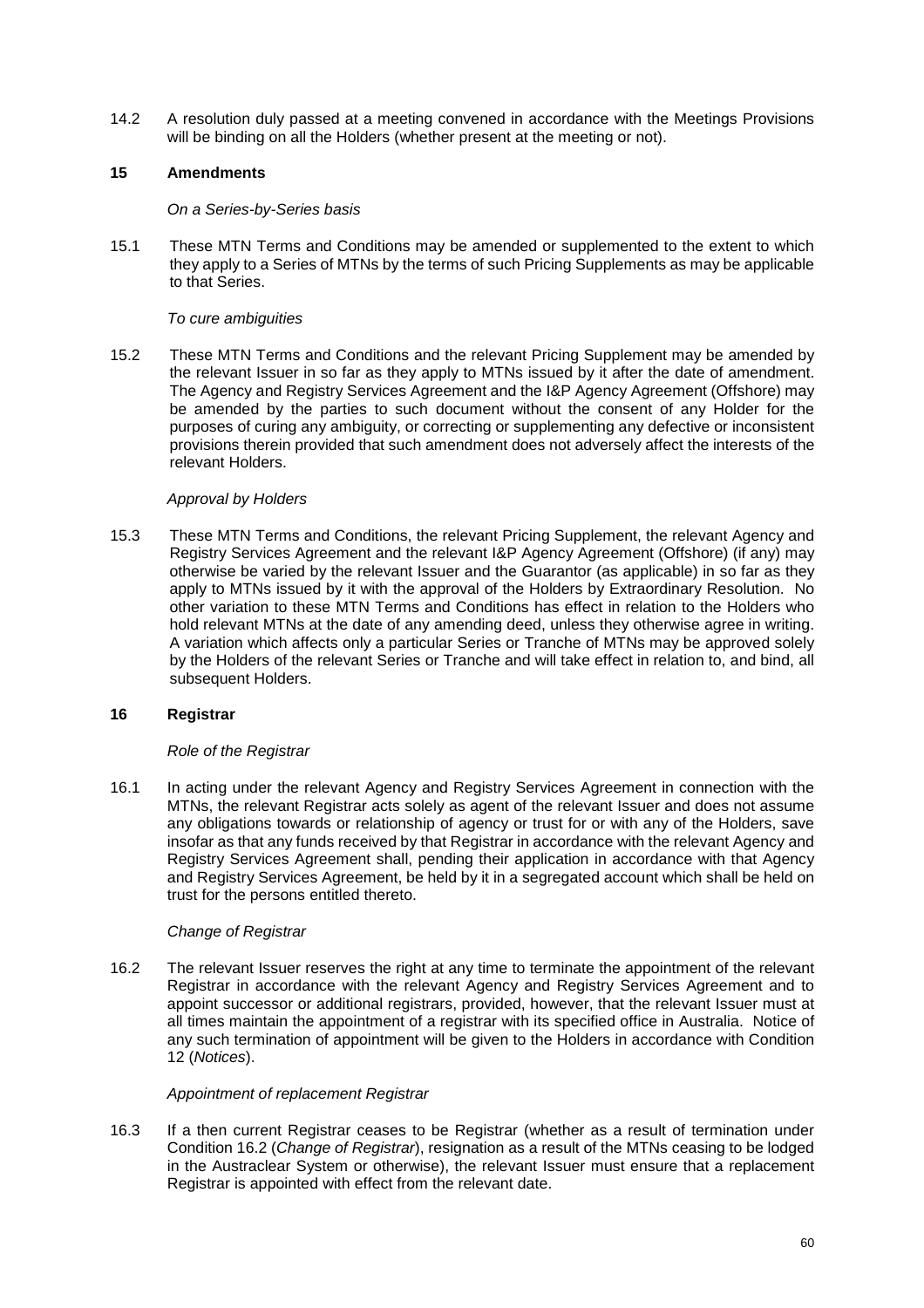14.2 A resolution duly passed at a meeting convened in accordance with the Meetings Provisions will be binding on all the Holders (whether present at the meeting or not).

## 15 Amendments

*On a Series-by-Series basis*

15.1 These MTN Terms and Conditions may be amended or supplemented to the extent to which they apply to a Series of MTNs by the terms of such Pricing Supplements as may be applicable to that Series.

*To cure ambiguities*

15.2 These MTN Terms and Conditions and the relevant Pricing Supplement may be amended by the relevant Issuer in so far as they apply to MTNs issued by it after the date of amendment. The Agency and Registry Services Agreement and the I&P Agency Agreement (Offshore) may be amended by the parties to such document without the consent of any Holder for the purposes of curing any ambiguity, or correcting or supplementing any defective or inconsistent provisions therein provided that such amendment does not adversely affect the interests of the relevant Holders.

*Approval by Holders*

15.3 These MTN Terms and Conditions, the relevant Pricing Supplement, the relevant Agency and Registry Services Agreement and the relevant I&P Agency Agreement (Offshore) (if any) may otherwise be varied by the relevant Issuer and the Guarantor (as applicable) in so far as they apply to MTNs issued by it with the approval of the Holders by Extraordinary Resolution. No other variation to these MTN Terms and Conditions has effect in relation to the Holders who hold relevant MTNs at the date of any amending deed, unless they otherwise agree in writing. A variation which affects only a particular Series or Tranche of MTNs may be approved solely by the Holders of the relevant Series or Tranche and will take effect in relation to, and bind, all subsequent Holders.

## 16 Registrar

*Role of the Registrar*

16.1 In acting under the relevant Agency and Registry Services Agreement in connection with the MTNs, the relevant Registrar acts solely as agent of the relevant Issuer and does not assume any obligations towards or relationship of agency or trust for or with any of the Holders, save insofar as that any funds received by that Registrar in accordance with the relevant Agency and Registry Services Agreement shall, pending their application in accordance with that Agency and Registry Services Agreement, be held by it in a segregated account which shall be held on trust for the persons entitled thereto.

*Change of Registrar*

16.2 The relevant Issuer reserves the right at any time to terminate the appointment of the relevant Registrar in accordance with the relevant Agency and Registry Services Agreement and to appoint successor or additional registrars, provided, however, that the relevant Issuer must at all times maintain the appointment of a registrar with its specified office in Australia. Notice of any such termination of appointment will be given to the Holders in accordance with Condition 12 (*Notices*).

*Appointment of replacement Registrar*

16.3 If a then current Registrar ceases to be Registrar (whether as a result of termination under Condition 16.2 (*Change of Registrar*), resignation as a result of the MTNs ceasing to be lodged in the Austraclear System or otherwise), the relevant Issuer must ensure that a replacement Registrar is appointed with effect from the relevant date.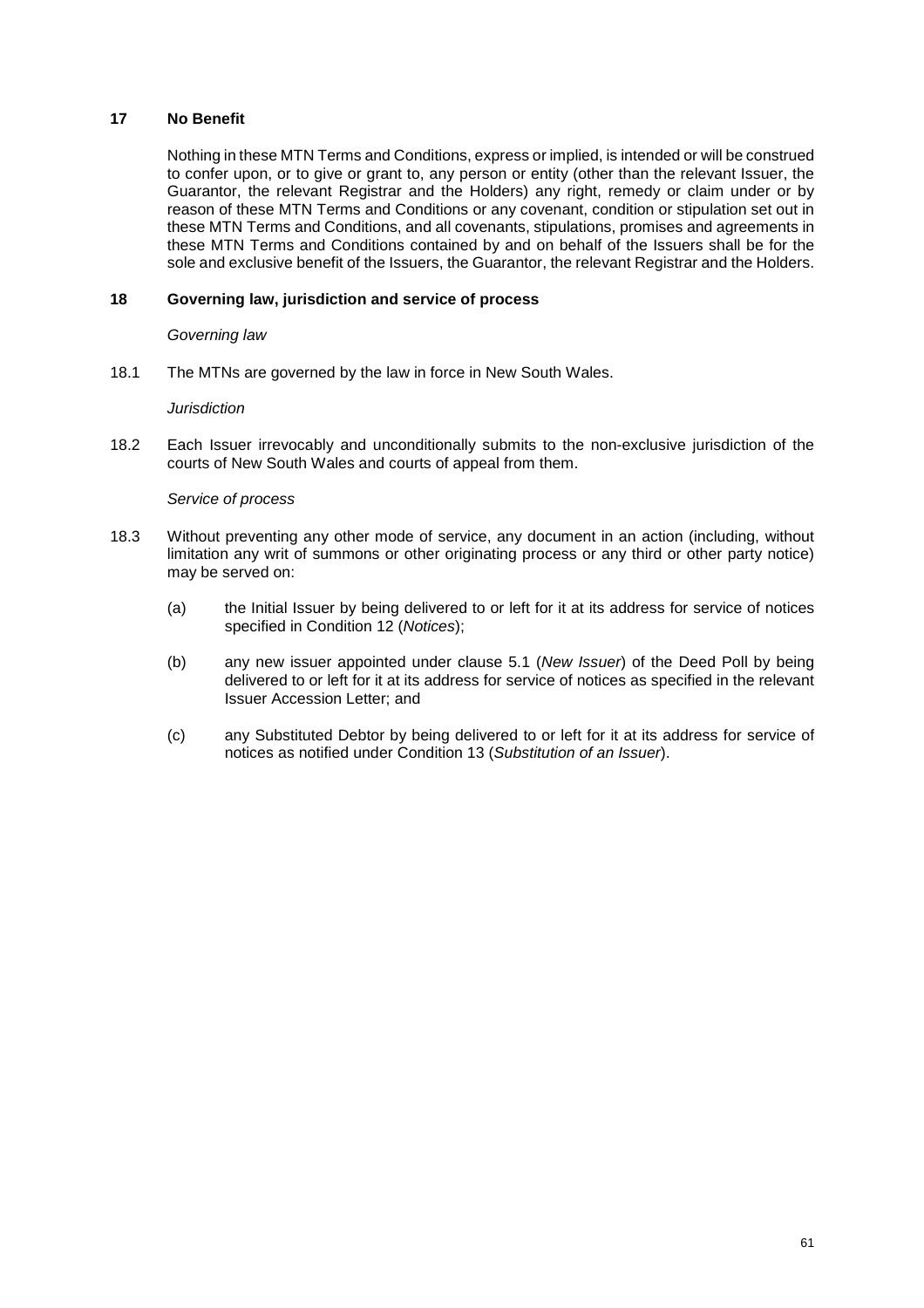## 17 No Benefit

Nothing in these MTN Terms and Conditions, express or implied, is intended or will be construed to confer upon, or to give or grant to, any person or entity (other than the relevant Issuer, the Guarantor, the relevant Registrar and the Holders) any right, remedy or claim under or by reason of these MTN Terms and Conditions or any covenant, condition or stipulation set out in these MTN Terms and Conditions, and all covenants, stipulations, promises and agreements in these MTN Terms and Conditions contained by and on behalf of the Issuers shall be for the sole and exclusive benefit of the Issuers, the Guarantor, the relevant Registrar and the Holders.

## 18 Governing law, jurisdiction and service of process

*Governing law*

18.1 The MTNs are governed by the law in force in New South Wales.

*Jurisdiction*

18.2 Each Issuer irrevocably and unconditionally submits to the non-exclusive jurisdiction of the courts of New South Wales and courts of appeal from them.

*Service of process*

18.3 Without preventing any other mode of service, any document in an action (including, without limitation any writ of summons or other originating process or any third or other party notice) may be served on:

(a) the Initial Issuer by being delivered to or left for it at its address for service of notices specified in Condition 12 (*Notices*);

(b) any new issuer appointed under clause 5.1 (*New Issuer*) of the Deed Poll by being delivered to or left for it at its address for service of notices as specified in the relevant Issuer Accession Letter; and

(c) any Substituted Debtor by being delivered to or left for it at its address for service of notices as notified under Condition 13 (*Substitution of an Issuer*).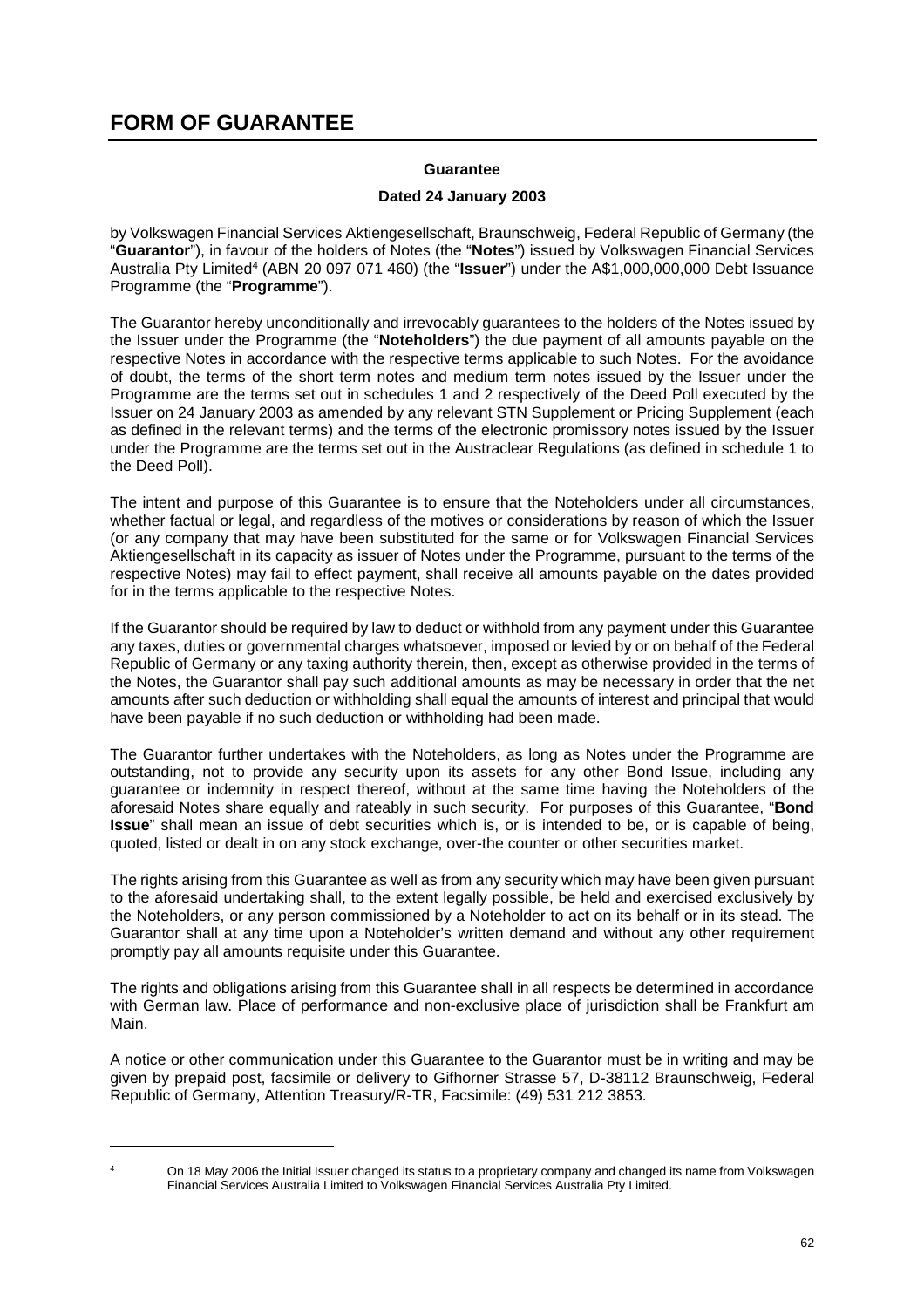# FORM OF GUARANTEE

**Guarantee**

**Dated 24 January 2003**

by Volkswagen Financial Services Aktiengesellschaft, Braunschweig, Federal Republic of Germany (the "**Guarantor**"), in favour of the holders of Notes (the "**Notes**") issued by Volkswagen Financial Services Australia Pty Limited[4] (ABN 20 097 071 460) (the "**Issuer**") under the A$1,000,000,000 Debt Issuance Programme (the "**Programme**").

The Guarantor hereby unconditionally and irrevocably guarantees to the holders of the Notes issued by the Issuer under the Programme (the "**Noteholders**") the due payment of all amounts payable on the respective Notes in accordance with the respective terms applicable to such Notes. For the avoidance of doubt, the terms of the short term notes and medium term notes issued by the Issuer under the Programme are the terms set out in schedules 1 and 2 respectively of the Deed Poll executed by the Issuer on 24 January 2003 as amended by any relevant STN Supplement or Pricing Supplement (each as defined in the relevant terms) and the terms of the electronic promissory notes issued by the Issuer under the Programme are the terms set out in the Austraclear Regulations (as defined in schedule 1 to the Deed Poll).

The intent and purpose of this Guarantee is to ensure that the Noteholders under all circumstances, whether factual or legal, and regardless of the motives or considerations by reason of which the Issuer (or any company that may have been substituted for the same or for Volkswagen Financial Services Aktiengesellschaft in its capacity as issuer of Notes under the Programme, pursuant to the terms of the respective Notes) may fail to effect payment, shall receive all amounts payable on the dates provided for in the terms applicable to the respective Notes.

If the Guarantor should be required by law to deduct or withhold from any payment under this Guarantee any taxes, duties or governmental charges whatsoever, imposed or levied by or on behalf of the Federal Republic of Germany or any taxing authority therein, then, except as otherwise provided in the terms of the Notes, the Guarantor shall pay such additional amounts as may be necessary in order that the net amounts after such deduction or withholding shall equal the amounts of interest and principal that would have been payable if no such deduction or withholding had been made.

The Guarantor further undertakes with the Noteholders, as long as Notes under the Programme are outstanding, not to provide any security upon its assets for any other Bond Issue, including any guarantee or indemnity in respect thereof, without at the same time having the Noteholders of the aforesaid Notes share equally and rateably in such security. For purposes of this Guarantee, "**Bond Issue**" shall mean an issue of debt securities which is, or is intended to be, or is capable of being, quoted, listed or dealt in on any stock exchange, over-the counter or other securities market.

The rights arising from this Guarantee as well as from any security which may have been given pursuant to the aforesaid undertaking shall, to the extent legally possible, be held and exercised exclusively by the Noteholders, or any person commissioned by a Noteholder to act on its behalf or in its stead. The Guarantor shall at any time upon a Noteholder's written demand and without any other requirement promptly pay all amounts requisite under this Guarantee.

The rights and obligations arising from this Guarantee shall in all respects be determined in accordance with German law. Place of performance and non-exclusive place of jurisdiction shall be Frankfurt am Main.

A notice or other communication under this Guarantee to the Guarantor must be in writing and may be given by prepaid post, facsimile or delivery to Gifhorner Strasse 57, D-38112 Braunschweig, Federal Republic of Germany, Attention Treasury/R-TR, Facsimile: (49) 531 212 3853.

---

[4] On 18 May 2006 the Initial Issuer changed its status to a proprietary company and changed its name from Volkswagen Financial Services Australia Limited to Volkswagen Financial Services Australia Pty Limited.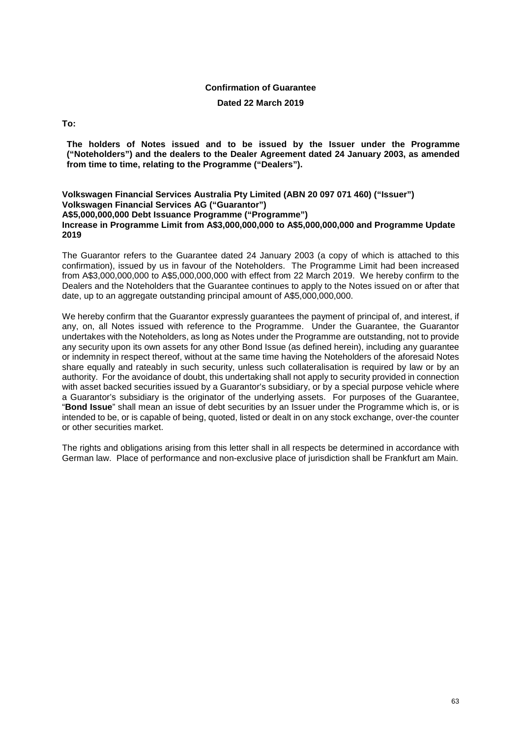**Confirmation of Guarantee**

**Dated 22 March 2019**

**To:**

**The holders of Notes issued and to be issued by the Issuer under the Programme ("Noteholders") and the dealers to the Dealer Agreement dated 24 January 2003, as amended from time to time, relating to the Programme ("Dealers").**

**Volkswagen Financial Services Australia Pty Limited (ABN 20 097 071 460) ("Issuer")**
**Volkswagen Financial Services AG ("Guarantor")**
**A$5,000,000,000 Debt Issuance Programme ("Programme")**
**Increase in Programme Limit from A$3,000,000,000 to A$5,000,000,000 and Programme Update 2019**

The Guarantor refers to the Guarantee dated 24 January 2003 (a copy of which is attached to this confirmation), issued by us in favour of the Noteholders. The Programme Limit had been increased from A$3,000,000,000 to A$5,000,000,000 with effect from 22 March 2019. We hereby confirm to the Dealers and the Noteholders that the Guarantee continues to apply to the Notes issued on or after that date, up to an aggregate outstanding principal amount of A$5,000,000,000.

We hereby confirm that the Guarantor expressly guarantees the payment of principal of, and interest, if any, on, all Notes issued with reference to the Programme. Under the Guarantee, the Guarantor undertakes with the Noteholders, as long as Notes under the Programme are outstanding, not to provide any security upon its own assets for any other Bond Issue (as defined herein), including any guarantee or indemnity in respect thereof, without at the same time having the Noteholders of the aforesaid Notes share equally and rateably in such security, unless such collateralisation is required by law or by an authority. For the avoidance of doubt, this undertaking shall not apply to security provided in connection with asset backed securities issued by a Guarantor's subsidiary, or by a special purpose vehicle where a Guarantor's subsidiary is the originator of the underlying assets. For purposes of the Guarantee, "**Bond Issue**" shall mean an issue of debt securities by an Issuer under the Programme which is, or is intended to be, or is capable of being, quoted, listed or dealt in on any stock exchange, over-the counter or other securities market.

The rights and obligations arising from this letter shall in all respects be determined in accordance with German law. Place of performance and non-exclusive place of jurisdiction shall be Frankfurt am Main.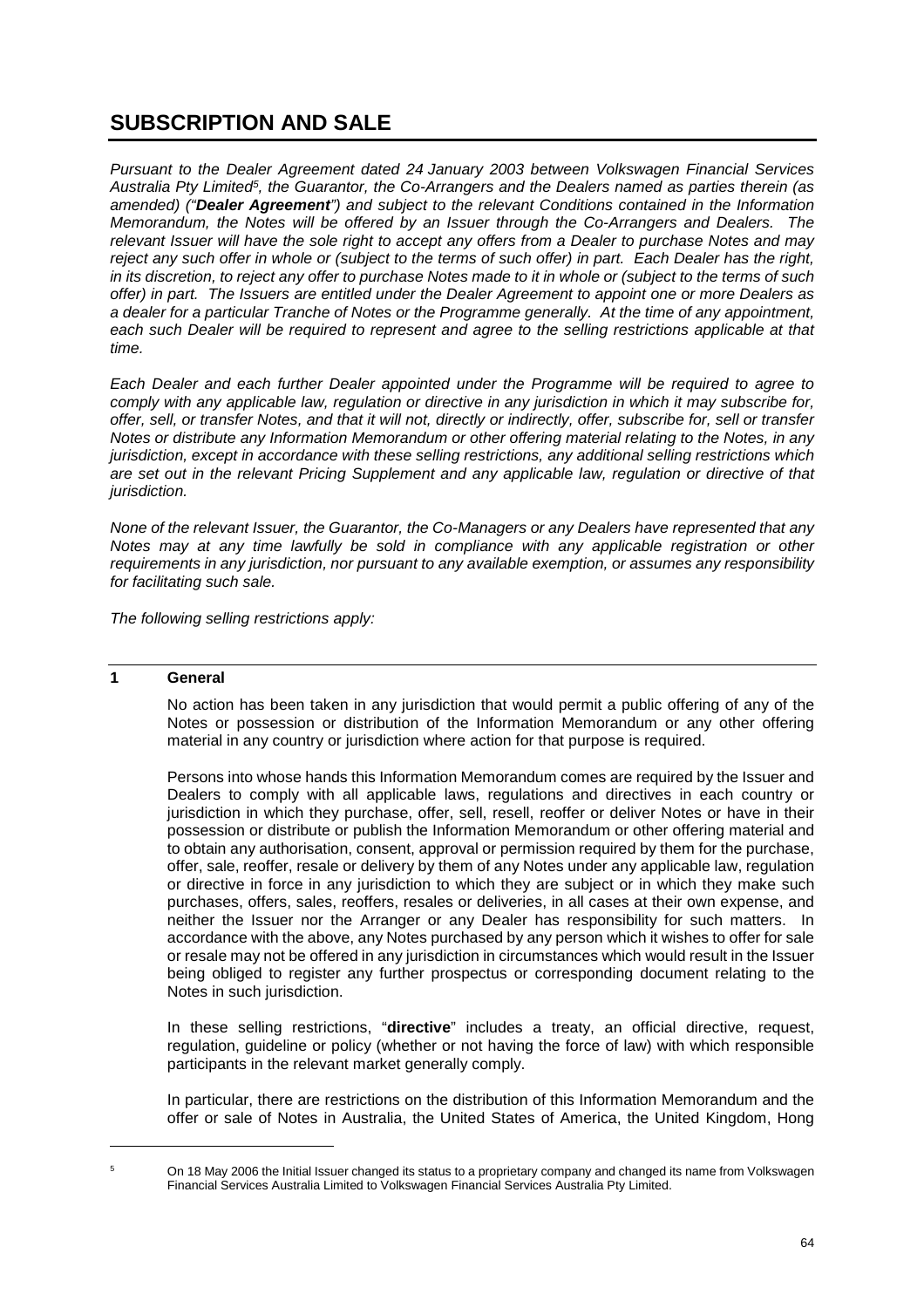# SUBSCRIPTION AND SALE

*Pursuant to the Dealer Agreement dated 24 January 2003 between Volkswagen Financial Services Australia Pty Limited[5], the Guarantor, the Co-Arrangers and the Dealers named as parties therein (as amended) ("**Dealer Agreement**") and subject to the relevant Conditions contained in the Information Memorandum, the Notes will be offered by an Issuer through the Co-Arrangers and Dealers. The relevant Issuer will have the sole right to accept any offers from a Dealer to purchase Notes and may reject any such offer in whole or (subject to the terms of such offer) in part. Each Dealer has the right, in its discretion, to reject any offer to purchase Notes made to it in whole or (subject to the terms of such offer) in part. The Issuers are entitled under the Dealer Agreement to appoint one or more Dealers as a dealer for a particular Tranche of Notes or the Programme generally. At the time of any appointment, each such Dealer will be required to represent and agree to the selling restrictions applicable at that time.*

*Each Dealer and each further Dealer appointed under the Programme will be required to agree to comply with any applicable law, regulation or directive in any jurisdiction in which it may subscribe for, offer, sell, or transfer Notes, and that it will not, directly or indirectly, offer, subscribe for, sell or transfer Notes or distribute any Information Memorandum or other offering material relating to the Notes, in any jurisdiction, except in accordance with these selling restrictions, any additional selling restrictions which are set out in the relevant Pricing Supplement and any applicable law, regulation or directive of that jurisdiction.*

*None of the relevant Issuer, the Guarantor, the Co-Managers or any Dealers have represented that any Notes may at any time lawfully be sold in compliance with any applicable registration or other requirements in any jurisdiction, nor pursuant to any available exemption, or assumes any responsibility for facilitating such sale.*

*The following selling restrictions apply:*

## 1 General

No action has been taken in any jurisdiction that would permit a public offering of any of the Notes or possession or distribution of the Information Memorandum or any other offering material in any country or jurisdiction where action for that purpose is required.

Persons into whose hands this Information Memorandum comes are required by the Issuer and Dealers to comply with all applicable laws, regulations and directives in each country or jurisdiction in which they purchase, offer, sell, resell, reoffer or deliver Notes or have in their possession or distribute or publish the Information Memorandum or other offering material and to obtain any authorisation, consent, approval or permission required by them for the purchase, offer, sale, reoffer, resale or delivery by them of any Notes under any applicable law, regulation or directive in force in any jurisdiction to which they are subject or in which they make such purchases, offers, sales, reoffers, resales or deliveries, in all cases at their own expense, and neither the Issuer nor the Arranger or any Dealer has responsibility for such matters. In accordance with the above, any Notes purchased by any person which it wishes to offer for sale or resale may not be offered in any jurisdiction in circumstances which would result in the Issuer being obliged to register any further prospectus or corresponding document relating to the Notes in such jurisdiction.

In these selling restrictions, "**directive**" includes a treaty, an official directive, request, regulation, guideline or policy (whether or not having the force of law) with which responsible participants in the relevant market generally comply.

In particular, there are restrictions on the distribution of this Information Memorandum and the offer or sale of Notes in Australia, the United States of America, the United Kingdom, Hong

[5] On 18 May 2006 the Initial Issuer changed its status to a proprietary company and changed its name from Volkswagen Financial Services Australia Limited to Volkswagen Financial Services Australia Pty Limited.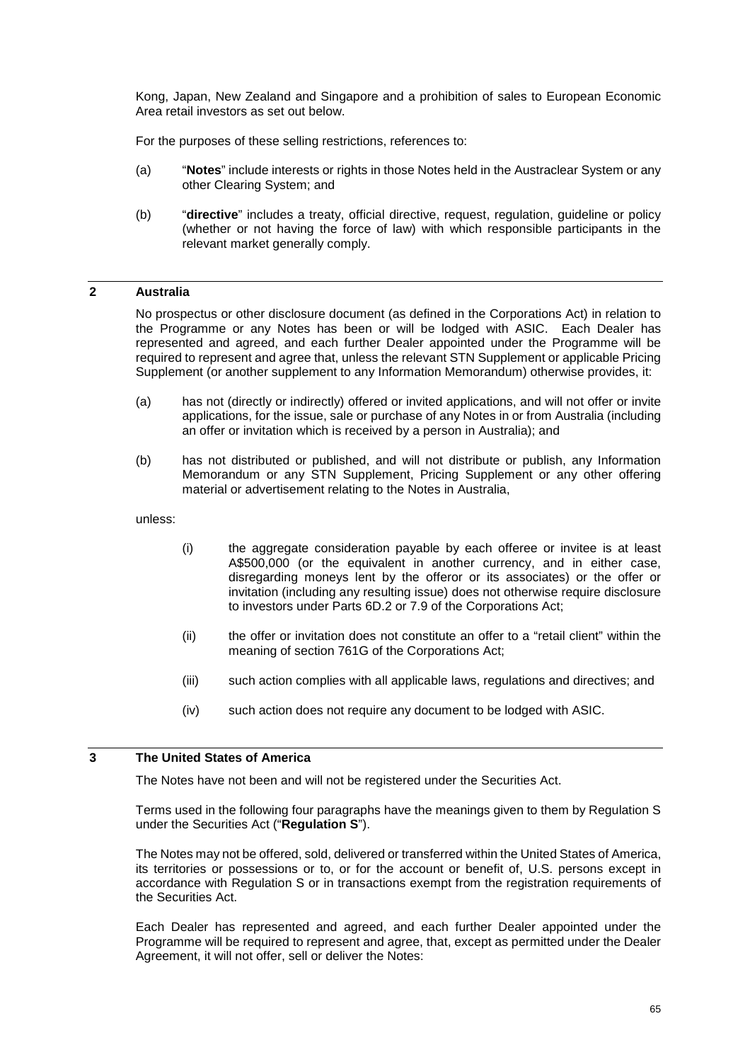Kong, Japan, New Zealand and Singapore and a prohibition of sales to European Economic Area retail investors as set out below.

For the purposes of these selling restrictions, references to:

(a) "**Notes**" include interests or rights in those Notes held in the Austraclear System or any other Clearing System; and

(b) "**directive**" includes a treaty, official directive, request, regulation, guideline or policy (whether or not having the force of law) with which responsible participants in the relevant market generally comply.

## 2 Australia

No prospectus or other disclosure document (as defined in the Corporations Act) in relation to the Programme or any Notes has been or will be lodged with ASIC. Each Dealer has represented and agreed, and each further Dealer appointed under the Programme will be required to represent and agree that, unless the relevant STN Supplement or applicable Pricing Supplement (or another supplement to any Information Memorandum) otherwise provides, it:

(a) has not (directly or indirectly) offered or invited applications, and will not offer or invite applications, for the issue, sale or purchase of any Notes in or from Australia (including an offer or invitation which is received by a person in Australia); and

(b) has not distributed or published, and will not distribute or publish, any Information Memorandum or any STN Supplement, Pricing Supplement or any other offering material or advertisement relating to the Notes in Australia,

unless:

(i) the aggregate consideration payable by each offeree or invitee is at least A$500,000 (or the equivalent in another currency, and in either case, disregarding moneys lent by the offeror or its associates) or the offer or invitation (including any resulting issue) does not otherwise require disclosure to investors under Parts 6D.2 or 7.9 of the Corporations Act;

(ii) the offer or invitation does not constitute an offer to a "retail client" within the meaning of section 761G of the Corporations Act;

(iii) such action complies with all applicable laws, regulations and directives; and

(iv) such action does not require any document to be lodged with ASIC.

## 3 The United States of America

The Notes have not been and will not be registered under the Securities Act.

Terms used in the following four paragraphs have the meanings given to them by Regulation S under the Securities Act ("**Regulation S**").

The Notes may not be offered, sold, delivered or transferred within the United States of America, its territories or possessions or to, or for the account or benefit of, U.S. persons except in accordance with Regulation S or in transactions exempt from the registration requirements of the Securities Act.

Each Dealer has represented and agreed, and each further Dealer appointed under the Programme will be required to represent and agree, that, except as permitted under the Dealer Agreement, it will not offer, sell or deliver the Notes: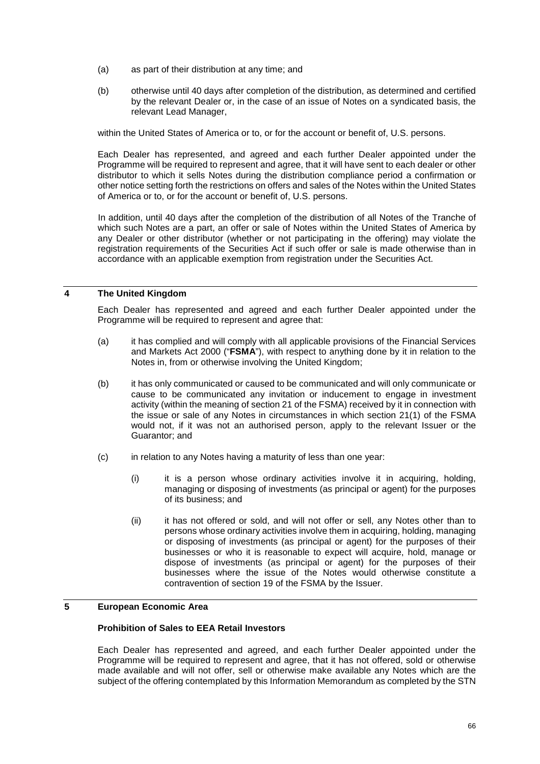(a) as part of their distribution at any time; and

(b) otherwise until 40 days after completion of the distribution, as determined and certified by the relevant Dealer or, in the case of an issue of Notes on a syndicated basis, the relevant Lead Manager,

within the United States of America or to, or for the account or benefit of, U.S. persons.

Each Dealer has represented, and agreed and each further Dealer appointed under the Programme will be required to represent and agree, that it will have sent to each dealer or other distributor to which it sells Notes during the distribution compliance period a confirmation or other notice setting forth the restrictions on offers and sales of the Notes within the United States of America or to, or for the account or benefit of, U.S. persons.

In addition, until 40 days after the completion of the distribution of all Notes of the Tranche of which such Notes are a part, an offer or sale of Notes within the United States of America by any Dealer or other distributor (whether or not participating in the offering) may violate the registration requirements of the Securities Act if such offer or sale is made otherwise than in accordance with an applicable exemption from registration under the Securities Act.

## 4 The United Kingdom

Each Dealer has represented and agreed and each further Dealer appointed under the Programme will be required to represent and agree that:

(a) it has complied and will comply with all applicable provisions of the Financial Services and Markets Act 2000 ("**FSMA**"), with respect to anything done by it in relation to the Notes in, from or otherwise involving the United Kingdom;

(b) it has only communicated or caused to be communicated and will only communicate or cause to be communicated any invitation or inducement to engage in investment activity (within the meaning of section 21 of the FSMA) received by it in connection with the issue or sale of any Notes in circumstances in which section 21(1) of the FSMA would not, if it was not an authorised person, apply to the relevant Issuer or the Guarantor; and

(c) in relation to any Notes having a maturity of less than one year:

(i) it is a person whose ordinary activities involve it in acquiring, holding, managing or disposing of investments (as principal or agent) for the purposes of its business; and

(ii) it has not offered or sold, and will not offer or sell, any Notes other than to persons whose ordinary activities involve them in acquiring, holding, managing or disposing of investments (as principal or agent) for the purposes of their businesses or who it is reasonable to expect will acquire, hold, manage or dispose of investments (as principal or agent) for the purposes of their businesses where the issue of the Notes would otherwise constitute a contravention of section 19 of the FSMA by the Issuer.

## 5 European Economic Area

**Prohibition of Sales to EEA Retail Investors**

Each Dealer has represented and agreed, and each further Dealer appointed under the Programme will be required to represent and agree, that it has not offered, sold or otherwise made available and will not offer, sell or otherwise make available any Notes which are the subject of the offering contemplated by this Information Memorandum as completed by the STN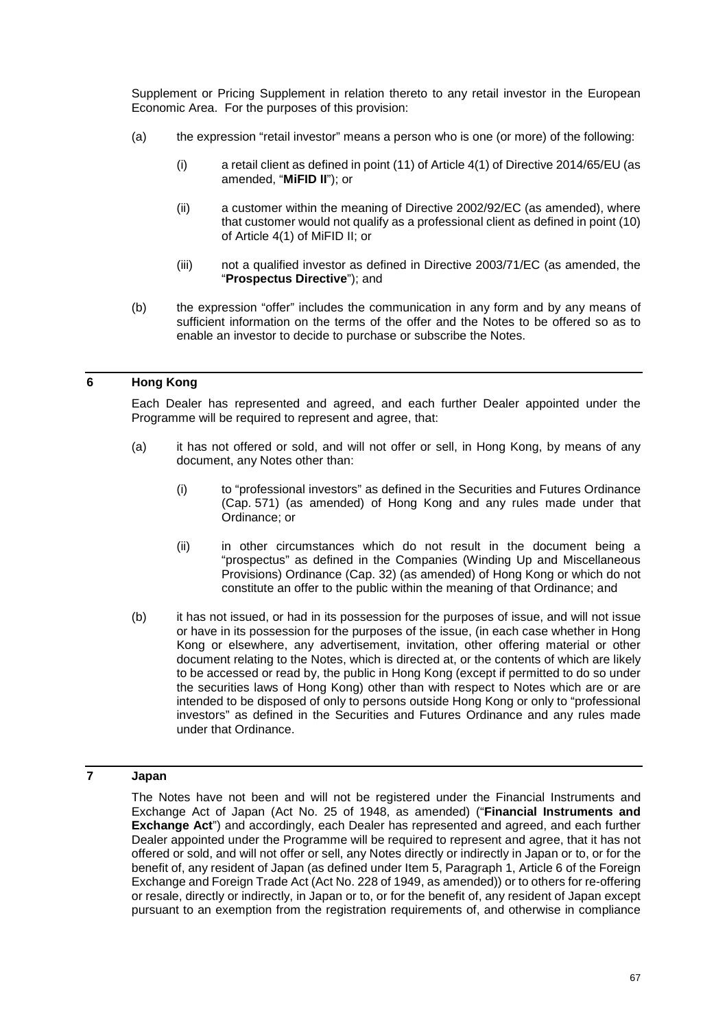Supplement or Pricing Supplement in relation thereto to any retail investor in the European Economic Area. For the purposes of this provision:

(a) the expression "retail investor" means a person who is one (or more) of the following:

(i) a retail client as defined in point (11) of Article 4(1) of Directive 2014/65/EU (as amended, "**MiFID II**"); or

(ii) a customer within the meaning of Directive 2002/92/EC (as amended), where that customer would not qualify as a professional client as defined in point (10) of Article 4(1) of MiFID II; or

(iii) not a qualified investor as defined in Directive 2003/71/EC (as amended, the "**Prospectus Directive**"); and

(b) the expression "offer" includes the communication in any form and by any means of sufficient information on the terms of the offer and the Notes to be offered so as to enable an investor to decide to purchase or subscribe the Notes.

## 6 Hong Kong

Each Dealer has represented and agreed, and each further Dealer appointed under the Programme will be required to represent and agree, that:

(a) it has not offered or sold, and will not offer or sell, in Hong Kong, by means of any document, any Notes other than:

(i) to "professional investors" as defined in the Securities and Futures Ordinance (Cap. 571) (as amended) of Hong Kong and any rules made under that Ordinance; or

(ii) in other circumstances which do not result in the document being a "prospectus" as defined in the Companies (Winding Up and Miscellaneous Provisions) Ordinance (Cap. 32) (as amended) of Hong Kong or which do not constitute an offer to the public within the meaning of that Ordinance; and

(b) it has not issued, or had in its possession for the purposes of issue, and will not issue or have in its possession for the purposes of the issue, (in each case whether in Hong Kong or elsewhere, any advertisement, invitation, other offering material or other document relating to the Notes, which is directed at, or the contents of which are likely to be accessed or read by, the public in Hong Kong (except if permitted to do so under the securities laws of Hong Kong) other than with respect to Notes which are or are intended to be disposed of only to persons outside Hong Kong or only to "professional investors" as defined in the Securities and Futures Ordinance and any rules made under that Ordinance.

## 7 Japan

The Notes have not been and will not be registered under the Financial Instruments and Exchange Act of Japan (Act No. 25 of 1948, as amended) ("**Financial Instruments and Exchange Act**") and accordingly, each Dealer has represented and agreed, and each further Dealer appointed under the Programme will be required to represent and agree, that it has not offered or sold, and will not offer or sell, any Notes directly or indirectly in Japan or to, or for the benefit of, any resident of Japan (as defined under Item 5, Paragraph 1, Article 6 of the Foreign Exchange and Foreign Trade Act (Act No. 228 of 1949, as amended)) or to others for re-offering or resale, directly or indirectly, in Japan or to, or for the benefit of, any resident of Japan except pursuant to an exemption from the registration requirements of, and otherwise in compliance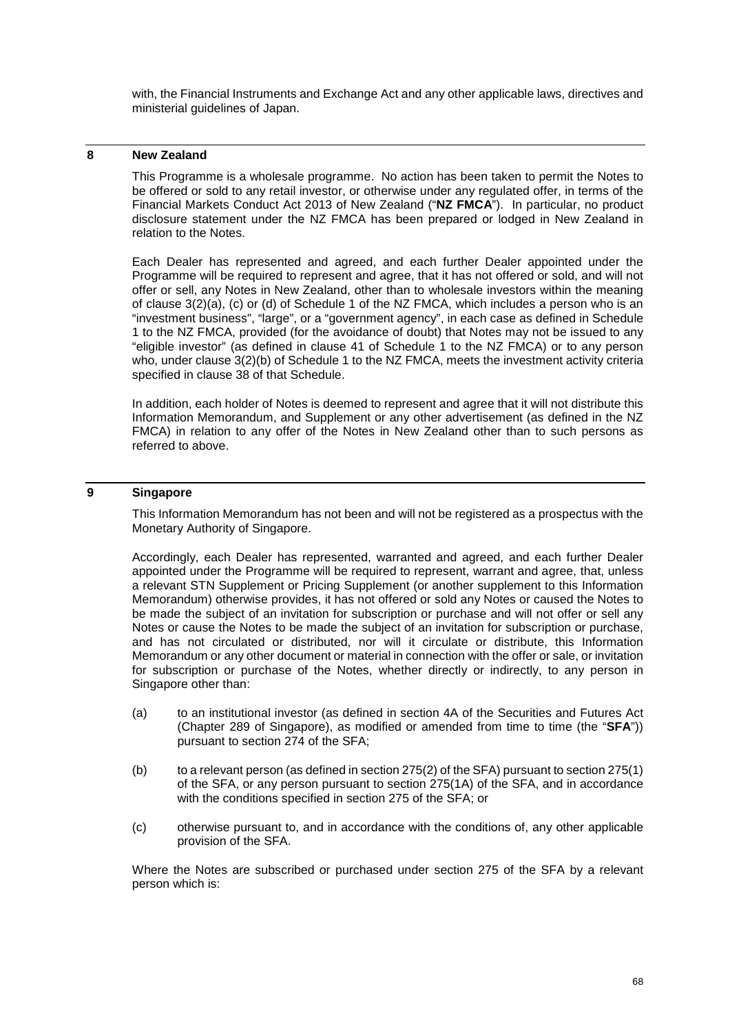with, the Financial Instruments and Exchange Act and any other applicable laws, directives and ministerial guidelines of Japan.

## 8 New Zealand

This Programme is a wholesale programme. No action has been taken to permit the Notes to be offered or sold to any retail investor, or otherwise under any regulated offer, in terms of the Financial Markets Conduct Act 2013 of New Zealand ("**NZ FMCA**"). In particular, no product disclosure statement under the NZ FMCA has been prepared or lodged in New Zealand in relation to the Notes.

Each Dealer has represented and agreed, and each further Dealer appointed under the Programme will be required to represent and agree, that it has not offered or sold, and will not offer or sell, any Notes in New Zealand, other than to wholesale investors within the meaning of clause 3(2)(a), (c) or (d) of Schedule 1 of the NZ FMCA, which includes a person who is an "investment business", "large", or a "government agency", in each case as defined in Schedule 1 to the NZ FMCA, provided (for the avoidance of doubt) that Notes may not be issued to any "eligible investor" (as defined in clause 41 of Schedule 1 to the NZ FMCA) or to any person who, under clause 3(2)(b) of Schedule 1 to the NZ FMCA, meets the investment activity criteria specified in clause 38 of that Schedule.

In addition, each holder of Notes is deemed to represent and agree that it will not distribute this Information Memorandum, and Supplement or any other advertisement (as defined in the NZ FMCA) in relation to any offer of the Notes in New Zealand other than to such persons as referred to above.

## 9 Singapore

This Information Memorandum has not been and will not be registered as a prospectus with the Monetary Authority of Singapore.

Accordingly, each Dealer has represented, warranted and agreed, and each further Dealer appointed under the Programme will be required to represent, warrant and agree, that, unless a relevant STN Supplement or Pricing Supplement (or another supplement to this Information Memorandum) otherwise provides, it has not offered or sold any Notes or caused the Notes to be made the subject of an invitation for subscription or purchase and will not offer or sell any Notes or cause the Notes to be made the subject of an invitation for subscription or purchase, and has not circulated or distributed, nor will it circulate or distribute, this Information Memorandum or any other document or material in connection with the offer or sale, or invitation for subscription or purchase of the Notes, whether directly or indirectly, to any person in Singapore other than:

(a) to an institutional investor (as defined in section 4A of the Securities and Futures Act (Chapter 289 of Singapore), as modified or amended from time to time (the "**SFA**")) pursuant to section 274 of the SFA;

(b) to a relevant person (as defined in section 275(2) of the SFA) pursuant to section 275(1) of the SFA, or any person pursuant to section 275(1A) of the SFA, and in accordance with the conditions specified in section 275 of the SFA; or

(c) otherwise pursuant to, and in accordance with the conditions of, any other applicable provision of the SFA.

Where the Notes are subscribed or purchased under section 275 of the SFA by a relevant person which is: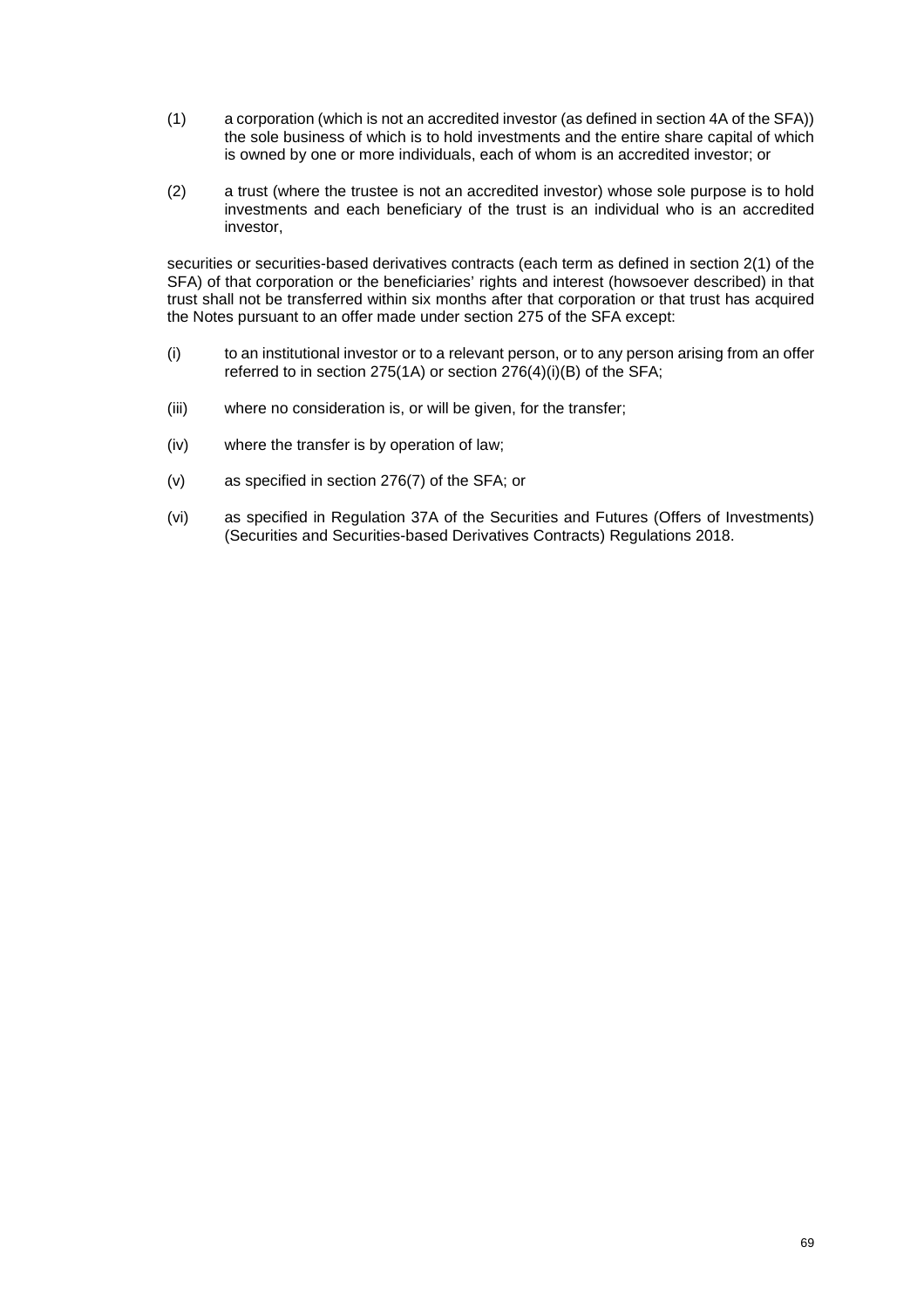(1) a corporation (which is not an accredited investor (as defined in section 4A of the SFA)) the sole business of which is to hold investments and the entire share capital of which is owned by one or more individuals, each of whom is an accredited investor; or

(2) a trust (where the trustee is not an accredited investor) whose sole purpose is to hold investments and each beneficiary of the trust is an individual who is an accredited investor,

securities or securities-based derivatives contracts (each term as defined in section 2(1) of the SFA) of that corporation or the beneficiaries' rights and interest (howsoever described) in that trust shall not be transferred within six months after that corporation or that trust has acquired the Notes pursuant to an offer made under section 275 of the SFA except:

(i) to an institutional investor or to a relevant person, or to any person arising from an offer referred to in section 275(1A) or section 276(4)(i)(B) of the SFA;

(iii) where no consideration is, or will be given, for the transfer;

(iv) where the transfer is by operation of law;

(v) as specified in section 276(7) of the SFA; or

(vi) as specified in Regulation 37A of the Securities and Futures (Offers of Investments) (Securities and Securities-based Derivatives Contracts) Regulations 2018.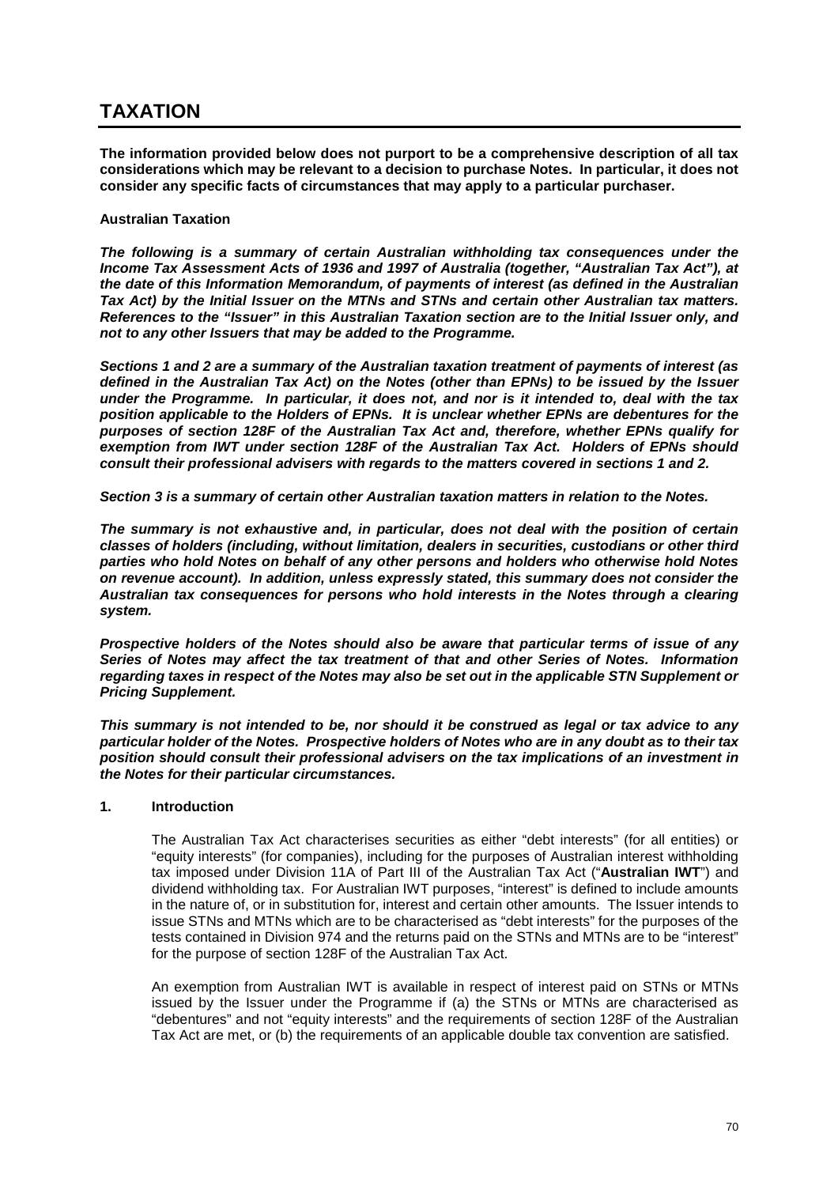# TAXATION

**The information provided below does not purport to be a comprehensive description of all tax considerations which may be relevant to a decision to purchase Notes. In particular, it does not consider any specific facts of circumstances that may apply to a particular purchaser.**

**Australian Taxation**

***The following is a summary of certain Australian withholding tax consequences under the Income Tax Assessment Acts of 1936 and 1997 of Australia (together, "Australian Tax Act"), at the date of this Information Memorandum, of payments of interest (as defined in the Australian Tax Act) by the Initial Issuer on the MTNs and STNs and certain other Australian tax matters. References to the "Issuer" in this Australian Taxation section are to the Initial Issuer only, and not to any other Issuers that may be added to the Programme.***

***Sections 1 and 2 are a summary of the Australian taxation treatment of payments of interest (as defined in the Australian Tax Act) on the Notes (other than EPNs) to be issued by the Issuer under the Programme. In particular, it does not, and nor is it intended to, deal with the tax position applicable to the Holders of EPNs. It is unclear whether EPNs are debentures for the purposes of section 128F of the Australian Tax Act and, therefore, whether EPNs qualify for exemption from IWT under section 128F of the Australian Tax Act. Holders of EPNs should consult their professional advisers with regards to the matters covered in sections 1 and 2.***

***Section 3 is a summary of certain other Australian taxation matters in relation to the Notes.***

***The summary is not exhaustive and, in particular, does not deal with the position of certain classes of holders (including, without limitation, dealers in securities, custodians or other third parties who hold Notes on behalf of any other persons and holders who otherwise hold Notes on revenue account). In addition, unless expressly stated, this summary does not consider the Australian tax consequences for persons who hold interests in the Notes through a clearing system.***

***Prospective holders of the Notes should also be aware that particular terms of issue of any Series of Notes may affect the tax treatment of that and other Series of Notes. Information regarding taxes in respect of the Notes may also be set out in the applicable STN Supplement or Pricing Supplement.***

***This summary is not intended to be, nor should it be construed as legal or tax advice to any particular holder of the Notes. Prospective holders of Notes who are in any doubt as to their tax position should consult their professional advisers on the tax implications of an investment in the Notes for their particular circumstances.***

## 1. Introduction

The Australian Tax Act characterises securities as either "debt interests" (for all entities) or "equity interests" (for companies), including for the purposes of Australian interest withholding tax imposed under Division 11A of Part III of the Australian Tax Act ("**Australian IWT**") and dividend withholding tax. For Australian IWT purposes, "interest" is defined to include amounts in the nature of, or in substitution for, interest and certain other amounts. The Issuer intends to issue STNs and MTNs which are to be characterised as "debt interests" for the purposes of the tests contained in Division 974 and the returns paid on the STNs and MTNs are to be "interest" for the purpose of section 128F of the Australian Tax Act.

An exemption from Australian IWT is available in respect of interest paid on STNs or MTNs issued by the Issuer under the Programme if (a) the STNs or MTNs are characterised as "debentures" and not "equity interests" and the requirements of section 128F of the Australian Tax Act are met, or (b) the requirements of an applicable double tax convention are satisfied.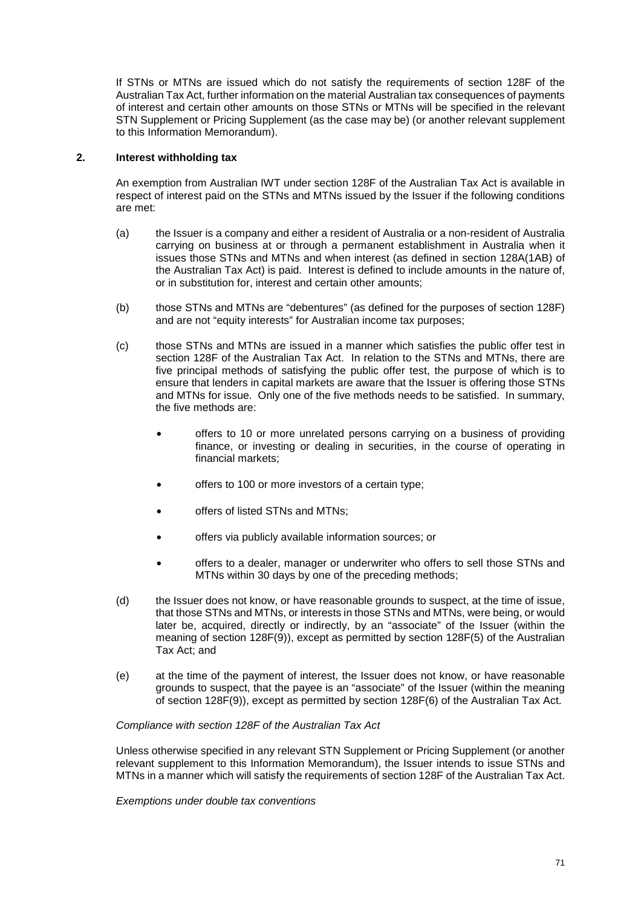If STNs or MTNs are issued which do not satisfy the requirements of section 128F of the Australian Tax Act, further information on the material Australian tax consequences of payments of interest and certain other amounts on those STNs or MTNs will be specified in the relevant STN Supplement or Pricing Supplement (as the case may be) (or another relevant supplement to this Information Memorandum).

## 2. Interest withholding tax

An exemption from Australian IWT under section 128F of the Australian Tax Act is available in respect of interest paid on the STNs and MTNs issued by the Issuer if the following conditions are met:

(a) the Issuer is a company and either a resident of Australia or a non-resident of Australia carrying on business at or through a permanent establishment in Australia when it issues those STNs and MTNs and when interest (as defined in section 128A(1AB) of the Australian Tax Act) is paid. Interest is defined to include amounts in the nature of, or in substitution for, interest and certain other amounts;

(b) those STNs and MTNs are "debentures" (as defined for the purposes of section 128F) and are not "equity interests" for Australian income tax purposes;

(c) those STNs and MTNs are issued in a manner which satisfies the public offer test in section 128F of the Australian Tax Act. In relation to the STNs and MTNs, there are five principal methods of satisfying the public offer test, the purpose of which is to ensure that lenders in capital markets are aware that the Issuer is offering those STNs and MTNs for issue. Only one of the five methods needs to be satisfied. In summary, the five methods are:

- offers to 10 or more unrelated persons carrying on a business of providing finance, or investing or dealing in securities, in the course of operating in financial markets;
- offers to 100 or more investors of a certain type;
- offers of listed STNs and MTNs;
- offers via publicly available information sources; or
- offers to a dealer, manager or underwriter who offers to sell those STNs and MTNs within 30 days by one of the preceding methods;

(d) the Issuer does not know, or have reasonable grounds to suspect, at the time of issue, that those STNs and MTNs, or interests in those STNs and MTNs, were being, or would later be, acquired, directly or indirectly, by an "associate" of the Issuer (within the meaning of section 128F(9)), except as permitted by section 128F(5) of the Australian Tax Act; and

(e) at the time of the payment of interest, the Issuer does not know, or have reasonable grounds to suspect, that the payee is an "associate" of the Issuer (within the meaning of section 128F(9)), except as permitted by section 128F(6) of the Australian Tax Act.

*Compliance with section 128F of the Australian Tax Act*

Unless otherwise specified in any relevant STN Supplement or Pricing Supplement (or another relevant supplement to this Information Memorandum), the Issuer intends to issue STNs and MTNs in a manner which will satisfy the requirements of section 128F of the Australian Tax Act.

*Exemptions under double tax conventions*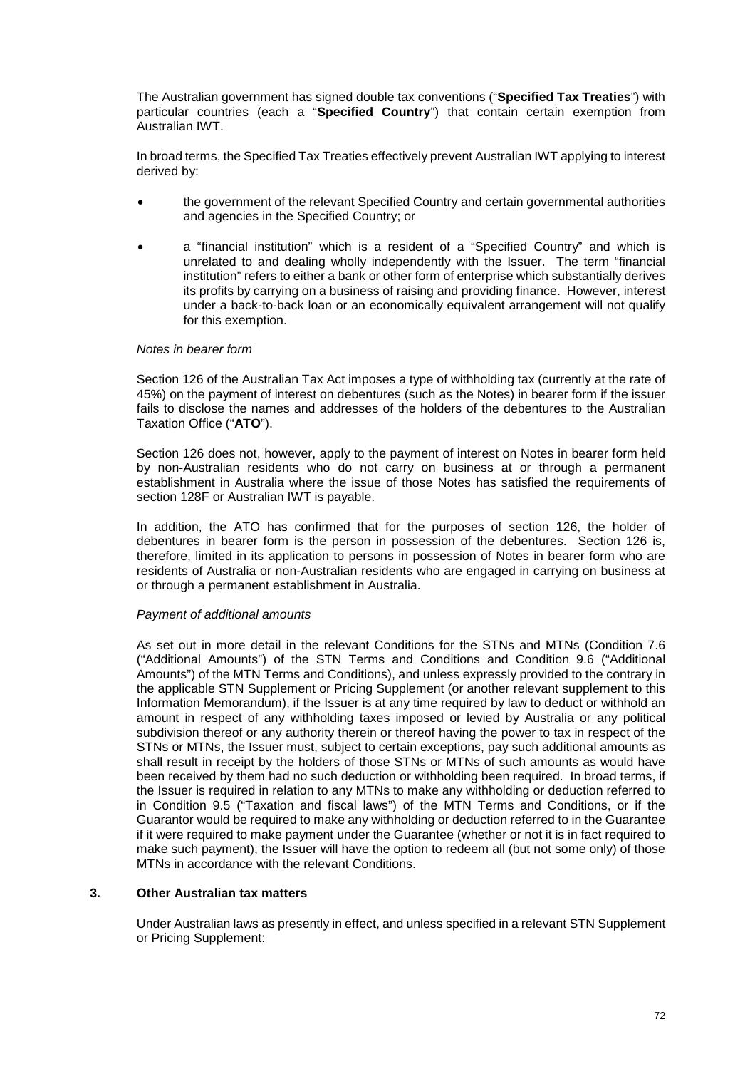The Australian government has signed double tax conventions ("**Specified Tax Treaties**") with particular countries (each a "**Specified Country**") that contain certain exemption from Australian IWT.

In broad terms, the Specified Tax Treaties effectively prevent Australian IWT applying to interest derived by:

- the government of the relevant Specified Country and certain governmental authorities and agencies in the Specified Country; or
- a "financial institution" which is a resident of a "Specified Country" and which is unrelated to and dealing wholly independently with the Issuer. The term "financial institution" refers to either a bank or other form of enterprise which substantially derives its profits by carrying on a business of raising and providing finance. However, interest under a back-to-back loan or an economically equivalent arrangement will not qualify for this exemption.

*Notes in bearer form*

Section 126 of the Australian Tax Act imposes a type of withholding tax (currently at the rate of 45%) on the payment of interest on debentures (such as the Notes) in bearer form if the issuer fails to disclose the names and addresses of the holders of the debentures to the Australian Taxation Office ("**ATO**").

Section 126 does not, however, apply to the payment of interest on Notes in bearer form held by non-Australian residents who do not carry on business at or through a permanent establishment in Australia where the issue of those Notes has satisfied the requirements of section 128F or Australian IWT is payable.

In addition, the ATO has confirmed that for the purposes of section 126, the holder of debentures in bearer form is the person in possession of the debentures. Section 126 is, therefore, limited in its application to persons in possession of Notes in bearer form who are residents of Australia or non-Australian residents who are engaged in carrying on business at or through a permanent establishment in Australia.

*Payment of additional amounts*

As set out in more detail in the relevant Conditions for the STNs and MTNs (Condition 7.6 ("Additional Amounts") of the STN Terms and Conditions and Condition 9.6 ("Additional Amounts") of the MTN Terms and Conditions), and unless expressly provided to the contrary in the applicable STN Supplement or Pricing Supplement (or another relevant supplement to this Information Memorandum), if the Issuer is at any time required by law to deduct or withhold an amount in respect of any withholding taxes imposed or levied by Australia or any political subdivision thereof or any authority therein or thereof having the power to tax in respect of the STNs or MTNs, the Issuer must, subject to certain exceptions, pay such additional amounts as shall result in receipt by the holders of those STNs or MTNs of such amounts as would have been received by them had no such deduction or withholding been required. In broad terms, if the Issuer is required in relation to any MTNs to make any withholding or deduction referred to in Condition 9.5 ("Taxation and fiscal laws") of the MTN Terms and Conditions, or if the Guarantor would be required to make any withholding or deduction referred to in the Guarantee if it were required to make payment under the Guarantee (whether or not it is in fact required to make such payment), the Issuer will have the option to redeem all (but not some only) of those MTNs in accordance with the relevant Conditions.

## 3. Other Australian tax matters

Under Australian laws as presently in effect, and unless specified in a relevant STN Supplement or Pricing Supplement: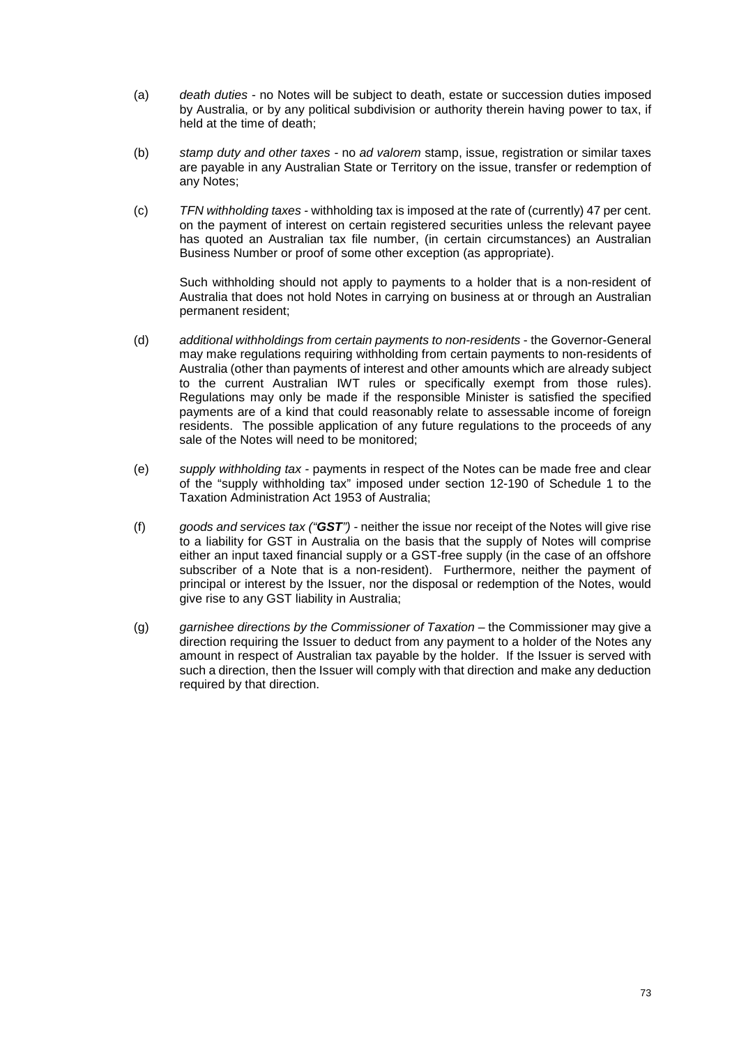(a) *death duties* - no Notes will be subject to death, estate or succession duties imposed by Australia, or by any political subdivision or authority therein having power to tax, if held at the time of death;

(b) *stamp duty and other taxes* - no *ad valorem* stamp, issue, registration or similar taxes are payable in any Australian State or Territory on the issue, transfer or redemption of any Notes;

(c) *TFN withholding taxes* - withholding tax is imposed at the rate of (currently) 47 per cent. on the payment of interest on certain registered securities unless the relevant payee has quoted an Australian tax file number, (in certain circumstances) an Australian Business Number or proof of some other exception (as appropriate).

Such withholding should not apply to payments to a holder that is a non-resident of Australia that does not hold Notes in carrying on business at or through an Australian permanent resident;

(d) *additional withholdings from certain payments to non-residents* - the Governor-General may make regulations requiring withholding from certain payments to non-residents of Australia (other than payments of interest and other amounts which are already subject to the current Australian IWT rules or specifically exempt from those rules). Regulations may only be made if the responsible Minister is satisfied the specified payments are of a kind that could reasonably relate to assessable income of foreign residents. The possible application of any future regulations to the proceeds of any sale of the Notes will need to be monitored;

(e) *supply withholding tax* - payments in respect of the Notes can be made free and clear of the "supply withholding tax" imposed under section 12-190 of Schedule 1 to the Taxation Administration Act 1953 of Australia;

(f) *goods and services tax ("**GST**")* - neither the issue nor receipt of the Notes will give rise to a liability for GST in Australia on the basis that the supply of Notes will comprise either an input taxed financial supply or a GST-free supply (in the case of an offshore subscriber of a Note that is a non-resident). Furthermore, neither the payment of principal or interest by the Issuer, nor the disposal or redemption of the Notes, would give rise to any GST liability in Australia;

(g) *garnishee directions by the Commissioner of Taxation* – the Commissioner may give a direction requiring the Issuer to deduct from any payment to a holder of the Notes any amount in respect of Australian tax payable by the holder. If the Issuer is served with such a direction, then the Issuer will comply with that direction and make any deduction required by that direction.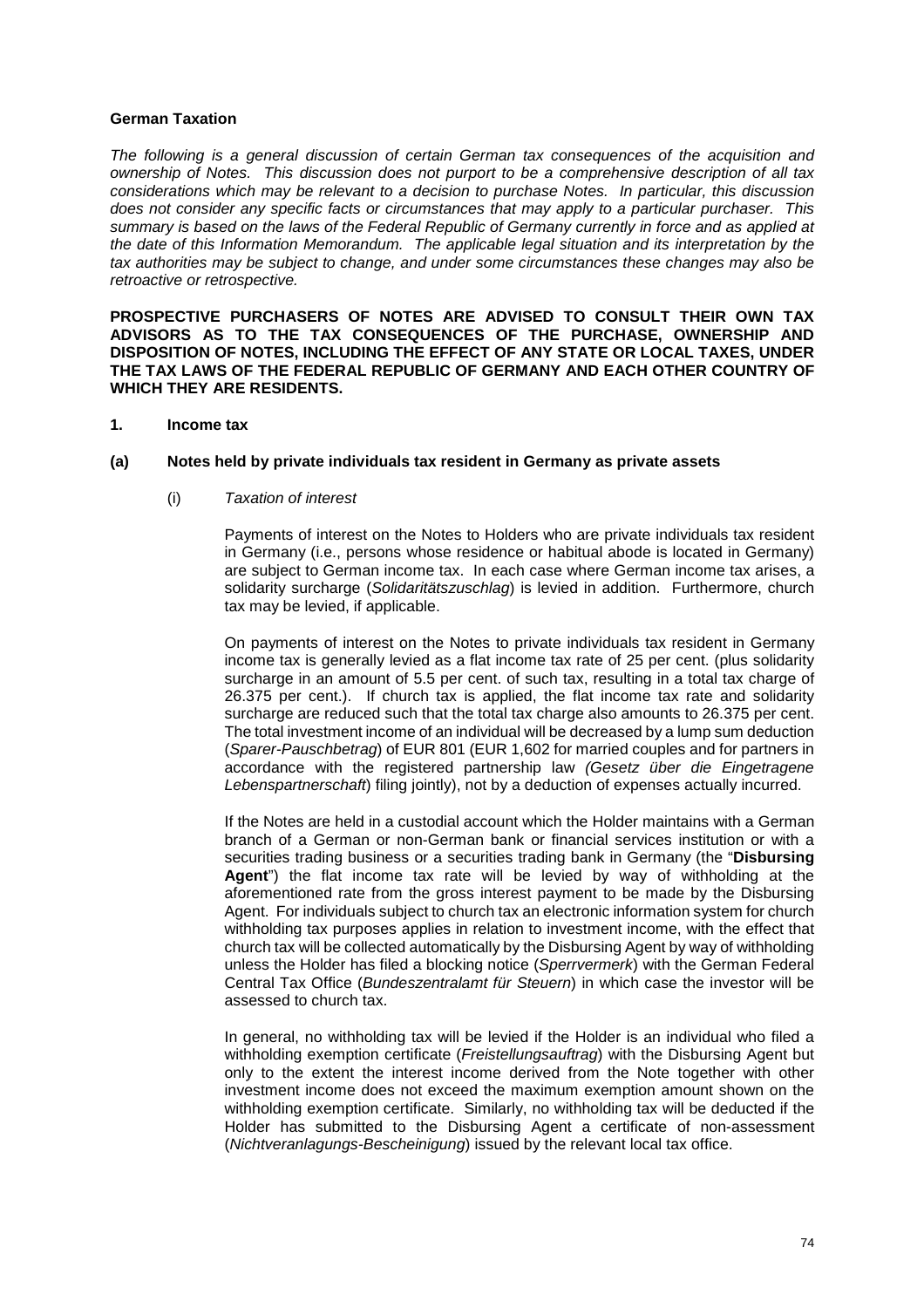## German Taxation

*The following is a general discussion of certain German tax consequences of the acquisition and ownership of Notes. This discussion does not purport to be a comprehensive description of all tax considerations which may be relevant to a decision to purchase Notes. In particular, this discussion does not consider any specific facts or circumstances that may apply to a particular purchaser. This summary is based on the laws of the Federal Republic of Germany currently in force and as applied at the date of this Information Memorandum. The applicable legal situation and its interpretation by the tax authorities may be subject to change, and under some circumstances these changes may also be retroactive or retrospective.*

**PROSPECTIVE PURCHASERS OF NOTES ARE ADVISED TO CONSULT THEIR OWN TAX ADVISORS AS TO THE TAX CONSEQUENCES OF THE PURCHASE, OWNERSHIP AND DISPOSITION OF NOTES, INCLUDING THE EFFECT OF ANY STATE OR LOCAL TAXES, UNDER THE TAX LAWS OF THE FEDERAL REPUBLIC OF GERMANY AND EACH OTHER COUNTRY OF WHICH THEY ARE RESIDENTS.**

### 1. Income tax

#### (a) Notes held by private individuals tax resident in Germany as private assets

(i) *Taxation of interest*

Payments of interest on the Notes to Holders who are private individuals tax resident in Germany (i.e., persons whose residence or habitual abode is located in Germany) are subject to German income tax. In each case where German income tax arises, a solidarity surcharge (*Solidaritätszuschlag*) is levied in addition. Furthermore, church tax may be levied, if applicable.

On payments of interest on the Notes to private individuals tax resident in Germany income tax is generally levied as a flat income tax rate of 25 per cent. (plus solidarity surcharge in an amount of 5.5 per cent. of such tax, resulting in a total tax charge of 26.375 per cent.). If church tax is applied, the flat income tax rate and solidarity surcharge are reduced such that the total tax charge also amounts to 26.375 per cent. The total investment income of an individual will be decreased by a lump sum deduction (*Sparer-Pauschbetrag*) of EUR 801 (EUR 1,602 for married couples and for partners in accordance with the registered partnership law *(Gesetz über die Eingetragene Lebenspartnerschaft*) filing jointly), not by a deduction of expenses actually incurred.

If the Notes are held in a custodial account which the Holder maintains with a German branch of a German or non-German bank or financial services institution or with a securities trading business or a securities trading bank in Germany (the "**Disbursing Agent**") the flat income tax rate will be levied by way of withholding at the aforementioned rate from the gross interest payment to be made by the Disbursing Agent. For individuals subject to church tax an electronic information system for church withholding tax purposes applies in relation to investment income, with the effect that church tax will be collected automatically by the Disbursing Agent by way of withholding unless the Holder has filed a blocking notice (*Sperrvermerk*) with the German Federal Central Tax Office (*Bundeszentralamt für Steuern*) in which case the investor will be assessed to church tax.

In general, no withholding tax will be levied if the Holder is an individual who filed a withholding exemption certificate (*Freistellungsauftrag*) with the Disbursing Agent but only to the extent the interest income derived from the Note together with other investment income does not exceed the maximum exemption amount shown on the withholding exemption certificate. Similarly, no withholding tax will be deducted if the Holder has submitted to the Disbursing Agent a certificate of non-assessment (*Nichtveranlagungs-Bescheinigung*) issued by the relevant local tax office.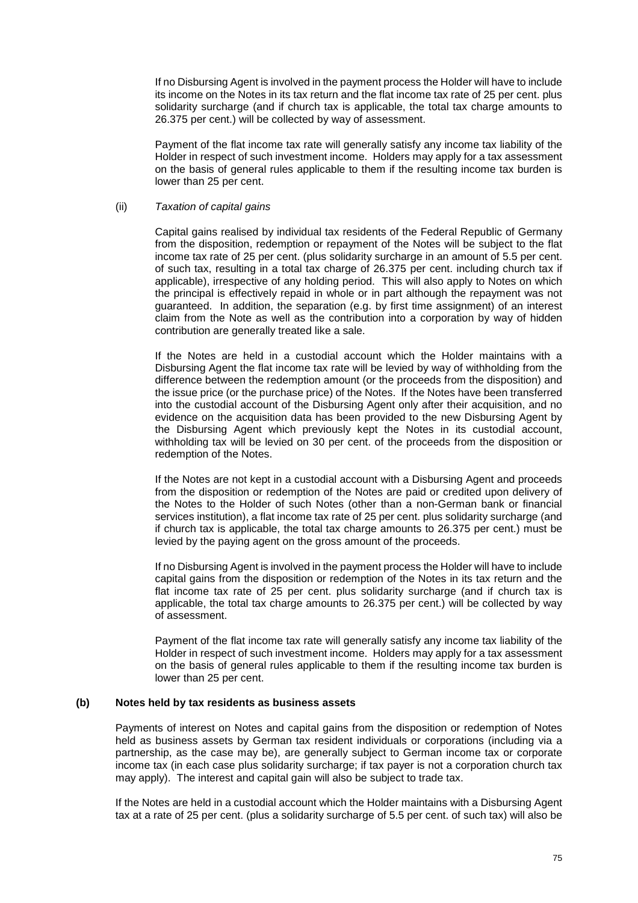If no Disbursing Agent is involved in the payment process the Holder will have to include its income on the Notes in its tax return and the flat income tax rate of 25 per cent. plus solidarity surcharge (and if church tax is applicable, the total tax charge amounts to 26.375 per cent.) will be collected by way of assessment.

Payment of the flat income tax rate will generally satisfy any income tax liability of the Holder in respect of such investment income. Holders may apply for a tax assessment on the basis of general rules applicable to them if the resulting income tax burden is lower than 25 per cent.

(ii) *Taxation of capital gains*

Capital gains realised by individual tax residents of the Federal Republic of Germany from the disposition, redemption or repayment of the Notes will be subject to the flat income tax rate of 25 per cent. (plus solidarity surcharge in an amount of 5.5 per cent. of such tax, resulting in a total tax charge of 26.375 per cent. including church tax if applicable), irrespective of any holding period. This will also apply to Notes on which the principal is effectively repaid in whole or in part although the repayment was not guaranteed. In addition, the separation (e.g. by first time assignment) of an interest claim from the Note as well as the contribution into a corporation by way of hidden contribution are generally treated like a sale.

If the Notes are held in a custodial account which the Holder maintains with a Disbursing Agent the flat income tax rate will be levied by way of withholding from the difference between the redemption amount (or the proceeds from the disposition) and the issue price (or the purchase price) of the Notes. If the Notes have been transferred into the custodial account of the Disbursing Agent only after their acquisition, and no evidence on the acquisition data has been provided to the new Disbursing Agent by the Disbursing Agent which previously kept the Notes in its custodial account, withholding tax will be levied on 30 per cent. of the proceeds from the disposition or redemption of the Notes.

If the Notes are not kept in a custodial account with a Disbursing Agent and proceeds from the disposition or redemption of the Notes are paid or credited upon delivery of the Notes to the Holder of such Notes (other than a non-German bank or financial services institution), a flat income tax rate of 25 per cent. plus solidarity surcharge (and if church tax is applicable, the total tax charge amounts to 26.375 per cent.) must be levied by the paying agent on the gross amount of the proceeds.

If no Disbursing Agent is involved in the payment process the Holder will have to include capital gains from the disposition or redemption of the Notes in its tax return and the flat income tax rate of 25 per cent. plus solidarity surcharge (and if church tax is applicable, the total tax charge amounts to 26.375 per cent.) will be collected by way of assessment.

Payment of the flat income tax rate will generally satisfy any income tax liability of the Holder in respect of such investment income. Holders may apply for a tax assessment on the basis of general rules applicable to them if the resulting income tax burden is lower than 25 per cent.

**(b) Notes held by tax residents as business assets**

Payments of interest on Notes and capital gains from the disposition or redemption of Notes held as business assets by German tax resident individuals or corporations (including via a partnership, as the case may be), are generally subject to German income tax or corporate income tax (in each case plus solidarity surcharge; if tax payer is not a corporation church tax may apply). The interest and capital gain will also be subject to trade tax.

If the Notes are held in a custodial account which the Holder maintains with a Disbursing Agent tax at a rate of 25 per cent. (plus a solidarity surcharge of 5.5 per cent. of such tax) will also be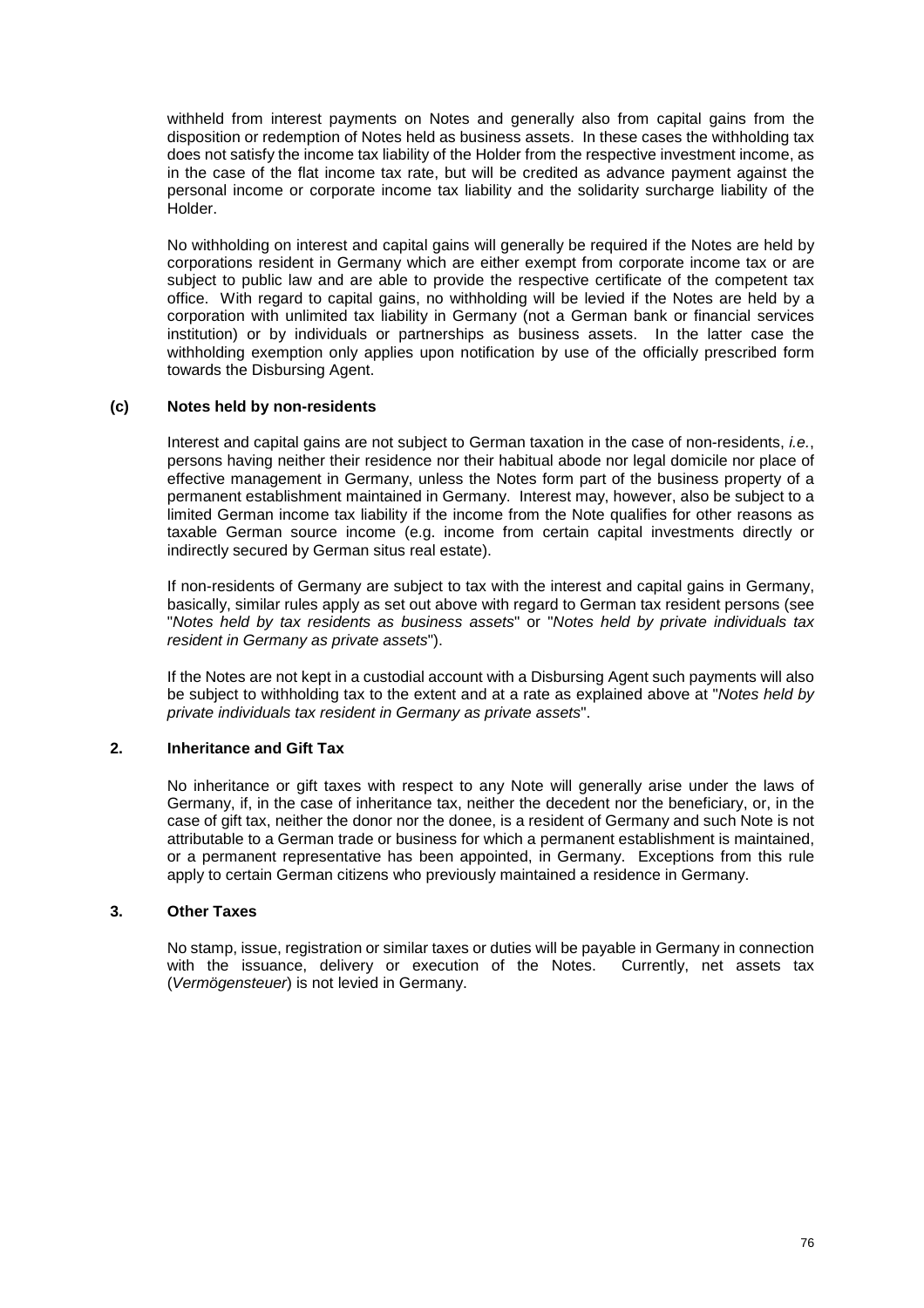withheld from interest payments on Notes and generally also from capital gains from the disposition or redemption of Notes held as business assets. In these cases the withholding tax does not satisfy the income tax liability of the Holder from the respective investment income, as in the case of the flat income tax rate, but will be credited as advance payment against the personal income or corporate income tax liability and the solidarity surcharge liability of the Holder.

No withholding on interest and capital gains will generally be required if the Notes are held by corporations resident in Germany which are either exempt from corporate income tax or are subject to public law and are able to provide the respective certificate of the competent tax office. With regard to capital gains, no withholding will be levied if the Notes are held by a corporation with unlimited tax liability in Germany (not a German bank or financial services institution) or by individuals or partnerships as business assets. In the latter case the withholding exemption only applies upon notification by use of the officially prescribed form towards the Disbursing Agent.

### (c) Notes held by non-residents

Interest and capital gains are not subject to German taxation in the case of non-residents, *i.e.*, persons having neither their residence nor their habitual abode nor legal domicile nor place of effective management in Germany, unless the Notes form part of the business property of a permanent establishment maintained in Germany. Interest may, however, also be subject to a limited German income tax liability if the income from the Note qualifies for other reasons as taxable German source income (e.g. income from certain capital investments directly or indirectly secured by German situs real estate).

If non-residents of Germany are subject to tax with the interest and capital gains in Germany, basically, similar rules apply as set out above with regard to German tax resident persons (see "*Notes held by tax residents as business assets*" or "*Notes held by private individuals tax resident in Germany as private assets*").

If the Notes are not kept in a custodial account with a Disbursing Agent such payments will also be subject to withholding tax to the extent and at a rate as explained above at "*Notes held by private individuals tax resident in Germany as private assets*".

## 2. Inheritance and Gift Tax

No inheritance or gift taxes with respect to any Note will generally arise under the laws of Germany, if, in the case of inheritance tax, neither the decedent nor the beneficiary, or, in the case of gift tax, neither the donor nor the donee, is a resident of Germany and such Note is not attributable to a German trade or business for which a permanent establishment is maintained, or a permanent representative has been appointed, in Germany. Exceptions from this rule apply to certain German citizens who previously maintained a residence in Germany.

## 3. Other Taxes

No stamp, issue, registration or similar taxes or duties will be payable in Germany in connection with the issuance, delivery or execution of the Notes. Currently, net assets tax (*Vermögensteuer*) is not levied in Germany.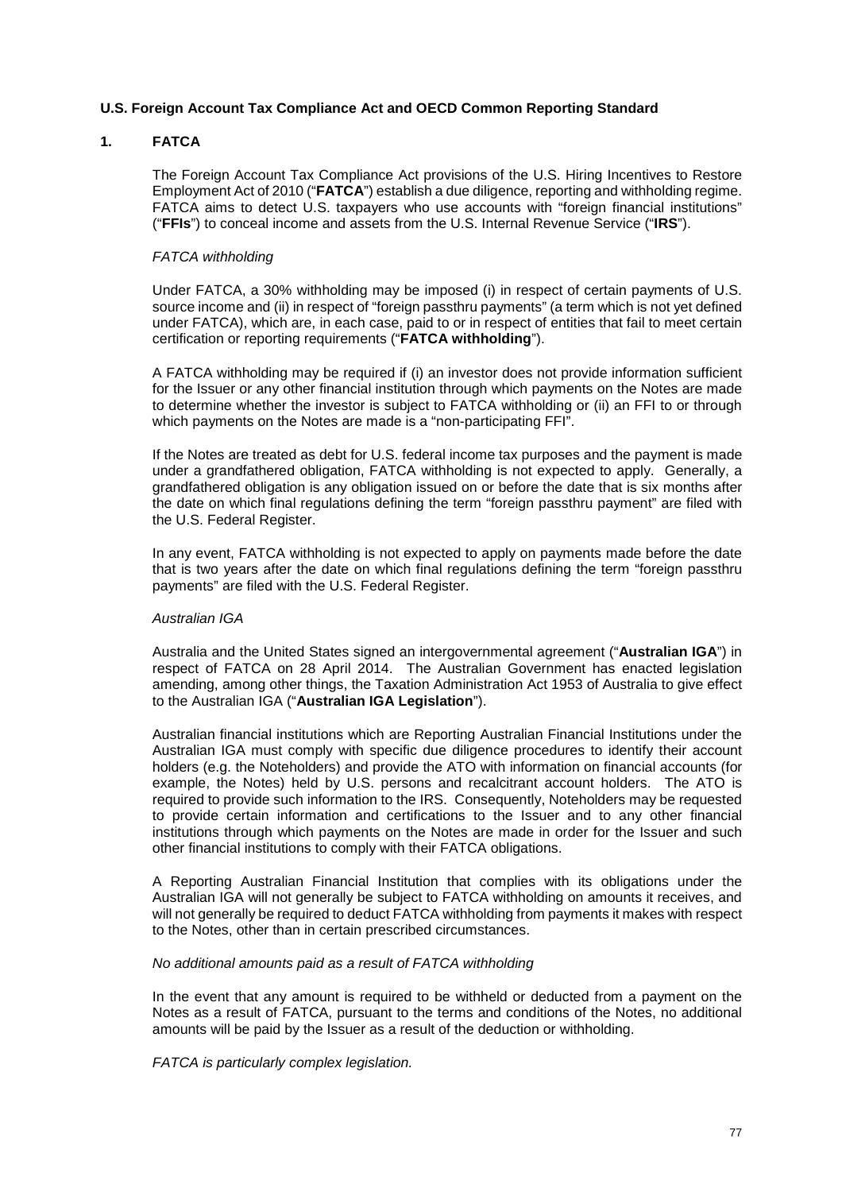**U.S. Foreign Account Tax Compliance Act and OECD Common Reporting Standard**

**1. FATCA**

The Foreign Account Tax Compliance Act provisions of the U.S. Hiring Incentives to Restore Employment Act of 2010 ("**FATCA**") establish a due diligence, reporting and withholding regime. FATCA aims to detect U.S. taxpayers who use accounts with "foreign financial institutions" ("**FFIs**") to conceal income and assets from the U.S. Internal Revenue Service ("**IRS**").

*FATCA withholding*

Under FATCA, a 30% withholding may be imposed (i) in respect of certain payments of U.S. source income and (ii) in respect of "foreign passthru payments" (a term which is not yet defined under FATCA), which are, in each case, paid to or in respect of entities that fail to meet certain certification or reporting requirements ("**FATCA withholding**").

A FATCA withholding may be required if (i) an investor does not provide information sufficient for the Issuer or any other financial institution through which payments on the Notes are made to determine whether the investor is subject to FATCA withholding or (ii) an FFI to or through which payments on the Notes are made is a "non-participating FFI".

If the Notes are treated as debt for U.S. federal income tax purposes and the payment is made under a grandfathered obligation, FATCA withholding is not expected to apply. Generally, a grandfathered obligation is any obligation issued on or before the date that is six months after the date on which final regulations defining the term "foreign passthru payment" are filed with the U.S. Federal Register.

In any event, FATCA withholding is not expected to apply on payments made before the date that is two years after the date on which final regulations defining the term "foreign passthru payments" are filed with the U.S. Federal Register.

*Australian IGA*

Australia and the United States signed an intergovernmental agreement ("**Australian IGA**") in respect of FATCA on 28 April 2014. The Australian Government has enacted legislation amending, among other things, the Taxation Administration Act 1953 of Australia to give effect to the Australian IGA ("**Australian IGA Legislation**").

Australian financial institutions which are Reporting Australian Financial Institutions under the Australian IGA must comply with specific due diligence procedures to identify their account holders (e.g. the Noteholders) and provide the ATO with information on financial accounts (for example, the Notes) held by U.S. persons and recalcitrant account holders. The ATO is required to provide such information to the IRS. Consequently, Noteholders may be requested to provide certain information and certifications to the Issuer and to any other financial institutions through which payments on the Notes are made in order for the Issuer and such other financial institutions to comply with their FATCA obligations.

A Reporting Australian Financial Institution that complies with its obligations under the Australian IGA will not generally be subject to FATCA withholding on amounts it receives, and will not generally be required to deduct FATCA withholding from payments it makes with respect to the Notes, other than in certain prescribed circumstances.

*No additional amounts paid as a result of FATCA withholding*

In the event that any amount is required to be withheld or deducted from a payment on the Notes as a result of FATCA, pursuant to the terms and conditions of the Notes, no additional amounts will be paid by the Issuer as a result of the deduction or withholding.

*FATCA is particularly complex legislation.*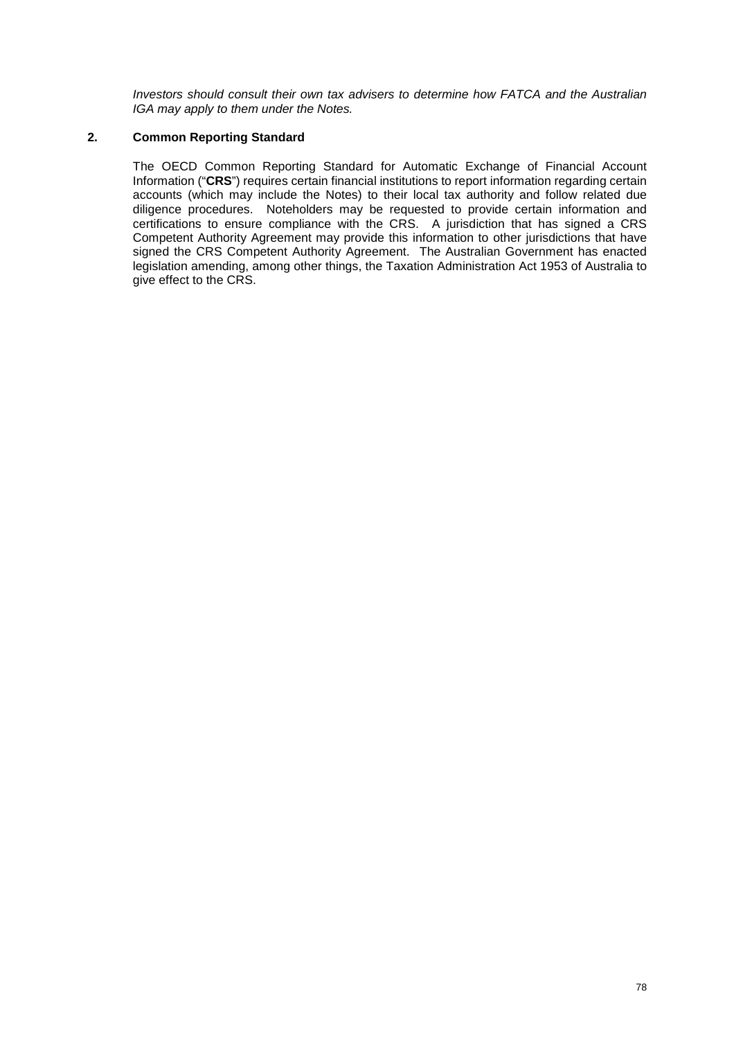*Investors should consult their own tax advisers to determine how FATCA and the Australian IGA may apply to them under the Notes.*

## 2. Common Reporting Standard

The OECD Common Reporting Standard for Automatic Exchange of Financial Account Information ("**CRS**") requires certain financial institutions to report information regarding certain accounts (which may include the Notes) to their local tax authority and follow related due diligence procedures. Noteholders may be requested to provide certain information and certifications to ensure compliance with the CRS. A jurisdiction that has signed a CRS Competent Authority Agreement may provide this information to other jurisdictions that have signed the CRS Competent Authority Agreement. The Australian Government has enacted legislation amending, among other things, the Taxation Administration Act 1953 of Australia to give effect to the CRS.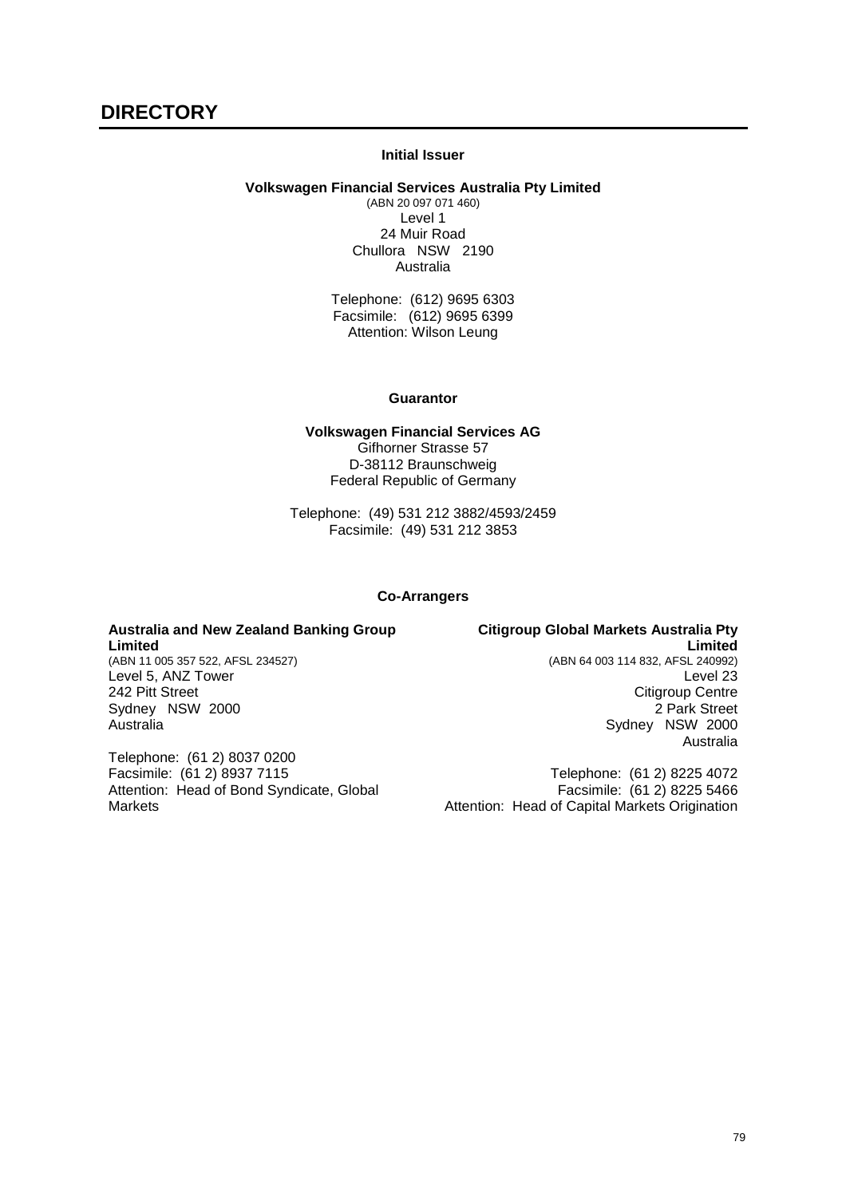# DIRECTORY

### Initial Issuer

**Volkswagen Financial Services Australia Pty Limited**
(ABN 20 097 071 460)
Level 1
24 Muir Road
Chullora NSW 2190
Australia

Telephone: (612) 9695 6303
Facsimile: (612) 9695 6399
Attention: Wilson Leung

### Guarantor

**Volkswagen Financial Services AG**
Gifhorner Strasse 57
D-38112 Braunschweig
Federal Republic of Germany

Telephone: (49) 531 212 3882/4593/2459
Facsimile: (49) 531 212 3853

### Co-Arrangers

**Australia and New Zealand Banking Group Limited**
(ABN 11 005 357 522, AFSL 234527)
Level 5, ANZ Tower
242 Pitt Street
Sydney NSW 2000
Australia

Telephone: (61 2) 8037 0200
Facsimile: (61 2) 8937 7115
Attention: Head of Bond Syndicate, Global Markets

**Citigroup Global Markets Australia Pty Limited**
(ABN 64 003 114 832, AFSL 240992)
Level 23
Citigroup Centre
2 Park Street
Sydney NSW 2000
Australia

Telephone: (61 2) 8225 4072
Facsimile: (61 2) 8225 5466
Attention: Head of Capital Markets Origination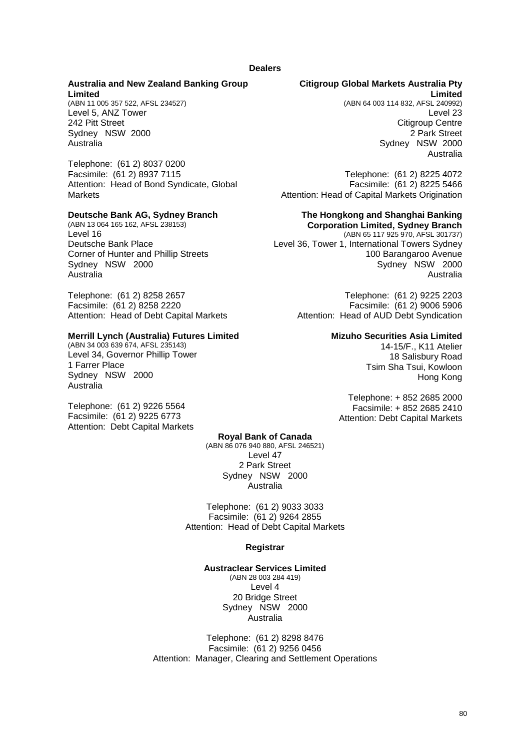## Dealers

**Australia and New Zealand Banking Group Limited**
(ABN 11 005 357 522, AFSL 234527)
Level 5, ANZ Tower
242 Pitt Street
Sydney NSW 2000
Australia

Telephone: (61 2) 8037 0200
Facsimile: (61 2) 8937 7115
Attention: Head of Bond Syndicate, Global Markets

**Citigroup Global Markets Australia Pty Limited**
(ABN 64 003 114 832, AFSL 240992)
Level 23
Citigroup Centre
2 Park Street
Sydney NSW 2000
Australia

Telephone: (61 2) 8225 4072
Facsimile: (61 2) 8225 5466
Attention: Head of Capital Markets Origination

**Deutsche Bank AG, Sydney Branch**
(ABN 13 064 165 162, AFSL 238153)
Level 16
Deutsche Bank Place
Corner of Hunter and Phillip Streets
Sydney NSW 2000
Australia

Telephone: (61 2) 8258 2657
Facsimile: (61 2) 8258 2220
Attention: Head of Debt Capital Markets

**The Hongkong and Shanghai Banking Corporation Limited, Sydney Branch**
(ABN 65 117 925 970, AFSL 301737)
Level 36, Tower 1, International Towers Sydney
100 Barangaroo Avenue
Sydney NSW 2000
Australia

Telephone: (61 2) 9225 2203
Facsimile: (61 2) 9006 5906
Attention: Head of AUD Debt Syndication

**Merrill Lynch (Australia) Futures Limited**
(ABN 34 003 639 674, AFSL 235143)
Level 34, Governor Phillip Tower
1 Farrer Place
Sydney NSW 2000
Australia

Telephone: (61 2) 9226 5564
Facsimile: (61 2) 9225 6773
Attention: Debt Capital Markets

**Mizuho Securities Asia Limited**
14-15/F., K11 Atelier
18 Salisbury Road
Tsim Sha Tsui, Kowloon
Hong Kong

Telephone: + 852 2685 2000
Facsimile: + 852 2685 2410
Attention: Debt Capital Markets

**Royal Bank of Canada**
(ABN 86 076 940 880, AFSL 246521)
Level 47
2 Park Street
Sydney NSW 2000
Australia

Telephone: (61 2) 9033 3033
Facsimile: (61 2) 9264 2855
Attention: Head of Debt Capital Markets

## Registrar

**Austraclear Services Limited**
(ABN 28 003 284 419)
Level 4
20 Bridge Street
Sydney NSW 2000
Australia

Telephone: (61 2) 8298 8476
Facsimile: (61 2) 9256 0456
Attention: Manager, Clearing and Settlement Operations